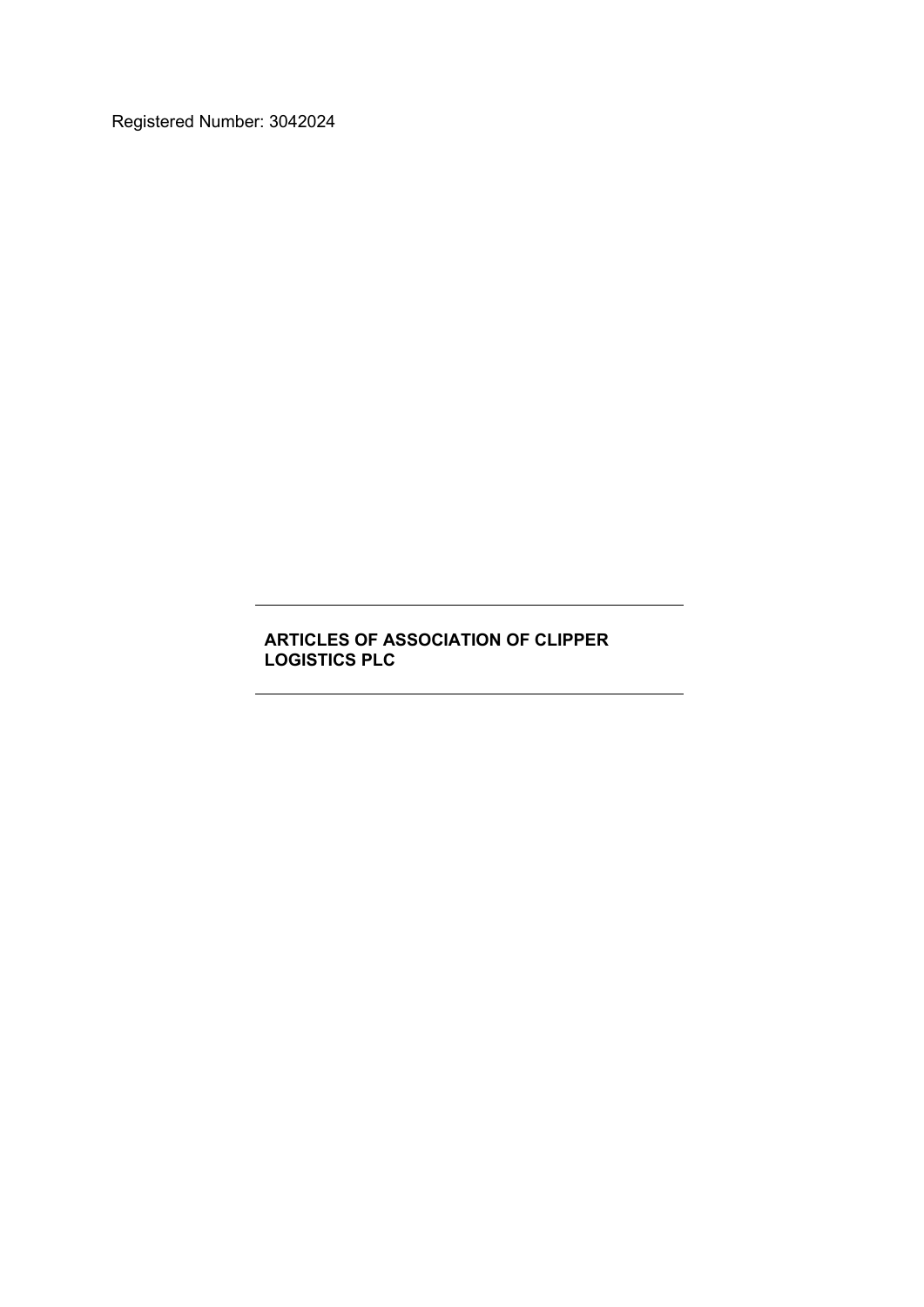Registered Number: 3042024

---

# ARTICLES OF ASSOCIATION OF CLIPPER LOGISTICS PLC

---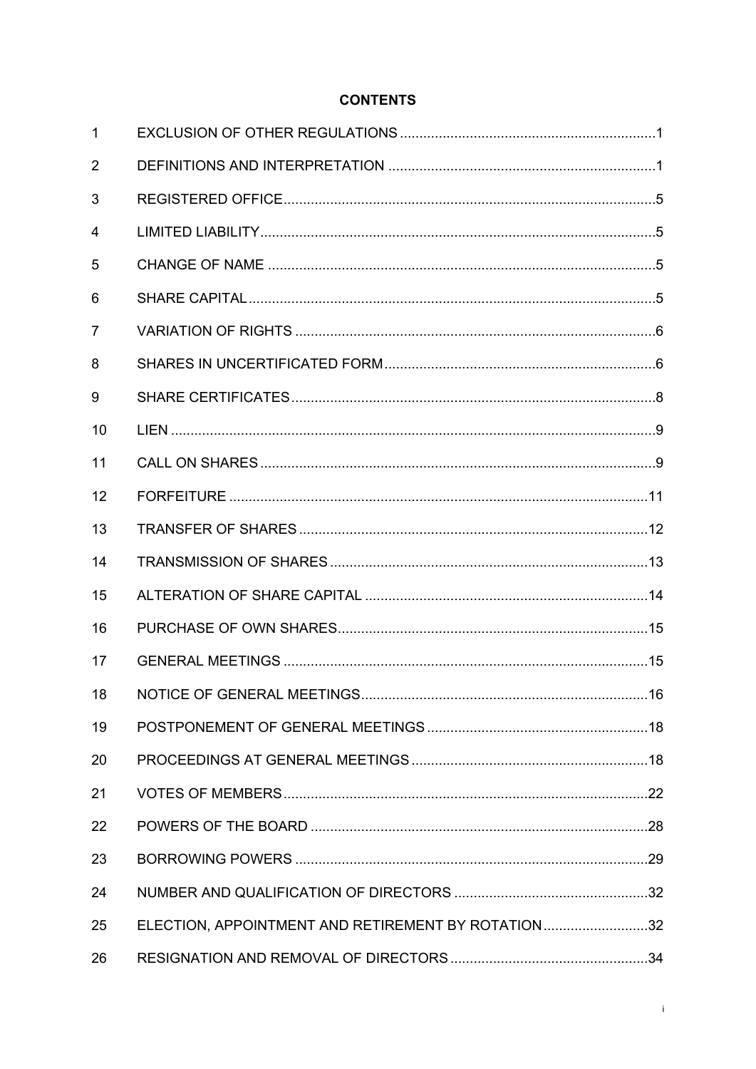# CONTENTS

| | | |
|---|---|---|
| 1 | EXCLUSION OF OTHER REGULATIONS | 1 |
| 2 | DEFINITIONS AND INTERPRETATION | 1 |
| 3 | REGISTERED OFFICE | 5 |
| 4 | LIMITED LIABILITY | 5 |
| 5 | CHANGE OF NAME | 5 |
| 6 | SHARE CAPITAL | 5 |
| 7 | VARIATION OF RIGHTS | 6 |
| 8 | SHARES IN UNCERTIFICATED FORM | 6 |
| 9 | SHARE CERTIFICATES | 8 |
| 10 | LIEN | 9 |
| 11 | CALL ON SHARES | 9 |
| 12 | FORFEITURE | 11 |
| 13 | TRANSFER OF SHARES | 12 |
| 14 | TRANSMISSION OF SHARES | 13 |
| 15 | ALTERATION OF SHARE CAPITAL | 14 |
| 16 | PURCHASE OF OWN SHARES | 15 |
| 17 | GENERAL MEETINGS | 15 |
| 18 | NOTICE OF GENERAL MEETINGS | 16 |
| 19 | POSTPONEMENT OF GENERAL MEETINGS | 18 |
| 20 | PROCEEDINGS AT GENERAL MEETINGS | 18 |
| 21 | VOTES OF MEMBERS | 22 |
| 22 | POWERS OF THE BOARD | 28 |
| 23 | BORROWING POWERS | 29 |
| 24 | NUMBER AND QUALIFICATION OF DIRECTORS | 32 |
| 25 | ELECTION, APPOINTMENT AND RETIREMENT BY ROTATION | 32 |
| 26 | RESIGNATION AND REMOVAL OF DIRECTORS | 34 |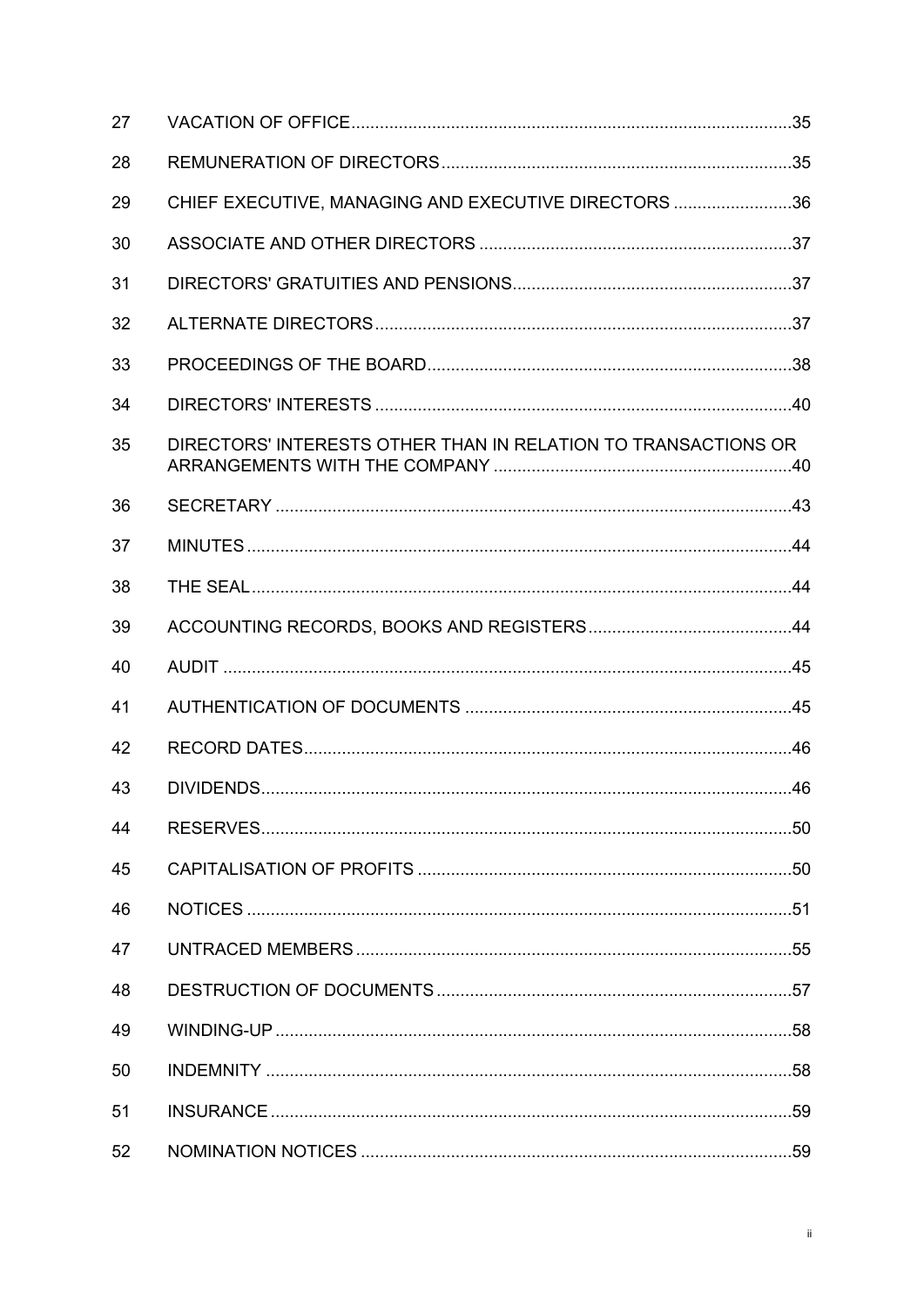| | | |
|---|---|---|
| 27 | VACATION OF OFFICE | 35 |
| 28 | REMUNERATION OF DIRECTORS | 35 |
| 29 | CHIEF EXECUTIVE, MANAGING AND EXECUTIVE DIRECTORS | 36 |
| 30 | ASSOCIATE AND OTHER DIRECTORS | 37 |
| 31 | DIRECTORS' GRATUITIES AND PENSIONS | 37 |
| 32 | ALTERNATE DIRECTORS | 37 |
| 33 | PROCEEDINGS OF THE BOARD | 38 |
| 34 | DIRECTORS' INTERESTS | 40 |
| 35 | DIRECTORS' INTERESTS OTHER THAN IN RELATION TO TRANSACTIONS OR ARRANGEMENTS WITH THE COMPANY | 40 |
| 36 | SECRETARY | 43 |
| 37 | MINUTES | 44 |
| 38 | THE SEAL | 44 |
| 39 | ACCOUNTING RECORDS, BOOKS AND REGISTERS | 44 |
| 40 | AUDIT | 45 |
| 41 | AUTHENTICATION OF DOCUMENTS | 45 |
| 42 | RECORD DATES | 46 |
| 43 | DIVIDENDS | 46 |
| 44 | RESERVES | 50 |
| 45 | CAPITALISATION OF PROFITS | 50 |
| 46 | NOTICES | 51 |
| 47 | UNTRACED MEMBERS | 55 |
| 48 | DESTRUCTION OF DOCUMENTS | 57 |
| 49 | WINDING-UP | 58 |
| 50 | INDEMNITY | 58 |
| 51 | INSURANCE | 59 |
| 52 | NOMINATION NOTICES | 59 |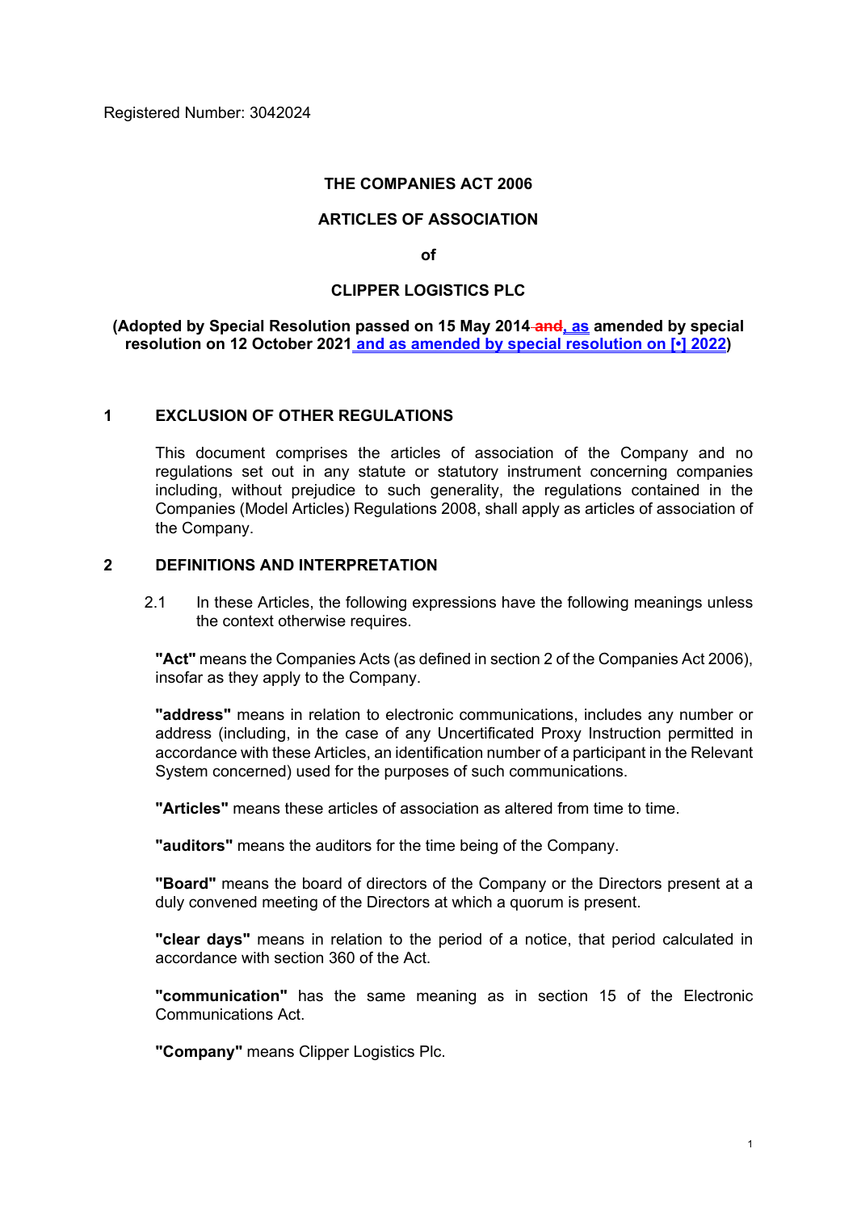Registered Number: 3042024

**THE COMPANIES ACT 2006**

**ARTICLES OF ASSOCIATION**

**of**

**CLIPPER LOGISTICS PLC**

**(Adopted by Special Resolution passed on 15 May 2014 ~~and~~, as amended by special resolution on 12 October 2021 and as amended by special resolution on [•] 2022)**

## 1 EXCLUSION OF OTHER REGULATIONS

This document comprises the articles of association of the Company and no regulations set out in any statute or statutory instrument concerning companies including, without prejudice to such generality, the regulations contained in the Companies (Model Articles) Regulations 2008, shall apply as articles of association of the Company.

## 2 DEFINITIONS AND INTERPRETATION

2.1 In these Articles, the following expressions have the following meanings unless the context otherwise requires.

**"Act"** means the Companies Acts (as defined in section 2 of the Companies Act 2006), insofar as they apply to the Company.

**"address"** means in relation to electronic communications, includes any number or address (including, in the case of any Uncertificated Proxy Instruction permitted in accordance with these Articles, an identification number of a participant in the Relevant System concerned) used for the purposes of such communications.

**"Articles"** means these articles of association as altered from time to time.

**"auditors"** means the auditors for the time being of the Company.

**"Board"** means the board of directors of the Company or the Directors present at a duly convened meeting of the Directors at which a quorum is present.

**"clear days"** means in relation to the period of a notice, that period calculated in accordance with section 360 of the Act.

**"communication"** has the same meaning as in section 15 of the Electronic Communications Act.

**"Company"** means Clipper Logistics Plc.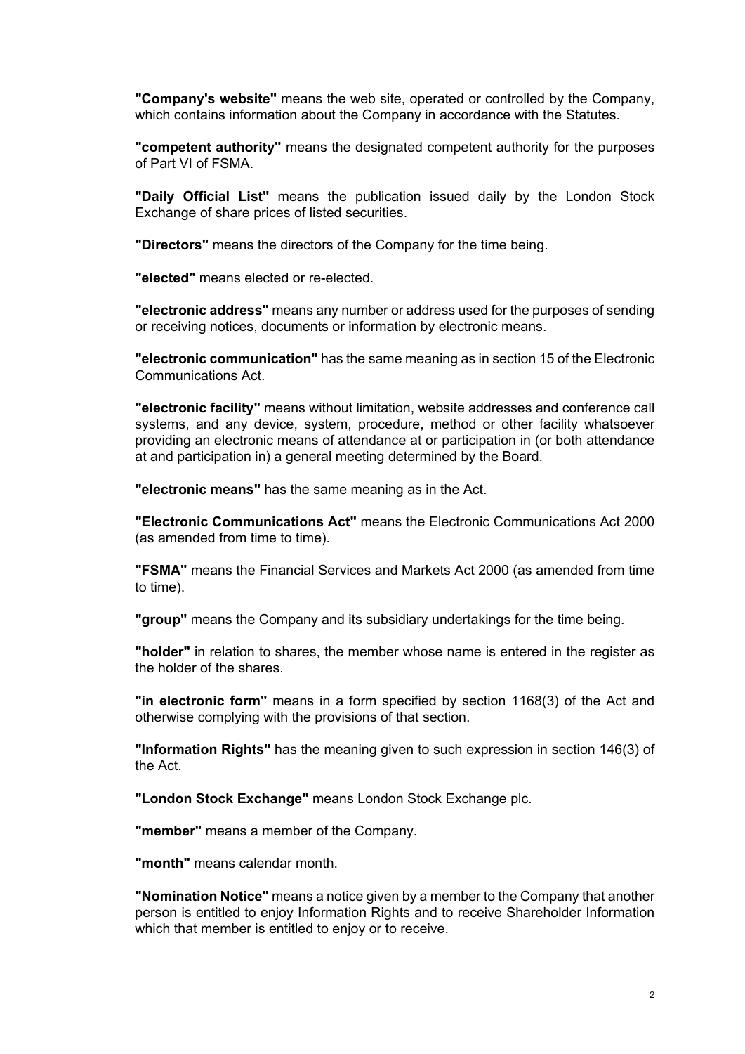**"Company's website"** means the web site, operated or controlled by the Company, which contains information about the Company in accordance with the Statutes.

**"competent authority"** means the designated competent authority for the purposes of Part VI of FSMA.

**"Daily Official List"** means the publication issued daily by the London Stock Exchange of share prices of listed securities.

**"Directors"** means the directors of the Company for the time being.

**"elected"** means elected or re-elected.

**"electronic address"** means any number or address used for the purposes of sending or receiving notices, documents or information by electronic means.

**"electronic communication"** has the same meaning as in section 15 of the Electronic Communications Act.

**"electronic facility"** means without limitation, website addresses and conference call systems, and any device, system, procedure, method or other facility whatsoever providing an electronic means of attendance at or participation in (or both attendance at and participation in) a general meeting determined by the Board.

**"electronic means"** has the same meaning as in the Act.

**"Electronic Communications Act"** means the Electronic Communications Act 2000 (as amended from time to time).

**"FSMA"** means the Financial Services and Markets Act 2000 (as amended from time to time).

**"group"** means the Company and its subsidiary undertakings for the time being.

**"holder"** in relation to shares, the member whose name is entered in the register as the holder of the shares.

**"in electronic form"** means in a form specified by section 1168(3) of the Act and otherwise complying with the provisions of that section.

**"Information Rights"** has the meaning given to such expression in section 146(3) of the Act.

**"London Stock Exchange"** means London Stock Exchange plc.

**"member"** means a member of the Company.

**"month"** means calendar month.

**"Nomination Notice"** means a notice given by a member to the Company that another person is entitled to enjoy Information Rights and to receive Shareholder Information which that member is entitled to enjoy or to receive.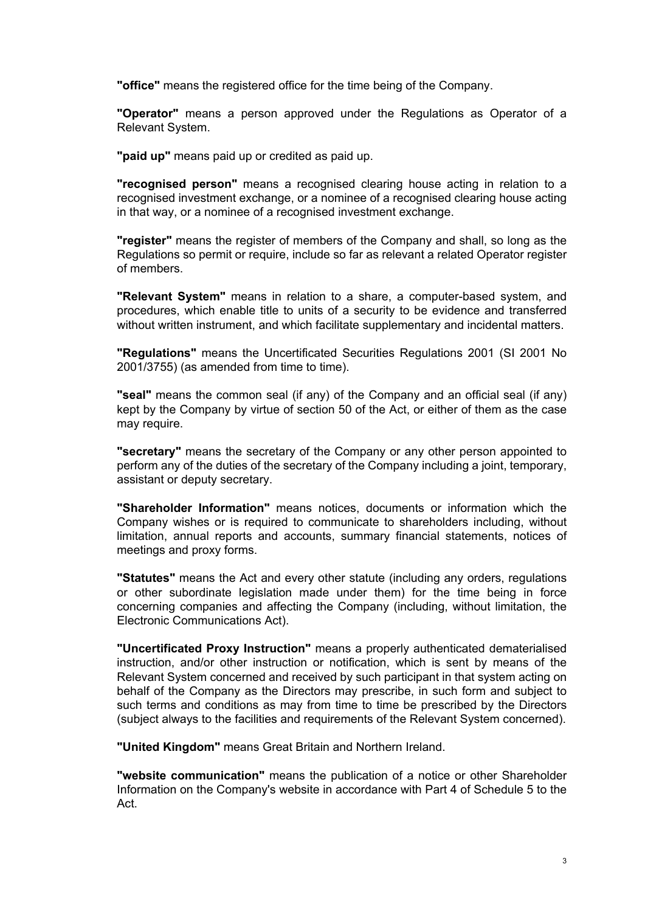**"office"** means the registered office for the time being of the Company.

**"Operator"** means a person approved under the Regulations as Operator of a Relevant System.

**"paid up"** means paid up or credited as paid up.

**"recognised person"** means a recognised clearing house acting in relation to a recognised investment exchange, or a nominee of a recognised clearing house acting in that way, or a nominee of a recognised investment exchange.

**"register"** means the register of members of the Company and shall, so long as the Regulations so permit or require, include so far as relevant a related Operator register of members.

**"Relevant System"** means in relation to a share, a computer-based system, and procedures, which enable title to units of a security to be evidence and transferred without written instrument, and which facilitate supplementary and incidental matters.

**"Regulations"** means the Uncertificated Securities Regulations 2001 (SI 2001 No 2001/3755) (as amended from time to time).

**"seal"** means the common seal (if any) of the Company and an official seal (if any) kept by the Company by virtue of section 50 of the Act, or either of them as the case may require.

**"secretary"** means the secretary of the Company or any other person appointed to perform any of the duties of the secretary of the Company including a joint, temporary, assistant or deputy secretary.

**"Shareholder Information"** means notices, documents or information which the Company wishes or is required to communicate to shareholders including, without limitation, annual reports and accounts, summary financial statements, notices of meetings and proxy forms.

**"Statutes"** means the Act and every other statute (including any orders, regulations or other subordinate legislation made under them) for the time being in force concerning companies and affecting the Company (including, without limitation, the Electronic Communications Act).

**"Uncertificated Proxy Instruction"** means a properly authenticated dematerialised instruction, and/or other instruction or notification, which is sent by means of the Relevant System concerned and received by such participant in that system acting on behalf of the Company as the Directors may prescribe, in such form and subject to such terms and conditions as may from time to time be prescribed by the Directors (subject always to the facilities and requirements of the Relevant System concerned).

**"United Kingdom"** means Great Britain and Northern Ireland.

**"website communication"** means the publication of a notice or other Shareholder Information on the Company's website in accordance with Part 4 of Schedule 5 to the Act.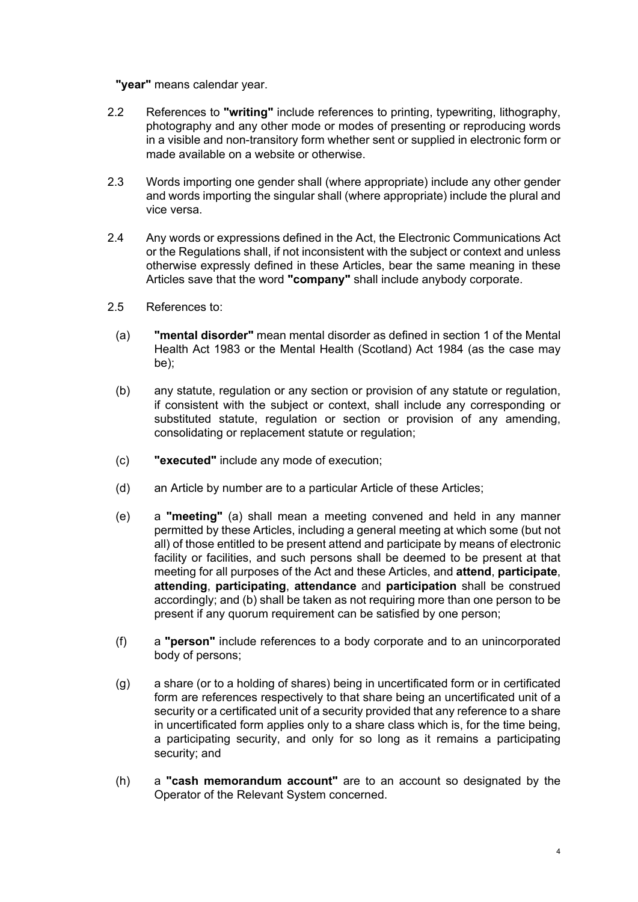**"year"** means calendar year.

2.2 References to **"writing"** include references to printing, typewriting, lithography, photography and any other mode or modes of presenting or reproducing words in a visible and non-transitory form whether sent or supplied in electronic form or made available on a website or otherwise.

2.3 Words importing one gender shall (where appropriate) include any other gender and words importing the singular shall (where appropriate) include the plural and vice versa.

2.4 Any words or expressions defined in the Act, the Electronic Communications Act or the Regulations shall, if not inconsistent with the subject or context and unless otherwise expressly defined in these Articles, bear the same meaning in these Articles save that the word **"company"** shall include anybody corporate.

2.5 References to:

(a) **"mental disorder"** mean mental disorder as defined in section 1 of the Mental Health Act 1983 or the Mental Health (Scotland) Act 1984 (as the case may be);

(b) any statute, regulation or any section or provision of any statute or regulation, if consistent with the subject or context, shall include any corresponding or substituted statute, regulation or section or provision of any amending, consolidating or replacement statute or regulation;

(c) **"executed"** include any mode of execution;

(d) an Article by number are to a particular Article of these Articles;

(e) a **"meeting"** (a) shall mean a meeting convened and held in any manner permitted by these Articles, including a general meeting at which some (but not all) of those entitled to be present attend and participate by means of electronic facility or facilities, and such persons shall be deemed to be present at that meeting for all purposes of the Act and these Articles, and **attend**, **participate**, **attending**, **participating**, **attendance** and **participation** shall be construed accordingly; and (b) shall be taken as not requiring more than one person to be present if any quorum requirement can be satisfied by one person;

(f) a **"person"** include references to a body corporate and to an unincorporated body of persons;

(g) a share (or to a holding of shares) being in uncertificated form or in certificated form are references respectively to that share being an uncertificated unit of a security or a certificated unit of a security provided that any reference to a share in uncertificated form applies only to a share class which is, for the time being, a participating security, and only for so long as it remains a participating security; and

(h) a **"cash memorandum account"** are to an account so designated by the Operator of the Relevant System concerned.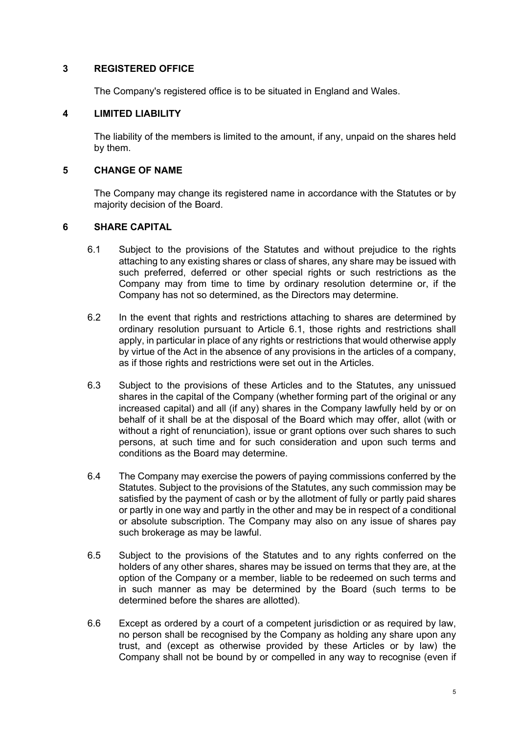## 3 REGISTERED OFFICE

The Company's registered office is to be situated in England and Wales.

## 4 LIMITED LIABILITY

The liability of the members is limited to the amount, if any, unpaid on the shares held by them.

## 5 CHANGE OF NAME

The Company may change its registered name in accordance with the Statutes or by majority decision of the Board.

## 6 SHARE CAPITAL

6.1 Subject to the provisions of the Statutes and without prejudice to the rights attaching to any existing shares or class of shares, any share may be issued with such preferred, deferred or other special rights or such restrictions as the Company may from time to time by ordinary resolution determine or, if the Company has not so determined, as the Directors may determine.

6.2 In the event that rights and restrictions attaching to shares are determined by ordinary resolution pursuant to Article 6.1, those rights and restrictions shall apply, in particular in place of any rights or restrictions that would otherwise apply by virtue of the Act in the absence of any provisions in the articles of a company, as if those rights and restrictions were set out in the Articles.

6.3 Subject to the provisions of these Articles and to the Statutes, any unissued shares in the capital of the Company (whether forming part of the original or any increased capital) and all (if any) shares in the Company lawfully held by or on behalf of it shall be at the disposal of the Board which may offer, allot (with or without a right of renunciation), issue or grant options over such shares to such persons, at such time and for such consideration and upon such terms and conditions as the Board may determine.

6.4 The Company may exercise the powers of paying commissions conferred by the Statutes. Subject to the provisions of the Statutes, any such commission may be satisfied by the payment of cash or by the allotment of fully or partly paid shares or partly in one way and partly in the other and may be in respect of a conditional or absolute subscription. The Company may also on any issue of shares pay such brokerage as may be lawful.

6.5 Subject to the provisions of the Statutes and to any rights conferred on the holders of any other shares, shares may be issued on terms that they are, at the option of the Company or a member, liable to be redeemed on such terms and in such manner as may be determined by the Board (such terms to be determined before the shares are allotted).

6.6 Except as ordered by a court of a competent jurisdiction or as required by law, no person shall be recognised by the Company as holding any share upon any trust, and (except as otherwise provided by these Articles or by law) the Company shall not be bound by or compelled in any way to recognise (even if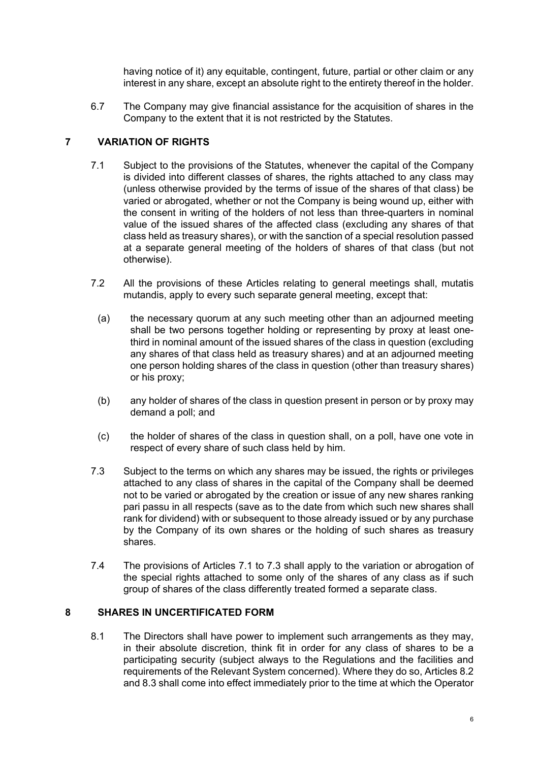having notice of it) any equitable, contingent, future, partial or other claim or any interest in any share, except an absolute right to the entirety thereof in the holder.

6.7 The Company may give financial assistance for the acquisition of shares in the Company to the extent that it is not restricted by the Statutes.

## 7 VARIATION OF RIGHTS

7.1 Subject to the provisions of the Statutes, whenever the capital of the Company is divided into different classes of shares, the rights attached to any class may (unless otherwise provided by the terms of issue of the shares of that class) be varied or abrogated, whether or not the Company is being wound up, either with the consent in writing of the holders of not less than three-quarters in nominal value of the issued shares of the affected class (excluding any shares of that class held as treasury shares), or with the sanction of a special resolution passed at a separate general meeting of the holders of shares of that class (but not otherwise).

7.2 All the provisions of these Articles relating to general meetings shall, mutatis mutandis, apply to every such separate general meeting, except that:

(a) the necessary quorum at any such meeting other than an adjourned meeting shall be two persons together holding or representing by proxy at least one-third in nominal amount of the issued shares of the class in question (excluding any shares of that class held as treasury shares) and at an adjourned meeting one person holding shares of the class in question (other than treasury shares) or his proxy;

(b) any holder of shares of the class in question present in person or by proxy may demand a poll; and

(c) the holder of shares of the class in question shall, on a poll, have one vote in respect of every share of such class held by him.

7.3 Subject to the terms on which any shares may be issued, the rights or privileges attached to any class of shares in the capital of the Company shall be deemed not to be varied or abrogated by the creation or issue of any new shares ranking pari passu in all respects (save as to the date from which such new shares shall rank for dividend) with or subsequent to those already issued or by any purchase by the Company of its own shares or the holding of such shares as treasury shares.

7.4 The provisions of Articles 7.1 to 7.3 shall apply to the variation or abrogation of the special rights attached to some only of the shares of any class as if such group of shares of the class differently treated formed a separate class.

## 8 SHARES IN UNCERTIFICATED FORM

8.1 The Directors shall have power to implement such arrangements as they may, in their absolute discretion, think fit in order for any class of shares to be a participating security (subject always to the Regulations and the facilities and requirements of the Relevant System concerned). Where they do so, Articles 8.2 and 8.3 shall come into effect immediately prior to the time at which the Operator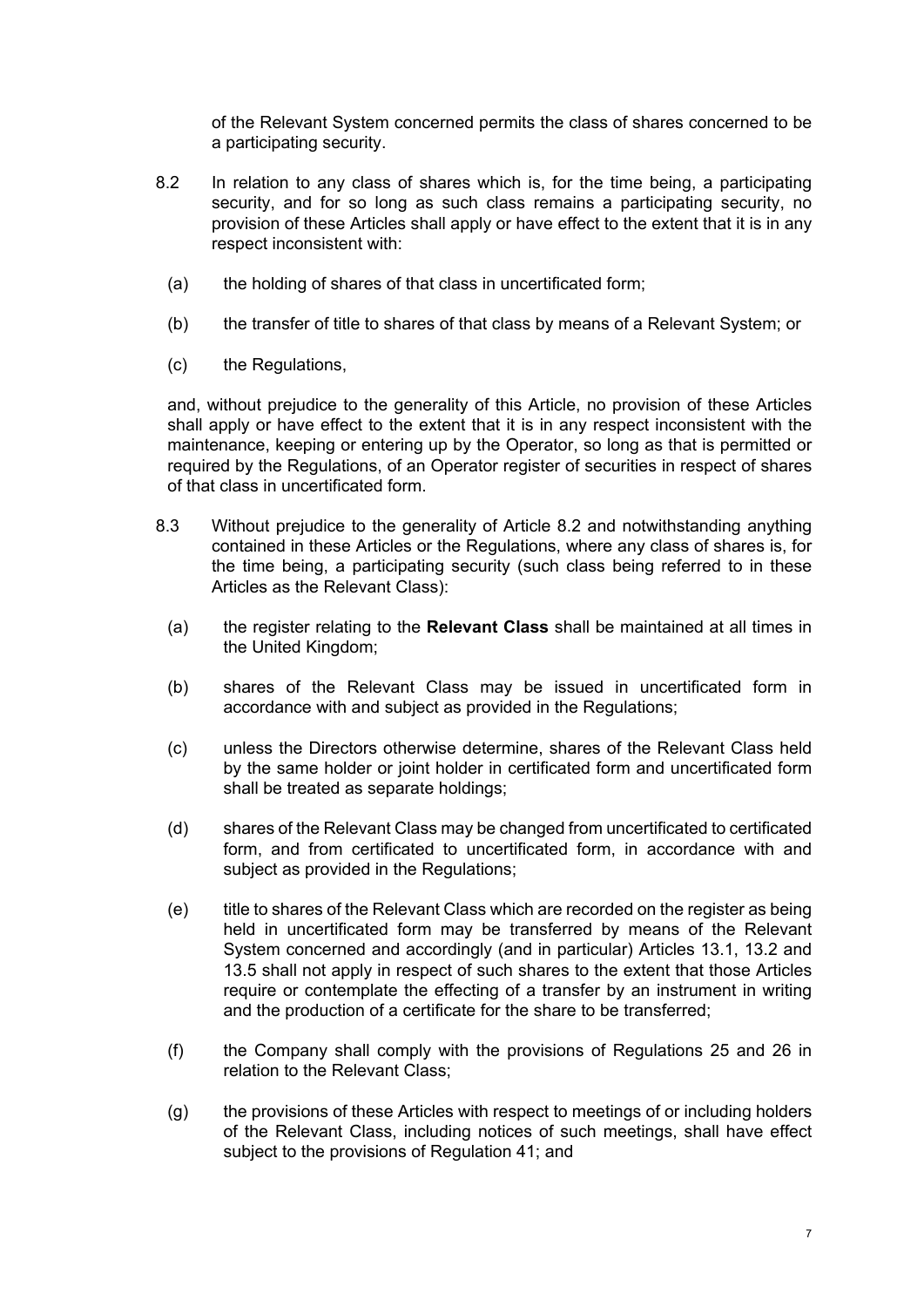of the Relevant System concerned permits the class of shares concerned to be a participating security.

8.2 In relation to any class of shares which is, for the time being, a participating security, and for so long as such class remains a participating security, no provision of these Articles shall apply or have effect to the extent that it is in any respect inconsistent with:

(a) the holding of shares of that class in uncertificated form;

(b) the transfer of title to shares of that class by means of a Relevant System; or

(c) the Regulations,

and, without prejudice to the generality of this Article, no provision of these Articles shall apply or have effect to the extent that it is in any respect inconsistent with the maintenance, keeping or entering up by the Operator, so long as that is permitted or required by the Regulations, of an Operator register of securities in respect of shares of that class in uncertificated form.

8.3 Without prejudice to the generality of Article 8.2 and notwithstanding anything contained in these Articles or the Regulations, where any class of shares is, for the time being, a participating security (such class being referred to in these Articles as the Relevant Class):

(a) the register relating to the **Relevant Class** shall be maintained at all times in the United Kingdom;

(b) shares of the Relevant Class may be issued in uncertificated form in accordance with and subject as provided in the Regulations;

(c) unless the Directors otherwise determine, shares of the Relevant Class held by the same holder or joint holder in certificated form and uncertificated form shall be treated as separate holdings;

(d) shares of the Relevant Class may be changed from uncertificated to certificated form, and from certificated to uncertificated form, in accordance with and subject as provided in the Regulations;

(e) title to shares of the Relevant Class which are recorded on the register as being held in uncertificated form may be transferred by means of the Relevant System concerned and accordingly (and in particular) Articles 13.1, 13.2 and 13.5 shall not apply in respect of such shares to the extent that those Articles require or contemplate the effecting of a transfer by an instrument in writing and the production of a certificate for the share to be transferred;

(f) the Company shall comply with the provisions of Regulations 25 and 26 in relation to the Relevant Class;

(g) the provisions of these Articles with respect to meetings of or including holders of the Relevant Class, including notices of such meetings, shall have effect subject to the provisions of Regulation 41; and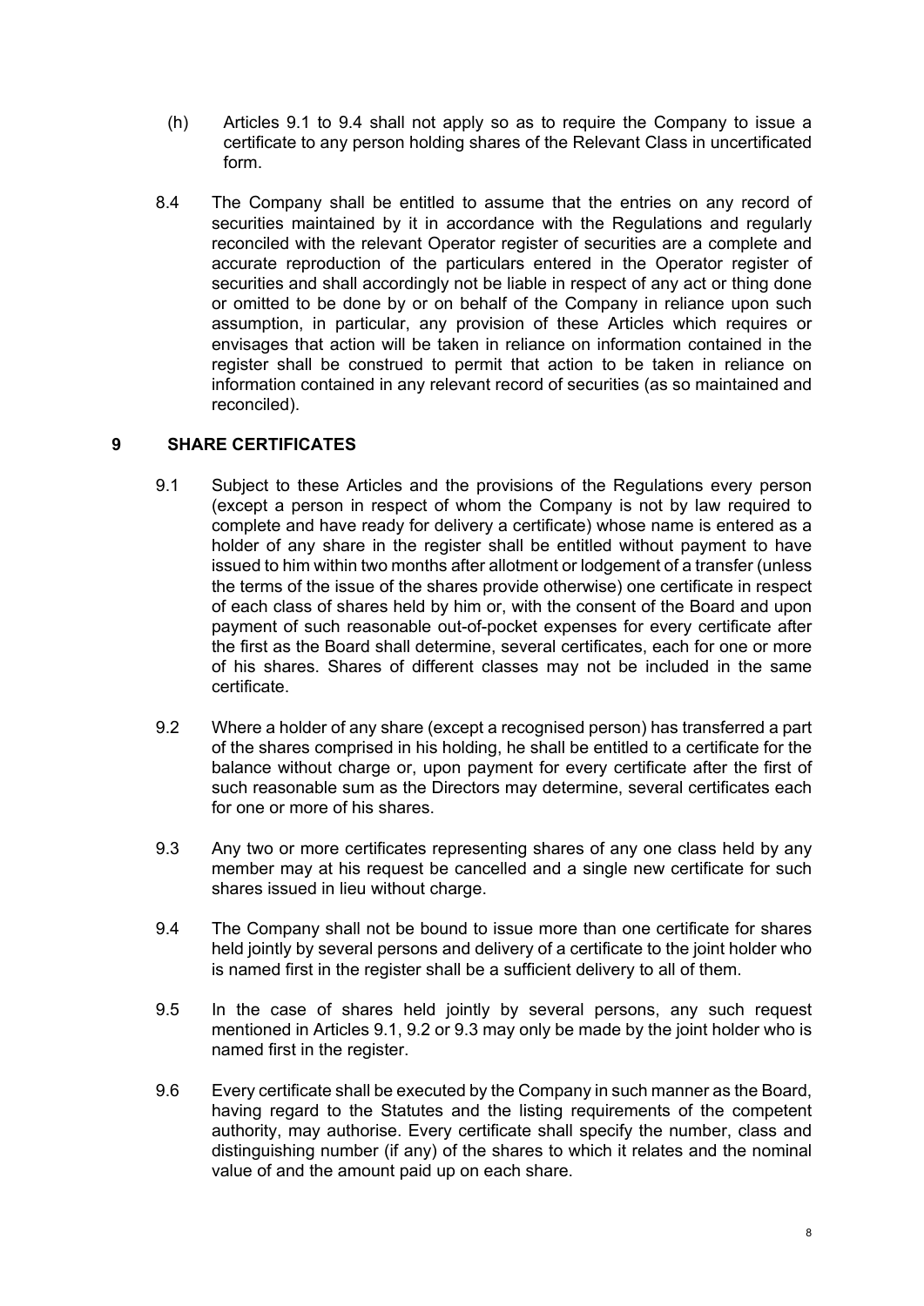(h) Articles 9.1 to 9.4 shall not apply so as to require the Company to issue a certificate to any person holding shares of the Relevant Class in uncertificated form.

8.4 The Company shall be entitled to assume that the entries on any record of securities maintained by it in accordance with the Regulations and regularly reconciled with the relevant Operator register of securities are a complete and accurate reproduction of the particulars entered in the Operator register of securities and shall accordingly not be liable in respect of any act or thing done or omitted to be done by or on behalf of the Company in reliance upon such assumption, in particular, any provision of these Articles which requires or envisages that action will be taken in reliance on information contained in the register shall be construed to permit that action to be taken in reliance on information contained in any relevant record of securities (as so maintained and reconciled).

## 9 SHARE CERTIFICATES

9.1 Subject to these Articles and the provisions of the Regulations every person (except a person in respect of whom the Company is not by law required to complete and have ready for delivery a certificate) whose name is entered as a holder of any share in the register shall be entitled without payment to have issued to him within two months after allotment or lodgement of a transfer (unless the terms of the issue of the shares provide otherwise) one certificate in respect of each class of shares held by him or, with the consent of the Board and upon payment of such reasonable out-of-pocket expenses for every certificate after the first as the Board shall determine, several certificates, each for one or more of his shares. Shares of different classes may not be included in the same certificate.

9.2 Where a holder of any share (except a recognised person) has transferred a part of the shares comprised in his holding, he shall be entitled to a certificate for the balance without charge or, upon payment for every certificate after the first of such reasonable sum as the Directors may determine, several certificates each for one or more of his shares.

9.3 Any two or more certificates representing shares of any one class held by any member may at his request be cancelled and a single new certificate for such shares issued in lieu without charge.

9.4 The Company shall not be bound to issue more than one certificate for shares held jointly by several persons and delivery of a certificate to the joint holder who is named first in the register shall be a sufficient delivery to all of them.

9.5 In the case of shares held jointly by several persons, any such request mentioned in Articles 9.1, 9.2 or 9.3 may only be made by the joint holder who is named first in the register.

9.6 Every certificate shall be executed by the Company in such manner as the Board, having regard to the Statutes and the listing requirements of the competent authority, may authorise. Every certificate shall specify the number, class and distinguishing number (if any) of the shares to which it relates and the nominal value of and the amount paid up on each share.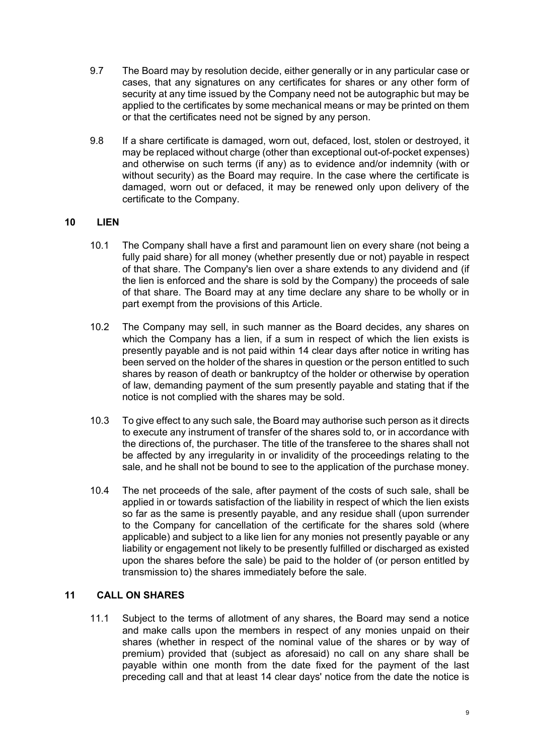9.7 The Board may by resolution decide, either generally or in any particular case or cases, that any signatures on any certificates for shares or any other form of security at any time issued by the Company need not be autographic but may be applied to the certificates by some mechanical means or may be printed on them or that the certificates need not be signed by any person.

9.8 If a share certificate is damaged, worn out, defaced, lost, stolen or destroyed, it may be replaced without charge (other than exceptional out-of-pocket expenses) and otherwise on such terms (if any) as to evidence and/or indemnity (with or without security) as the Board may require. In the case where the certificate is damaged, worn out or defaced, it may be renewed only upon delivery of the certificate to the Company.

## 10 LIEN

10.1 The Company shall have a first and paramount lien on every share (not being a fully paid share) for all money (whether presently due or not) payable in respect of that share. The Company's lien over a share extends to any dividend and (if the lien is enforced and the share is sold by the Company) the proceeds of sale of that share. The Board may at any time declare any share to be wholly or in part exempt from the provisions of this Article.

10.2 The Company may sell, in such manner as the Board decides, any shares on which the Company has a lien, if a sum in respect of which the lien exists is presently payable and is not paid within 14 clear days after notice in writing has been served on the holder of the shares in question or the person entitled to such shares by reason of death or bankruptcy of the holder or otherwise by operation of law, demanding payment of the sum presently payable and stating that if the notice is not complied with the shares may be sold.

10.3 To give effect to any such sale, the Board may authorise such person as it directs to execute any instrument of transfer of the shares sold to, or in accordance with the directions of, the purchaser. The title of the transferee to the shares shall not be affected by any irregularity in or invalidity of the proceedings relating to the sale, and he shall not be bound to see to the application of the purchase money.

10.4 The net proceeds of the sale, after payment of the costs of such sale, shall be applied in or towards satisfaction of the liability in respect of which the lien exists so far as the same is presently payable, and any residue shall (upon surrender to the Company for cancellation of the certificate for the shares sold (where applicable) and subject to a like lien for any monies not presently payable or any liability or engagement not likely to be presently fulfilled or discharged as existed upon the shares before the sale) be paid to the holder of (or person entitled by transmission to) the shares immediately before the sale.

## 11 CALL ON SHARES

11.1 Subject to the terms of allotment of any shares, the Board may send a notice and make calls upon the members in respect of any monies unpaid on their shares (whether in respect of the nominal value of the shares or by way of premium) provided that (subject as aforesaid) no call on any share shall be payable within one month from the date fixed for the payment of the last preceding call and that at least 14 clear days' notice from the date the notice is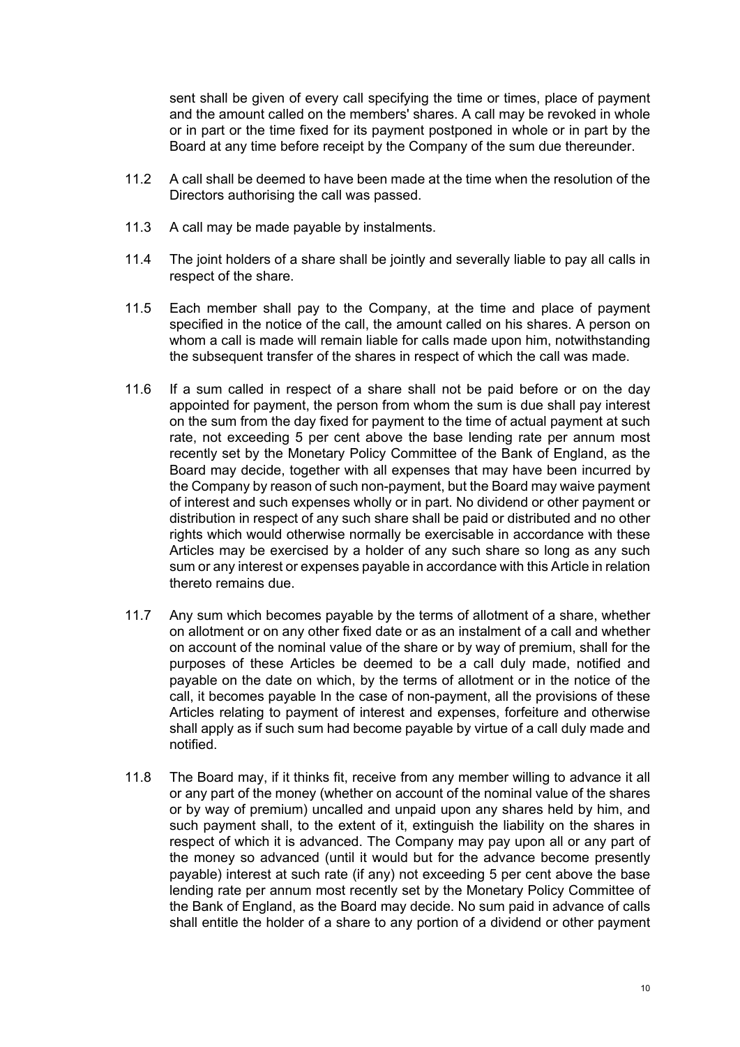sent shall be given of every call specifying the time or times, place of payment and the amount called on the members' shares. A call may be revoked in whole or in part or the time fixed for its payment postponed in whole or in part by the Board at any time before receipt by the Company of the sum due thereunder.

11.2 A call shall be deemed to have been made at the time when the resolution of the Directors authorising the call was passed.

11.3 A call may be made payable by instalments.

11.4 The joint holders of a share shall be jointly and severally liable to pay all calls in respect of the share.

11.5 Each member shall pay to the Company, at the time and place of payment specified in the notice of the call, the amount called on his shares. A person on whom a call is made will remain liable for calls made upon him, notwithstanding the subsequent transfer of the shares in respect of which the call was made.

11.6 If a sum called in respect of a share shall not be paid before or on the day appointed for payment, the person from whom the sum is due shall pay interest on the sum from the day fixed for payment to the time of actual payment at such rate, not exceeding 5 per cent above the base lending rate per annum most recently set by the Monetary Policy Committee of the Bank of England, as the Board may decide, together with all expenses that may have been incurred by the Company by reason of such non-payment, but the Board may waive payment of interest and such expenses wholly or in part. No dividend or other payment or distribution in respect of any such share shall be paid or distributed and no other rights which would otherwise normally be exercisable in accordance with these Articles may be exercised by a holder of any such share so long as any such sum or any interest or expenses payable in accordance with this Article in relation thereto remains due.

11.7 Any sum which becomes payable by the terms of allotment of a share, whether on allotment or on any other fixed date or as an instalment of a call and whether on account of the nominal value of the share or by way of premium, shall for the purposes of these Articles be deemed to be a call duly made, notified and payable on the date on which, by the terms of allotment or in the notice of the call, it becomes payable In the case of non-payment, all the provisions of these Articles relating to payment of interest and expenses, forfeiture and otherwise shall apply as if such sum had become payable by virtue of a call duly made and notified.

11.8 The Board may, if it thinks fit, receive from any member willing to advance it all or any part of the money (whether on account of the nominal value of the shares or by way of premium) uncalled and unpaid upon any shares held by him, and such payment shall, to the extent of it, extinguish the liability on the shares in respect of which it is advanced. The Company may pay upon all or any part of the money so advanced (until it would but for the advance become presently payable) interest at such rate (if any) not exceeding 5 per cent above the base lending rate per annum most recently set by the Monetary Policy Committee of the Bank of England, as the Board may decide. No sum paid in advance of calls shall entitle the holder of a share to any portion of a dividend or other payment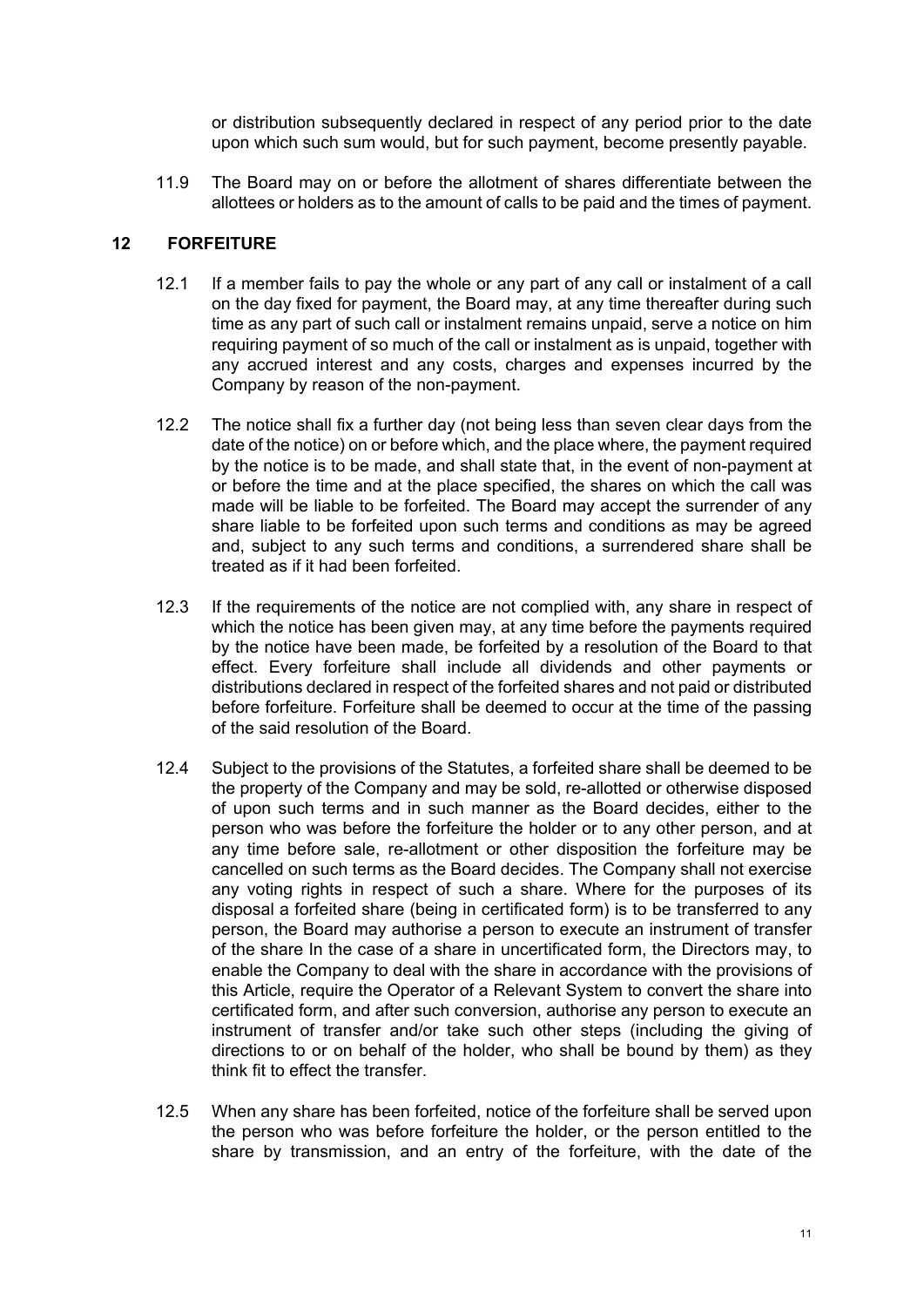or distribution subsequently declared in respect of any period prior to the date upon which such sum would, but for such payment, become presently payable.

11.9 The Board may on or before the allotment of shares differentiate between the allottees or holders as to the amount of calls to be paid and the times of payment.

## 12 FORFEITURE

12.1 If a member fails to pay the whole or any part of any call or instalment of a call on the day fixed for payment, the Board may, at any time thereafter during such time as any part of such call or instalment remains unpaid, serve a notice on him requiring payment of so much of the call or instalment as is unpaid, together with any accrued interest and any costs, charges and expenses incurred by the Company by reason of the non-payment.

12.2 The notice shall fix a further day (not being less than seven clear days from the date of the notice) on or before which, and the place where, the payment required by the notice is to be made, and shall state that, in the event of non-payment at or before the time and at the place specified, the shares on which the call was made will be liable to be forfeited. The Board may accept the surrender of any share liable to be forfeited upon such terms and conditions as may be agreed and, subject to any such terms and conditions, a surrendered share shall be treated as if it had been forfeited.

12.3 If the requirements of the notice are not complied with, any share in respect of which the notice has been given may, at any time before the payments required by the notice have been made, be forfeited by a resolution of the Board to that effect. Every forfeiture shall include all dividends and other payments or distributions declared in respect of the forfeited shares and not paid or distributed before forfeiture. Forfeiture shall be deemed to occur at the time of the passing of the said resolution of the Board.

12.4 Subject to the provisions of the Statutes, a forfeited share shall be deemed to be the property of the Company and may be sold, re-allotted or otherwise disposed of upon such terms and in such manner as the Board decides, either to the person who was before the forfeiture the holder or to any other person, and at any time before sale, re-allotment or other disposition the forfeiture may be cancelled on such terms as the Board decides. The Company shall not exercise any voting rights in respect of such a share. Where for the purposes of its disposal a forfeited share (being in certificated form) is to be transferred to any person, the Board may authorise a person to execute an instrument of transfer of the share In the case of a share in uncertificated form, the Directors may, to enable the Company to deal with the share in accordance with the provisions of this Article, require the Operator of a Relevant System to convert the share into certificated form, and after such conversion, authorise any person to execute an instrument of transfer and/or take such other steps (including the giving of directions to or on behalf of the holder, who shall be bound by them) as they think fit to effect the transfer.

12.5 When any share has been forfeited, notice of the forfeiture shall be served upon the person who was before forfeiture the holder, or the person entitled to the share by transmission, and an entry of the forfeiture, with the date of the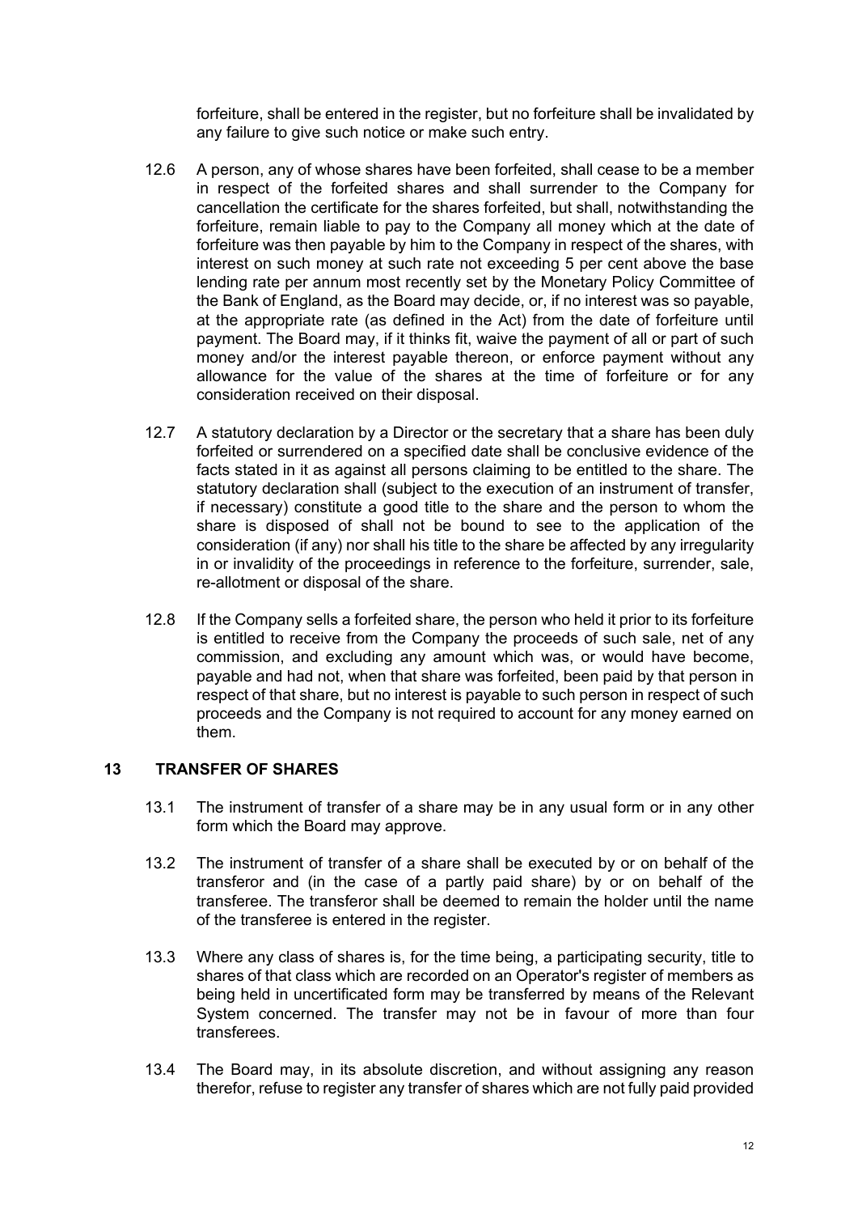forfeiture, shall be entered in the register, but no forfeiture shall be invalidated by any failure to give such notice or make such entry.

12.6 A person, any of whose shares have been forfeited, shall cease to be a member in respect of the forfeited shares and shall surrender to the Company for cancellation the certificate for the shares forfeited, but shall, notwithstanding the forfeiture, remain liable to pay to the Company all money which at the date of forfeiture was then payable by him to the Company in respect of the shares, with interest on such money at such rate not exceeding 5 per cent above the base lending rate per annum most recently set by the Monetary Policy Committee of the Bank of England, as the Board may decide, or, if no interest was so payable, at the appropriate rate (as defined in the Act) from the date of forfeiture until payment. The Board may, if it thinks fit, waive the payment of all or part of such money and/or the interest payable thereon, or enforce payment without any allowance for the value of the shares at the time of forfeiture or for any consideration received on their disposal.

12.7 A statutory declaration by a Director or the secretary that a share has been duly forfeited or surrendered on a specified date shall be conclusive evidence of the facts stated in it as against all persons claiming to be entitled to the share. The statutory declaration shall (subject to the execution of an instrument of transfer, if necessary) constitute a good title to the share and the person to whom the share is disposed of shall not be bound to see to the application of the consideration (if any) nor shall his title to the share be affected by any irregularity in or invalidity of the proceedings in reference to the forfeiture, surrender, sale, re-allotment or disposal of the share.

12.8 If the Company sells a forfeited share, the person who held it prior to its forfeiture is entitled to receive from the Company the proceeds of such sale, net of any commission, and excluding any amount which was, or would have become, payable and had not, when that share was forfeited, been paid by that person in respect of that share, but no interest is payable to such person in respect of such proceeds and the Company is not required to account for any money earned on them.

## 13 TRANSFER OF SHARES

13.1 The instrument of transfer of a share may be in any usual form or in any other form which the Board may approve.

13.2 The instrument of transfer of a share shall be executed by or on behalf of the transferor and (in the case of a partly paid share) by or on behalf of the transferee. The transferor shall be deemed to remain the holder until the name of the transferee is entered in the register.

13.3 Where any class of shares is, for the time being, a participating security, title to shares of that class which are recorded on an Operator's register of members as being held in uncertificated form may be transferred by means of the Relevant System concerned. The transfer may not be in favour of more than four transferees.

13.4 The Board may, in its absolute discretion, and without assigning any reason therefor, refuse to register any transfer of shares which are not fully paid provided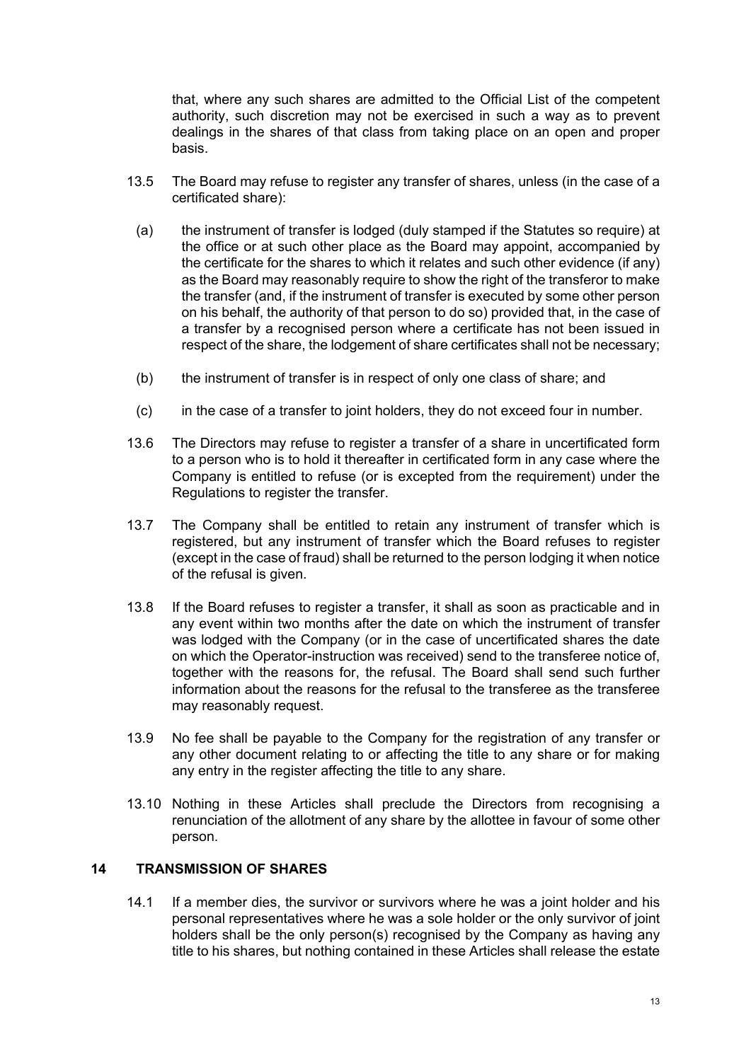that, where any such shares are admitted to the Official List of the competent authority, such discretion may not be exercised in such a way as to prevent dealings in the shares of that class from taking place on an open and proper basis.

13.5 The Board may refuse to register any transfer of shares, unless (in the case of a certificated share):

(a) the instrument of transfer is lodged (duly stamped if the Statutes so require) at the office or at such other place as the Board may appoint, accompanied by the certificate for the shares to which it relates and such other evidence (if any) as the Board may reasonably require to show the right of the transferor to make the transfer (and, if the instrument of transfer is executed by some other person on his behalf, the authority of that person to do so) provided that, in the case of a transfer by a recognised person where a certificate has not been issued in respect of the share, the lodgement of share certificates shall not be necessary;

(b) the instrument of transfer is in respect of only one class of share; and

(c) in the case of a transfer to joint holders, they do not exceed four in number.

13.6 The Directors may refuse to register a transfer of a share in uncertificated form to a person who is to hold it thereafter in certificated form in any case where the Company is entitled to refuse (or is excepted from the requirement) under the Regulations to register the transfer.

13.7 The Company shall be entitled to retain any instrument of transfer which is registered, but any instrument of transfer which the Board refuses to register (except in the case of fraud) shall be returned to the person lodging it when notice of the refusal is given.

13.8 If the Board refuses to register a transfer, it shall as soon as practicable and in any event within two months after the date on which the instrument of transfer was lodged with the Company (or in the case of uncertificated shares the date on which the Operator-instruction was received) send to the transferee notice of, together with the reasons for, the refusal. The Board shall send such further information about the reasons for the refusal to the transferee as the transferee may reasonably request.

13.9 No fee shall be payable to the Company for the registration of any transfer or any other document relating to or affecting the title to any share or for making any entry in the register affecting the title to any share.

13.10 Nothing in these Articles shall preclude the Directors from recognising a renunciation of the allotment of any share by the allottee in favour of some other person.

## 14 TRANSMISSION OF SHARES

14.1 If a member dies, the survivor or survivors where he was a joint holder and his personal representatives where he was a sole holder or the only survivor of joint holders shall be the only person(s) recognised by the Company as having any title to his shares, but nothing contained in these Articles shall release the estate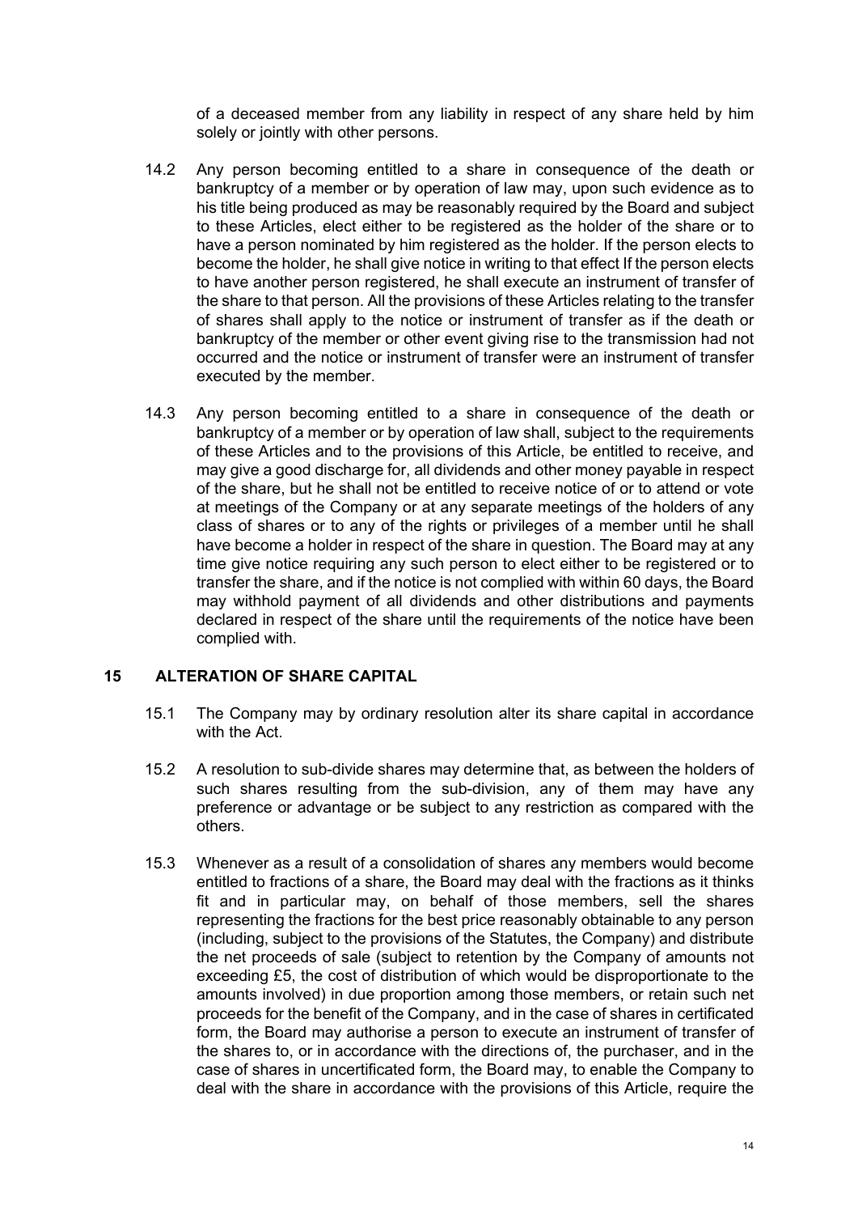of a deceased member from any liability in respect of any share held by him solely or jointly with other persons.

14.2 Any person becoming entitled to a share in consequence of the death or bankruptcy of a member or by operation of law may, upon such evidence as to his title being produced as may be reasonably required by the Board and subject to these Articles, elect either to be registered as the holder of the share or to have a person nominated by him registered as the holder. If the person elects to become the holder, he shall give notice in writing to that effect If the person elects to have another person registered, he shall execute an instrument of transfer of the share to that person. All the provisions of these Articles relating to the transfer of shares shall apply to the notice or instrument of transfer as if the death or bankruptcy of the member or other event giving rise to the transmission had not occurred and the notice or instrument of transfer were an instrument of transfer executed by the member.

14.3 Any person becoming entitled to a share in consequence of the death or bankruptcy of a member or by operation of law shall, subject to the requirements of these Articles and to the provisions of this Article, be entitled to receive, and may give a good discharge for, all dividends and other money payable in respect of the share, but he shall not be entitled to receive notice of or to attend or vote at meetings of the Company or at any separate meetings of the holders of any class of shares or to any of the rights or privileges of a member until he shall have become a holder in respect of the share in question. The Board may at any time give notice requiring any such person to elect either to be registered or to transfer the share, and if the notice is not complied with within 60 days, the Board may withhold payment of all dividends and other distributions and payments declared in respect of the share until the requirements of the notice have been complied with.

## 15 ALTERATION OF SHARE CAPITAL

15.1 The Company may by ordinary resolution alter its share capital in accordance with the Act.

15.2 A resolution to sub-divide shares may determine that, as between the holders of such shares resulting from the sub-division, any of them may have any preference or advantage or be subject to any restriction as compared with the others.

15.3 Whenever as a result of a consolidation of shares any members would become entitled to fractions of a share, the Board may deal with the fractions as it thinks fit and in particular may, on behalf of those members, sell the shares representing the fractions for the best price reasonably obtainable to any person (including, subject to the provisions of the Statutes, the Company) and distribute the net proceeds of sale (subject to retention by the Company of amounts not exceeding £5, the cost of distribution of which would be disproportionate to the amounts involved) in due proportion among those members, or retain such net proceeds for the benefit of the Company, and in the case of shares in certificated form, the Board may authorise a person to execute an instrument of transfer of the shares to, or in accordance with the directions of, the purchaser, and in the case of shares in uncertificated form, the Board may, to enable the Company to deal with the share in accordance with the provisions of this Article, require the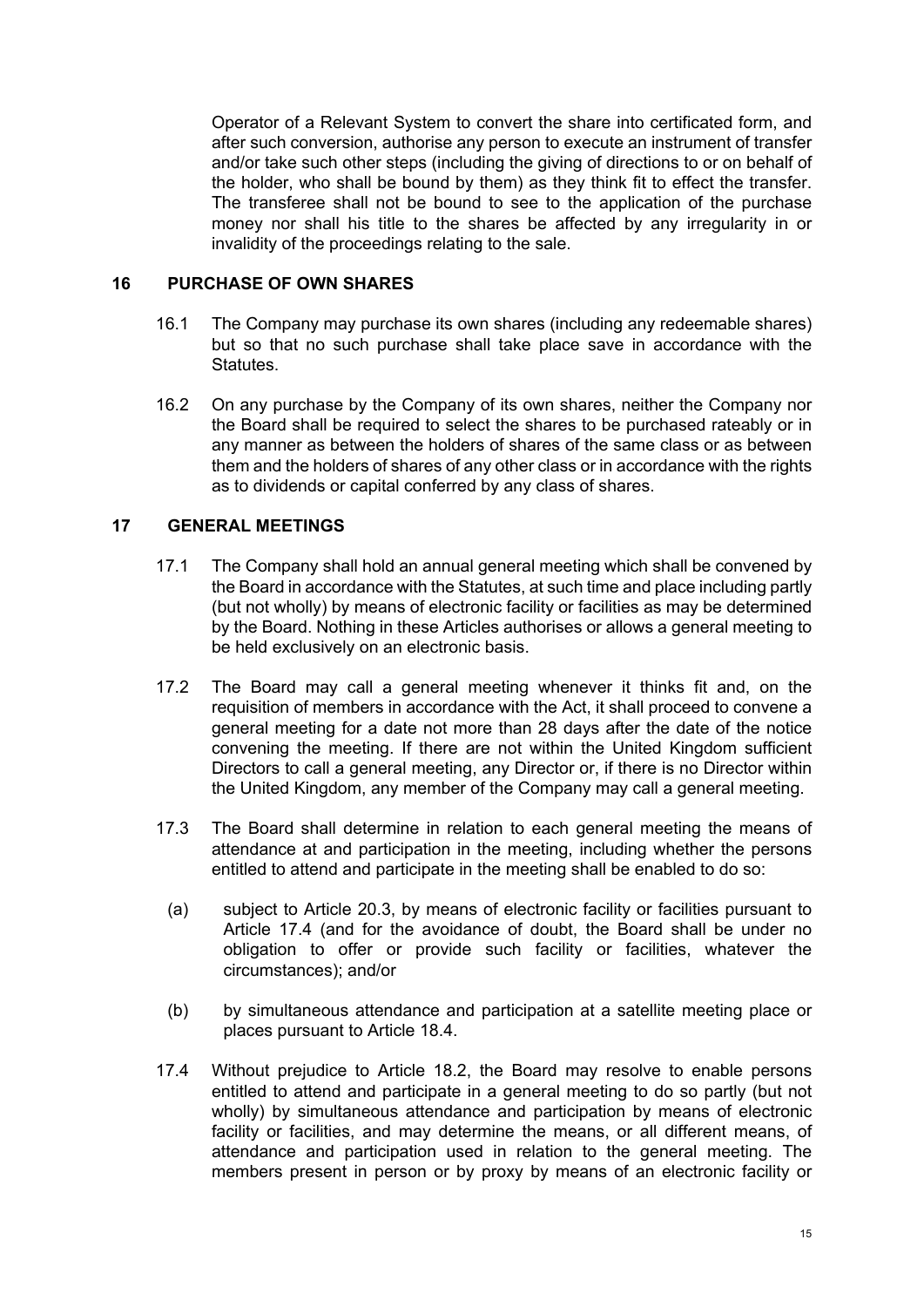Operator of a Relevant System to convert the share into certificated form, and after such conversion, authorise any person to execute an instrument of transfer and/or take such other steps (including the giving of directions to or on behalf of the holder, who shall be bound by them) as they think fit to effect the transfer. The transferee shall not be bound to see to the application of the purchase money nor shall his title to the shares be affected by any irregularity in or invalidity of the proceedings relating to the sale.

## 16 PURCHASE OF OWN SHARES

16.1 The Company may purchase its own shares (including any redeemable shares) but so that no such purchase shall take place save in accordance with the Statutes.

16.2 On any purchase by the Company of its own shares, neither the Company nor the Board shall be required to select the shares to be purchased rateably or in any manner as between the holders of shares of the same class or as between them and the holders of shares of any other class or in accordance with the rights as to dividends or capital conferred by any class of shares.

## 17 GENERAL MEETINGS

17.1 The Company shall hold an annual general meeting which shall be convened by the Board in accordance with the Statutes, at such time and place including partly (but not wholly) by means of electronic facility or facilities as may be determined by the Board. Nothing in these Articles authorises or allows a general meeting to be held exclusively on an electronic basis.

17.2 The Board may call a general meeting whenever it thinks fit and, on the requisition of members in accordance with the Act, it shall proceed to convene a general meeting for a date not more than 28 days after the date of the notice convening the meeting. If there are not within the United Kingdom sufficient Directors to call a general meeting, any Director or, if there is no Director within the United Kingdom, any member of the Company may call a general meeting.

17.3 The Board shall determine in relation to each general meeting the means of attendance at and participation in the meeting, including whether the persons entitled to attend and participate in the meeting shall be enabled to do so:

(a) subject to Article 20.3, by means of electronic facility or facilities pursuant to Article 17.4 (and for the avoidance of doubt, the Board shall be under no obligation to offer or provide such facility or facilities, whatever the circumstances); and/or

(b) by simultaneous attendance and participation at a satellite meeting place or places pursuant to Article 18.4.

17.4 Without prejudice to Article 18.2, the Board may resolve to enable persons entitled to attend and participate in a general meeting to do so partly (but not wholly) by simultaneous attendance and participation by means of electronic facility or facilities, and may determine the means, or all different means, of attendance and participation used in relation to the general meeting. The members present in person or by proxy by means of an electronic facility or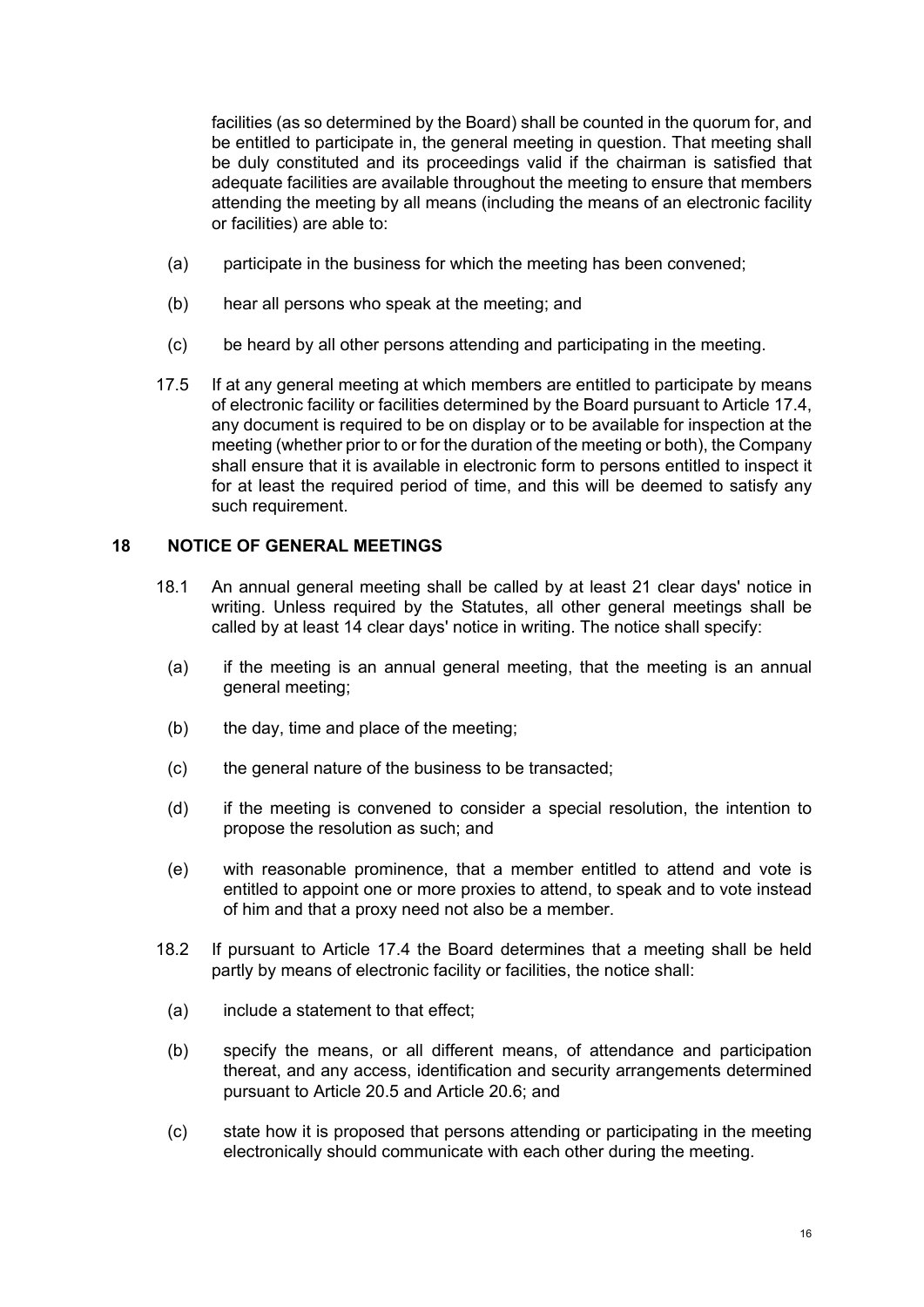facilities (as so determined by the Board) shall be counted in the quorum for, and be entitled to participate in, the general meeting in question. That meeting shall be duly constituted and its proceedings valid if the chairman is satisfied that adequate facilities are available throughout the meeting to ensure that members attending the meeting by all means (including the means of an electronic facility or facilities) are able to:

(a) participate in the business for which the meeting has been convened;

(b) hear all persons who speak at the meeting; and

(c) be heard by all other persons attending and participating in the meeting.

17.5 If at any general meeting at which members are entitled to participate by means of electronic facility or facilities determined by the Board pursuant to Article 17.4, any document is required to be on display or to be available for inspection at the meeting (whether prior to or for the duration of the meeting or both), the Company shall ensure that it is available in electronic form to persons entitled to inspect it for at least the required period of time, and this will be deemed to satisfy any such requirement.

## 18 NOTICE OF GENERAL MEETINGS

18.1 An annual general meeting shall be called by at least 21 clear days' notice in writing. Unless required by the Statutes, all other general meetings shall be called by at least 14 clear days' notice in writing. The notice shall specify:

(a) if the meeting is an annual general meeting, that the meeting is an annual general meeting;

(b) the day, time and place of the meeting;

(c) the general nature of the business to be transacted;

(d) if the meeting is convened to consider a special resolution, the intention to propose the resolution as such; and

(e) with reasonable prominence, that a member entitled to attend and vote is entitled to appoint one or more proxies to attend, to speak and to vote instead of him and that a proxy need not also be a member.

18.2 If pursuant to Article 17.4 the Board determines that a meeting shall be held partly by means of electronic facility or facilities, the notice shall:

(a) include a statement to that effect;

(b) specify the means, or all different means, of attendance and participation thereat, and any access, identification and security arrangements determined pursuant to Article 20.5 and Article 20.6; and

(c) state how it is proposed that persons attending or participating in the meeting electronically should communicate with each other during the meeting.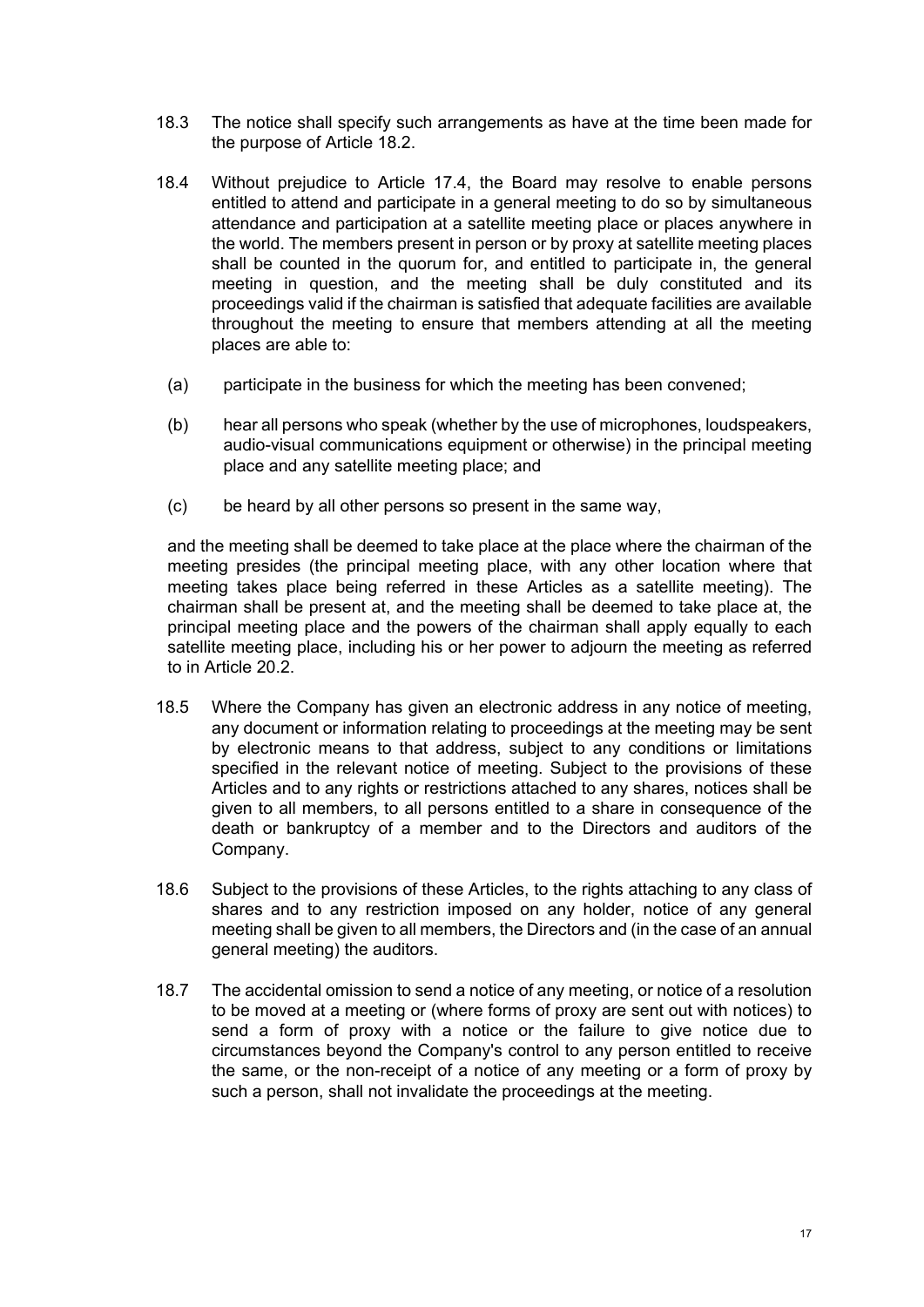18.3 The notice shall specify such arrangements as have at the time been made for the purpose of Article 18.2.

18.4 Without prejudice to Article 17.4, the Board may resolve to enable persons entitled to attend and participate in a general meeting to do so by simultaneous attendance and participation at a satellite meeting place or places anywhere in the world. The members present in person or by proxy at satellite meeting places shall be counted in the quorum for, and entitled to participate in, the general meeting in question, and the meeting shall be duly constituted and its proceedings valid if the chairman is satisfied that adequate facilities are available throughout the meeting to ensure that members attending at all the meeting places are able to:

(a) participate in the business for which the meeting has been convened;

(b) hear all persons who speak (whether by the use of microphones, loudspeakers, audio-visual communications equipment or otherwise) in the principal meeting place and any satellite meeting place; and

(c) be heard by all other persons so present in the same way,

and the meeting shall be deemed to take place at the place where the chairman of the meeting presides (the principal meeting place, with any other location where that meeting takes place being referred in these Articles as a satellite meeting). The chairman shall be present at, and the meeting shall be deemed to take place at, the principal meeting place and the powers of the chairman shall apply equally to each satellite meeting place, including his or her power to adjourn the meeting as referred to in Article 20.2.

18.5 Where the Company has given an electronic address in any notice of meeting, any document or information relating to proceedings at the meeting may be sent by electronic means to that address, subject to any conditions or limitations specified in the relevant notice of meeting. Subject to the provisions of these Articles and to any rights or restrictions attached to any shares, notices shall be given to all members, to all persons entitled to a share in consequence of the death or bankruptcy of a member and to the Directors and auditors of the Company.

18.6 Subject to the provisions of these Articles, to the rights attaching to any class of shares and to any restriction imposed on any holder, notice of any general meeting shall be given to all members, the Directors and (in the case of an annual general meeting) the auditors.

18.7 The accidental omission to send a notice of any meeting, or notice of a resolution to be moved at a meeting or (where forms of proxy are sent out with notices) to send a form of proxy with a notice or the failure to give notice due to circumstances beyond the Company's control to any person entitled to receive the same, or the non-receipt of a notice of any meeting or a form of proxy by such a person, shall not invalidate the proceedings at the meeting.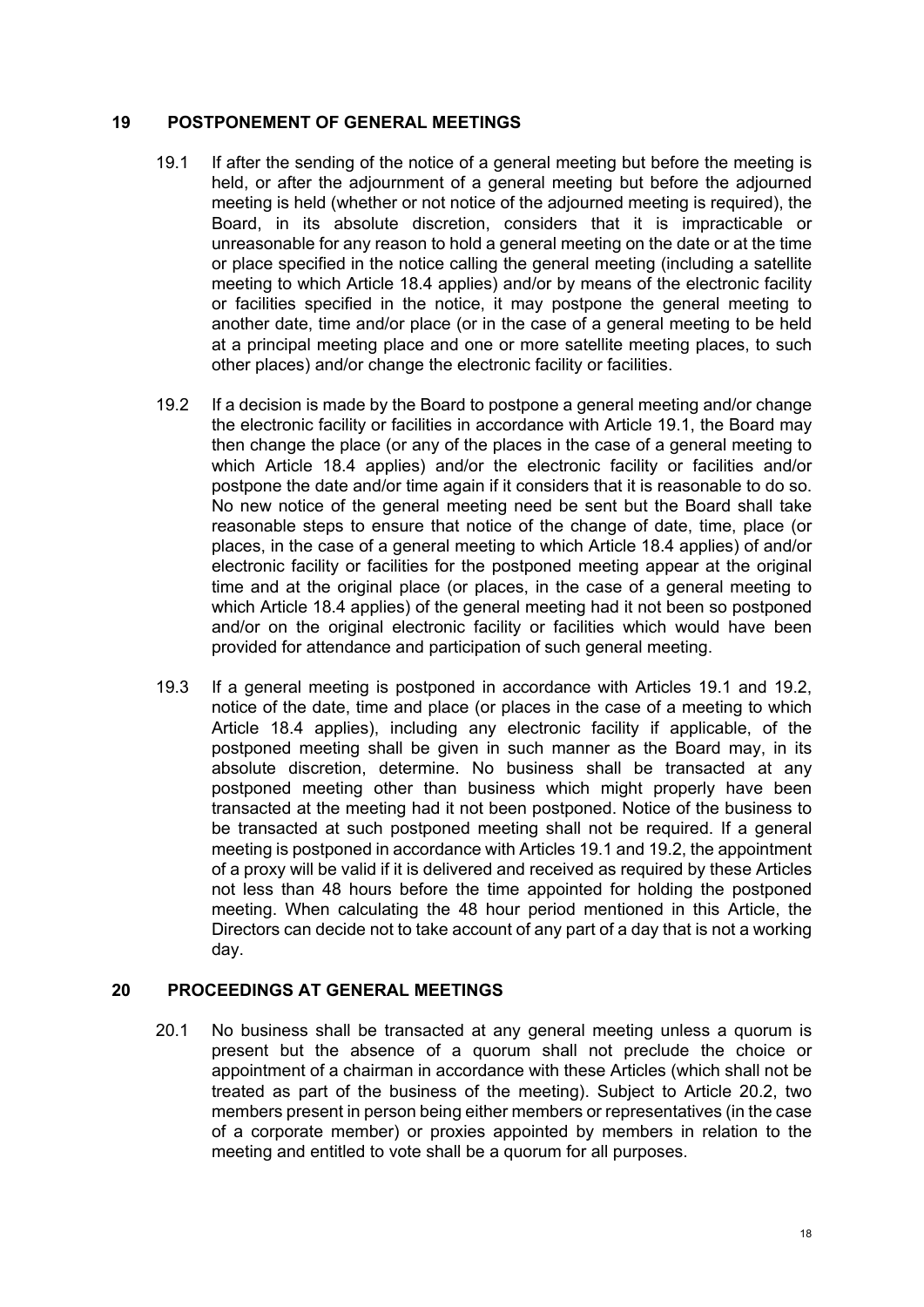## 19 POSTPONEMENT OF GENERAL MEETINGS

19.1 If after the sending of the notice of a general meeting but before the meeting is held, or after the adjournment of a general meeting but before the adjourned meeting is held (whether or not notice of the adjourned meeting is required), the Board, in its absolute discretion, considers that it is impracticable or unreasonable for any reason to hold a general meeting on the date or at the time or place specified in the notice calling the general meeting (including a satellite meeting to which Article 18.4 applies) and/or by means of the electronic facility or facilities specified in the notice, it may postpone the general meeting to another date, time and/or place (or in the case of a general meeting to be held at a principal meeting place and one or more satellite meeting places, to such other places) and/or change the electronic facility or facilities.

19.2 If a decision is made by the Board to postpone a general meeting and/or change the electronic facility or facilities in accordance with Article 19.1, the Board may then change the place (or any of the places in the case of a general meeting to which Article 18.4 applies) and/or the electronic facility or facilities and/or postpone the date and/or time again if it considers that it is reasonable to do so. No new notice of the general meeting need be sent but the Board shall take reasonable steps to ensure that notice of the change of date, time, place (or places, in the case of a general meeting to which Article 18.4 applies) of and/or electronic facility or facilities for the postponed meeting appear at the original time and at the original place (or places, in the case of a general meeting to which Article 18.4 applies) of the general meeting had it not been so postponed and/or on the original electronic facility or facilities which would have been provided for attendance and participation of such general meeting.

19.3 If a general meeting is postponed in accordance with Articles 19.1 and 19.2, notice of the date, time and place (or places in the case of a meeting to which Article 18.4 applies), including any electronic facility if applicable, of the postponed meeting shall be given in such manner as the Board may, in its absolute discretion, determine. No business shall be transacted at any postponed meeting other than business which might properly have been transacted at the meeting had it not been postponed. Notice of the business to be transacted at such postponed meeting shall not be required. If a general meeting is postponed in accordance with Articles 19.1 and 19.2, the appointment of a proxy will be valid if it is delivered and received as required by these Articles not less than 48 hours before the time appointed for holding the postponed meeting. When calculating the 48 hour period mentioned in this Article, the Directors can decide not to take account of any part of a day that is not a working day.

## 20 PROCEEDINGS AT GENERAL MEETINGS

20.1 No business shall be transacted at any general meeting unless a quorum is present but the absence of a quorum shall not preclude the choice or appointment of a chairman in accordance with these Articles (which shall not be treated as part of the business of the meeting). Subject to Article 20.2, two members present in person being either members or representatives (in the case of a corporate member) or proxies appointed by members in relation to the meeting and entitled to vote shall be a quorum for all purposes.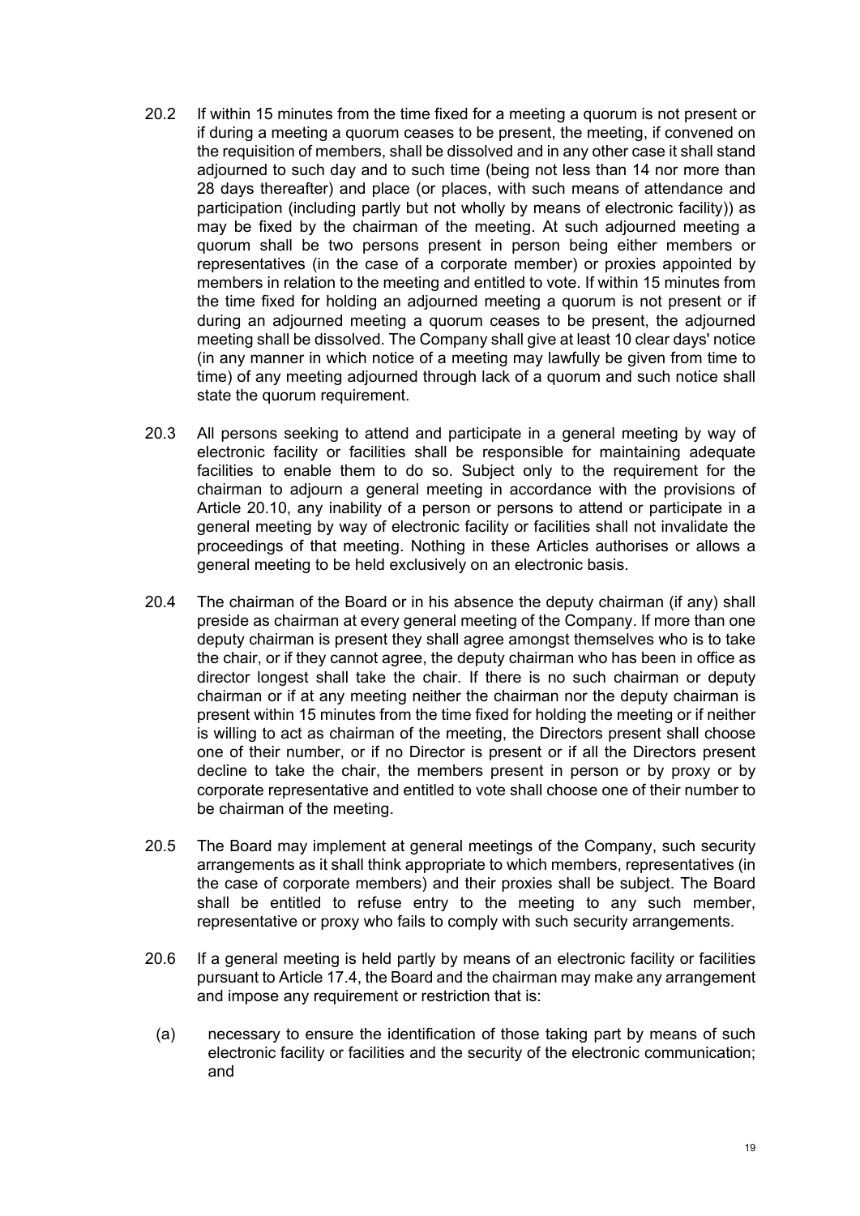20.2 If within 15 minutes from the time fixed for a meeting a quorum is not present or if during a meeting a quorum ceases to be present, the meeting, if convened on the requisition of members, shall be dissolved and in any other case it shall stand adjourned to such day and to such time (being not less than 14 nor more than 28 days thereafter) and place (or places, with such means of attendance and participation (including partly but not wholly by means of electronic facility)) as may be fixed by the chairman of the meeting. At such adjourned meeting a quorum shall be two persons present in person being either members or representatives (in the case of a corporate member) or proxies appointed by members in relation to the meeting and entitled to vote. If within 15 minutes from the time fixed for holding an adjourned meeting a quorum is not present or if during an adjourned meeting a quorum ceases to be present, the adjourned meeting shall be dissolved. The Company shall give at least 10 clear days' notice (in any manner in which notice of a meeting may lawfully be given from time to time) of any meeting adjourned through lack of a quorum and such notice shall state the quorum requirement.

20.3 All persons seeking to attend and participate in a general meeting by way of electronic facility or facilities shall be responsible for maintaining adequate facilities to enable them to do so. Subject only to the requirement for the chairman to adjourn a general meeting in accordance with the provisions of Article 20.10, any inability of a person or persons to attend or participate in a general meeting by way of electronic facility or facilities shall not invalidate the proceedings of that meeting. Nothing in these Articles authorises or allows a general meeting to be held exclusively on an electronic basis.

20.4 The chairman of the Board or in his absence the deputy chairman (if any) shall preside as chairman at every general meeting of the Company. If more than one deputy chairman is present they shall agree amongst themselves who is to take the chair, or if they cannot agree, the deputy chairman who has been in office as director longest shall take the chair. If there is no such chairman or deputy chairman or if at any meeting neither the chairman nor the deputy chairman is present within 15 minutes from the time fixed for holding the meeting or if neither is willing to act as chairman of the meeting, the Directors present shall choose one of their number, or if no Director is present or if all the Directors present decline to take the chair, the members present in person or by proxy or by corporate representative and entitled to vote shall choose one of their number to be chairman of the meeting.

20.5 The Board may implement at general meetings of the Company, such security arrangements as it shall think appropriate to which members, representatives (in the case of corporate members) and their proxies shall be subject. The Board shall be entitled to refuse entry to the meeting to any such member, representative or proxy who fails to comply with such security arrangements.

20.6 If a general meeting is held partly by means of an electronic facility or facilities pursuant to Article 17.4, the Board and the chairman may make any arrangement and impose any requirement or restriction that is:

(a) necessary to ensure the identification of those taking part by means of such electronic facility or facilities and the security of the electronic communication; and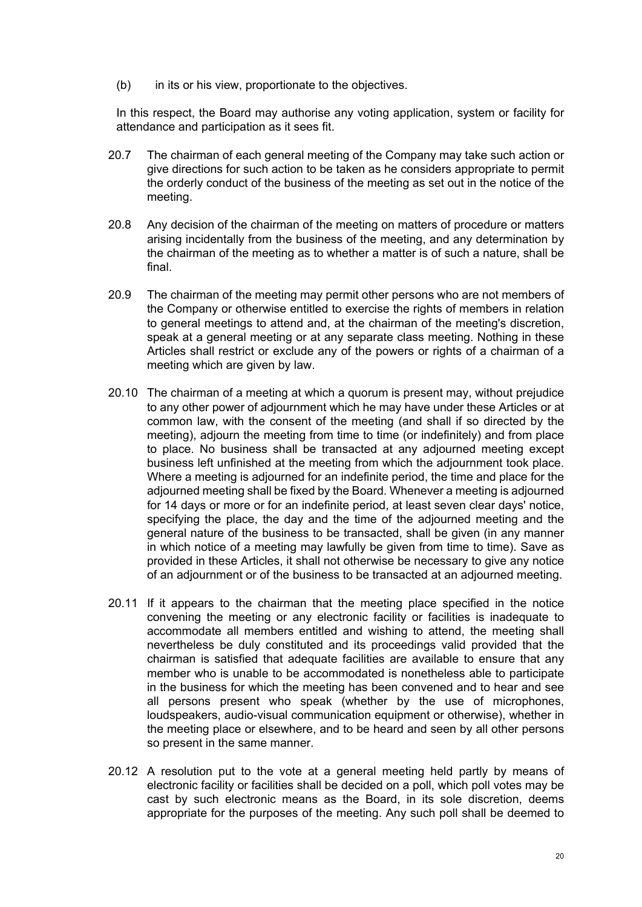(b) in its or his view, proportionate to the objectives.

In this respect, the Board may authorise any voting application, system or facility for attendance and participation as it sees fit.

20.7 The chairman of each general meeting of the Company may take such action or give directions for such action to be taken as he considers appropriate to permit the orderly conduct of the business of the meeting as set out in the notice of the meeting.

20.8 Any decision of the chairman of the meeting on matters of procedure or matters arising incidentally from the business of the meeting, and any determination by the chairman of the meeting as to whether a matter is of such a nature, shall be final.

20.9 The chairman of the meeting may permit other persons who are not members of the Company or otherwise entitled to exercise the rights of members in relation to general meetings to attend and, at the chairman of the meeting's discretion, speak at a general meeting or at any separate class meeting. Nothing in these Articles shall restrict or exclude any of the powers or rights of a chairman of a meeting which are given by law.

20.10 The chairman of a meeting at which a quorum is present may, without prejudice to any other power of adjournment which he may have under these Articles or at common law, with the consent of the meeting (and shall if so directed by the meeting), adjourn the meeting from time to time (or indefinitely) and from place to place. No business shall be transacted at any adjourned meeting except business left unfinished at the meeting from which the adjournment took place. Where a meeting is adjourned for an indefinite period, the time and place for the adjourned meeting shall be fixed by the Board. Whenever a meeting is adjourned for 14 days or more or for an indefinite period, at least seven clear days' notice, specifying the place, the day and the time of the adjourned meeting and the general nature of the business to be transacted, shall be given (in any manner in which notice of a meeting may lawfully be given from time to time). Save as provided in these Articles, it shall not otherwise be necessary to give any notice of an adjournment or of the business to be transacted at an adjourned meeting.

20.11 If it appears to the chairman that the meeting place specified in the notice convening the meeting or any electronic facility or facilities is inadequate to accommodate all members entitled and wishing to attend, the meeting shall nevertheless be duly constituted and its proceedings valid provided that the chairman is satisfied that adequate facilities are available to ensure that any member who is unable to be accommodated is nonetheless able to participate in the business for which the meeting has been convened and to hear and see all persons present who speak (whether by the use of microphones, loudspeakers, audio-visual communication equipment or otherwise), whether in the meeting place or elsewhere, and to be heard and seen by all other persons so present in the same manner.

20.12 A resolution put to the vote at a general meeting held partly by means of electronic facility or facilities shall be decided on a poll, which poll votes may be cast by such electronic means as the Board, in its sole discretion, deems appropriate for the purposes of the meeting. Any such poll shall be deemed to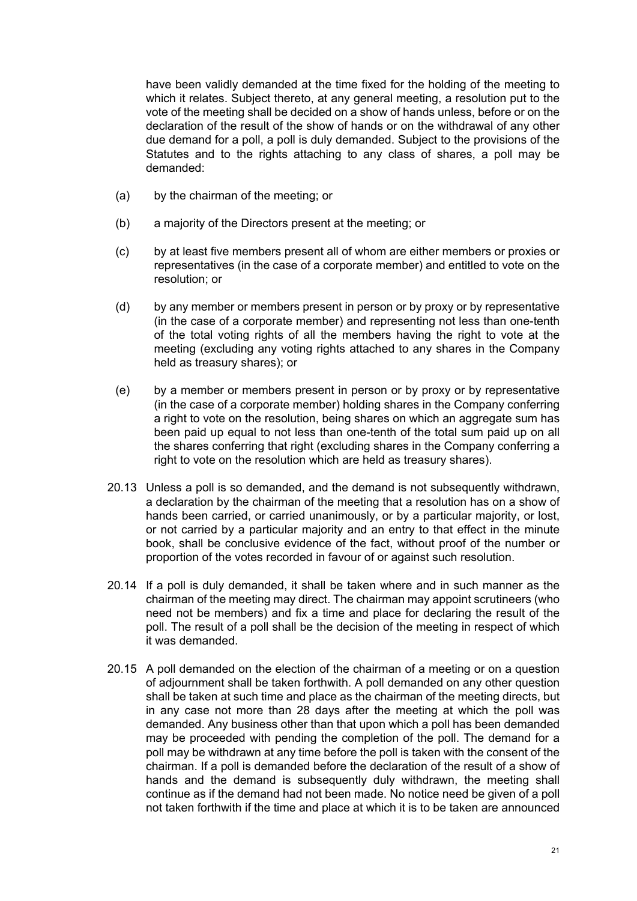have been validly demanded at the time fixed for the holding of the meeting to which it relates. Subject thereto, at any general meeting, a resolution put to the vote of the meeting shall be decided on a show of hands unless, before or on the declaration of the result of the show of hands or on the withdrawal of any other due demand for a poll, a poll is duly demanded. Subject to the provisions of the Statutes and to the rights attaching to any class of shares, a poll may be demanded:

(a) by the chairman of the meeting; or

(b) a majority of the Directors present at the meeting; or

(c) by at least five members present all of whom are either members or proxies or representatives (in the case of a corporate member) and entitled to vote on the resolution; or

(d) by any member or members present in person or by proxy or by representative (in the case of a corporate member) and representing not less than one-tenth of the total voting rights of all the members having the right to vote at the meeting (excluding any voting rights attached to any shares in the Company held as treasury shares); or

(e) by a member or members present in person or by proxy or by representative (in the case of a corporate member) holding shares in the Company conferring a right to vote on the resolution, being shares on which an aggregate sum has been paid up equal to not less than one-tenth of the total sum paid up on all the shares conferring that right (excluding shares in the Company conferring a right to vote on the resolution which are held as treasury shares).

20.13 Unless a poll is so demanded, and the demand is not subsequently withdrawn, a declaration by the chairman of the meeting that a resolution has on a show of hands been carried, or carried unanimously, or by a particular majority, or lost, or not carried by a particular majority and an entry to that effect in the minute book, shall be conclusive evidence of the fact, without proof of the number or proportion of the votes recorded in favour of or against such resolution.

20.14 If a poll is duly demanded, it shall be taken where and in such manner as the chairman of the meeting may direct. The chairman may appoint scrutineers (who need not be members) and fix a time and place for declaring the result of the poll. The result of a poll shall be the decision of the meeting in respect of which it was demanded.

20.15 A poll demanded on the election of the chairman of a meeting or on a question of adjournment shall be taken forthwith. A poll demanded on any other question shall be taken at such time and place as the chairman of the meeting directs, but in any case not more than 28 days after the meeting at which the poll was demanded. Any business other than that upon which a poll has been demanded may be proceeded with pending the completion of the poll. The demand for a poll may be withdrawn at any time before the poll is taken with the consent of the chairman. If a poll is demanded before the declaration of the result of a show of hands and the demand is subsequently duly withdrawn, the meeting shall continue as if the demand had not been made. No notice need be given of a poll not taken forthwith if the time and place at which it is to be taken are announced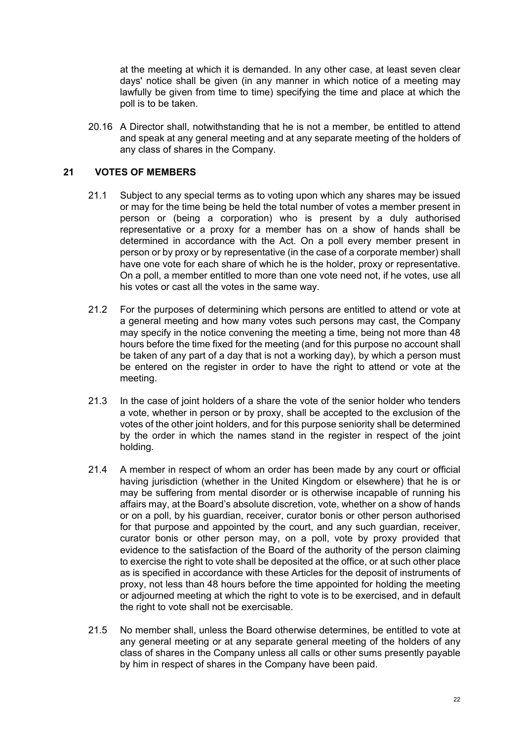at the meeting at which it is demanded. In any other case, at least seven clear days' notice shall be given (in any manner in which notice of a meeting may lawfully be given from time to time) specifying the time and place at which the poll is to be taken.

20.16 A Director shall, notwithstanding that he is not a member, be entitled to attend and speak at any general meeting and at any separate meeting of the holders of any class of shares in the Company.

## 21 VOTES OF MEMBERS

21.1 Subject to any special terms as to voting upon which any shares may be issued or may for the time being be held the total number of votes a member present in person or (being a corporation) who is present by a duly authorised representative or a proxy for a member has on a show of hands shall be determined in accordance with the Act. On a poll every member present in person or by proxy or by representative (in the case of a corporate member) shall have one vote for each share of which he is the holder, proxy or representative. On a poll, a member entitled to more than one vote need not, if he votes, use all his votes or cast all the votes in the same way.

21.2 For the purposes of determining which persons are entitled to attend or vote at a general meeting and how many votes such persons may cast, the Company may specify in the notice convening the meeting a time, being not more than 48 hours before the time fixed for the meeting (and for this purpose no account shall be taken of any part of a day that is not a working day), by which a person must be entered on the register in order to have the right to attend or vote at the meeting.

21.3 In the case of joint holders of a share the vote of the senior holder who tenders a vote, whether in person or by proxy, shall be accepted to the exclusion of the votes of the other joint holders, and for this purpose seniority shall be determined by the order in which the names stand in the register in respect of the joint holding.

21.4 A member in respect of whom an order has been made by any court or official having jurisdiction (whether in the United Kingdom or elsewhere) that he is or may be suffering from mental disorder or is otherwise incapable of running his affairs may, at the Board's absolute discretion, vote, whether on a show of hands or on a poll, by his guardian, receiver, curator bonis or other person authorised for that purpose and appointed by the court, and any such guardian, receiver, curator bonis or other person may, on a poll, vote by proxy provided that evidence to the satisfaction of the Board of the authority of the person claiming to exercise the right to vote shall be deposited at the office, or at such other place as is specified in accordance with these Articles for the deposit of instruments of proxy, not less than 48 hours before the time appointed for holding the meeting or adjourned meeting at which the right to vote is to be exercised, and in default the right to vote shall not be exercisable.

21.5 No member shall, unless the Board otherwise determines, be entitled to vote at any general meeting or at any separate general meeting of the holders of any class of shares in the Company unless all calls or other sums presently payable by him in respect of shares in the Company have been paid.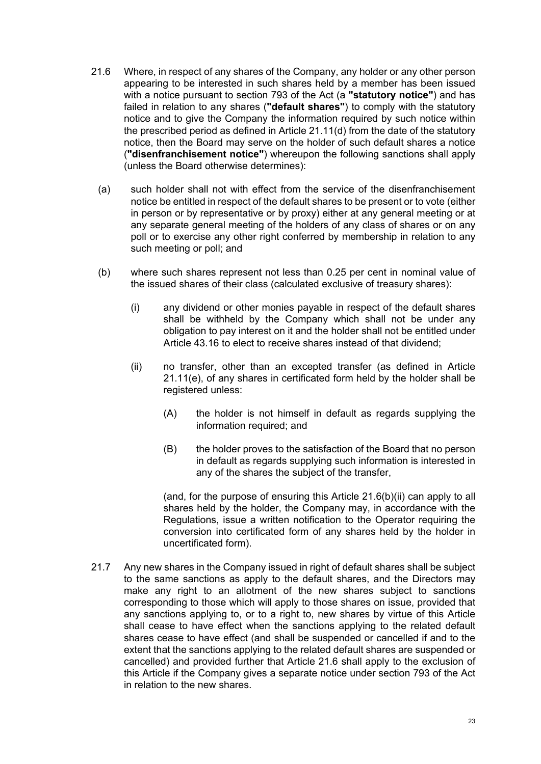21.6 Where, in respect of any shares of the Company, any holder or any other person appearing to be interested in such shares held by a member has been issued with a notice pursuant to section 793 of the Act (a **"statutory notice"**) and has failed in relation to any shares (**"default shares"**) to comply with the statutory notice and to give the Company the information required by such notice within the prescribed period as defined in Article 21.11(d) from the date of the statutory notice, then the Board may serve on the holder of such default shares a notice (**"disenfranchisement notice"**) whereupon the following sanctions shall apply (unless the Board otherwise determines):

(a) such holder shall not with effect from the service of the disenfranchisement notice be entitled in respect of the default shares to be present or to vote (either in person or by representative or by proxy) either at any general meeting or at any separate general meeting of the holders of any class of shares or on any poll or to exercise any other right conferred by membership in relation to any such meeting or poll; and

(b) where such shares represent not less than 0.25 per cent in nominal value of the issued shares of their class (calculated exclusive of treasury shares):

(i) any dividend or other monies payable in respect of the default shares shall be withheld by the Company which shall not be under any obligation to pay interest on it and the holder shall not be entitled under Article 43.16 to elect to receive shares instead of that dividend;

(ii) no transfer, other than an excepted transfer (as defined in Article 21.11(e), of any shares in certificated form held by the holder shall be registered unless:

(A) the holder is not himself in default as regards supplying the information required; and

(B) the holder proves to the satisfaction of the Board that no person in default as regards supplying such information is interested in any of the shares the subject of the transfer,

(and, for the purpose of ensuring this Article 21.6(b)(ii) can apply to all shares held by the holder, the Company may, in accordance with the Regulations, issue a written notification to the Operator requiring the conversion into certificated form of any shares held by the holder in uncertificated form).

21.7 Any new shares in the Company issued in right of default shares shall be subject to the same sanctions as apply to the default shares, and the Directors may make any right to an allotment of the new shares subject to sanctions corresponding to those which will apply to those shares on issue, provided that any sanctions applying to, or to a right to, new shares by virtue of this Article shall cease to have effect when the sanctions applying to the related default shares cease to have effect (and shall be suspended or cancelled if and to the extent that the sanctions applying to the related default shares are suspended or cancelled) and provided further that Article 21.6 shall apply to the exclusion of this Article if the Company gives a separate notice under section 793 of the Act in relation to the new shares.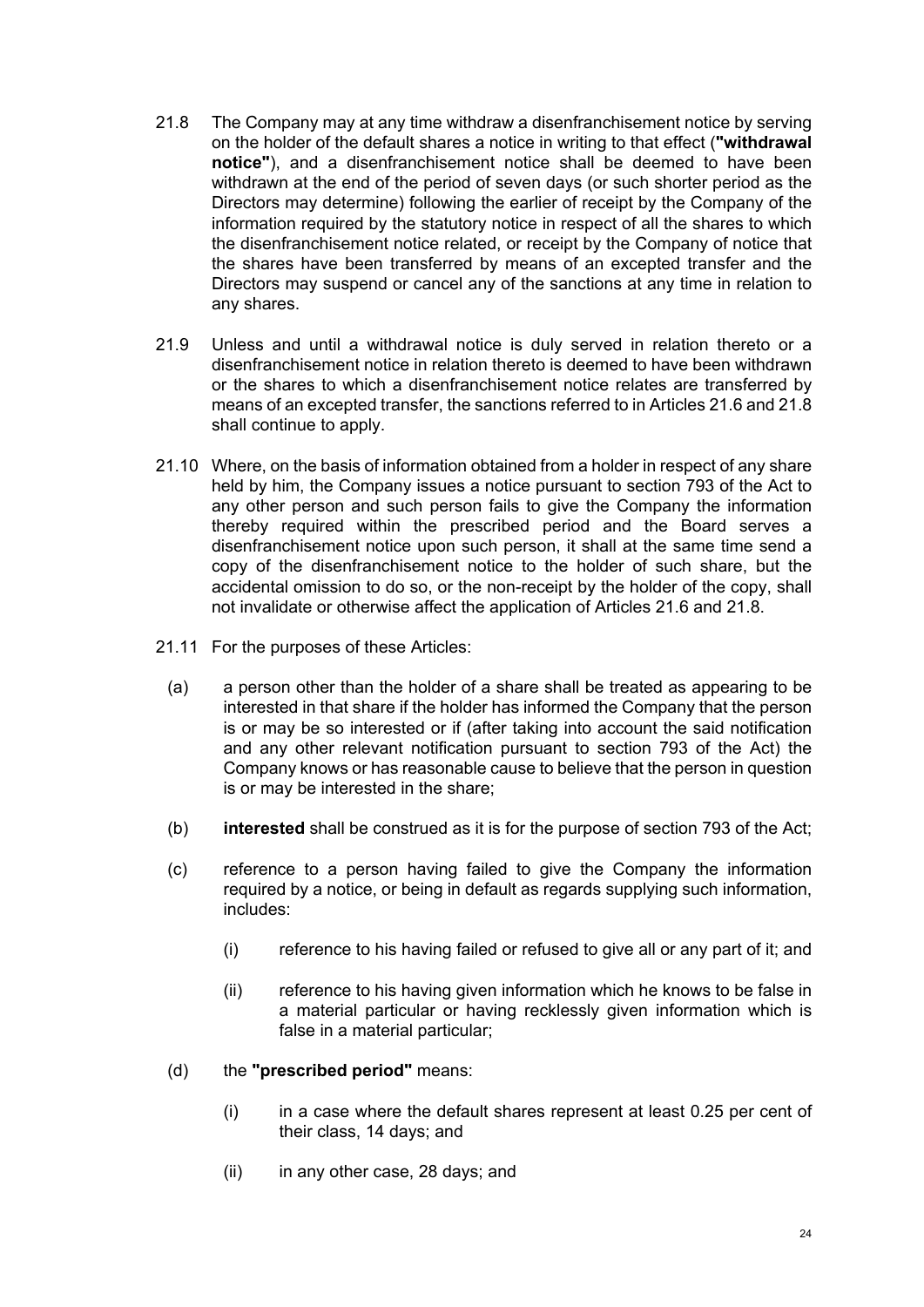21.8 The Company may at any time withdraw a disenfranchisement notice by serving on the holder of the default shares a notice in writing to that effect (**"withdrawal notice"**), and a disenfranchisement notice shall be deemed to have been withdrawn at the end of the period of seven days (or such shorter period as the Directors may determine) following the earlier of receipt by the Company of the information required by the statutory notice in respect of all the shares to which the disenfranchisement notice related, or receipt by the Company of notice that the shares have been transferred by means of an excepted transfer and the Directors may suspend or cancel any of the sanctions at any time in relation to any shares.

21.9 Unless and until a withdrawal notice is duly served in relation thereto or a disenfranchisement notice in relation thereto is deemed to have been withdrawn or the shares to which a disenfranchisement notice relates are transferred by means of an excepted transfer, the sanctions referred to in Articles 21.6 and 21.8 shall continue to apply.

21.10 Where, on the basis of information obtained from a holder in respect of any share held by him, the Company issues a notice pursuant to section 793 of the Act to any other person and such person fails to give the Company the information thereby required within the prescribed period and the Board serves a disenfranchisement notice upon such person, it shall at the same time send a copy of the disenfranchisement notice to the holder of such share, but the accidental omission to do so, or the non-receipt by the holder of the copy, shall not invalidate or otherwise affect the application of Articles 21.6 and 21.8.

21.11 For the purposes of these Articles:

(a) a person other than the holder of a share shall be treated as appearing to be interested in that share if the holder has informed the Company that the person is or may be so interested or if (after taking into account the said notification and any other relevant notification pursuant to section 793 of the Act) the Company knows or has reasonable cause to believe that the person in question is or may be interested in the share;

(b) **interested** shall be construed as it is for the purpose of section 793 of the Act;

(c) reference to a person having failed to give the Company the information required by a notice, or being in default as regards supplying such information, includes:

(i) reference to his having failed or refused to give all or any part of it; and

(ii) reference to his having given information which he knows to be false in a material particular or having recklessly given information which is false in a material particular;

(d) the **"prescribed period"** means:

(i) in a case where the default shares represent at least 0.25 per cent of their class, 14 days; and

(ii) in any other case, 28 days; and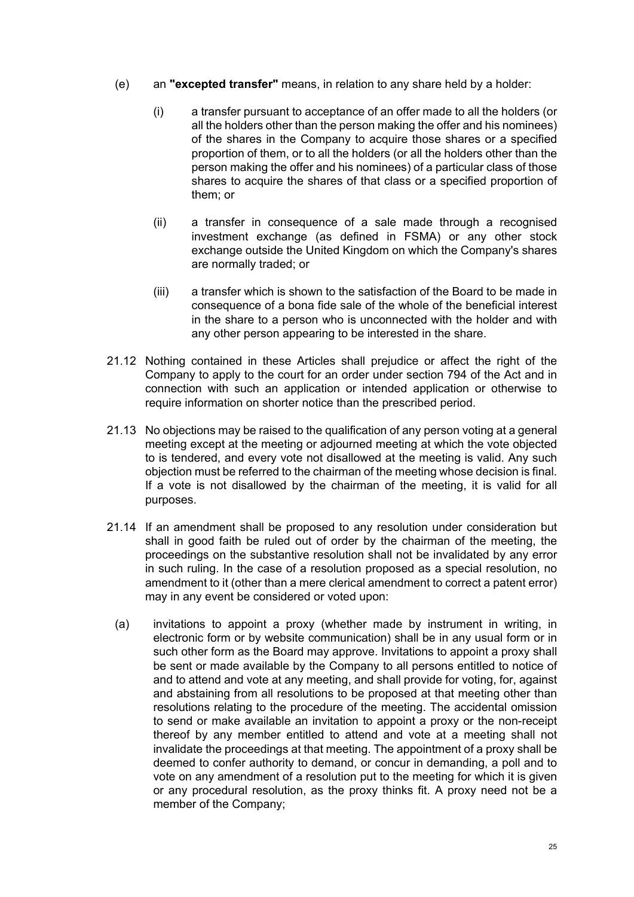(e) an **"excepted transfer"** means, in relation to any share held by a holder:

  (i) a transfer pursuant to acceptance of an offer made to all the holders (or all the holders other than the person making the offer and his nominees) of the shares in the Company to acquire those shares or a specified proportion of them, or to all the holders (or all the holders other than the person making the offer and his nominees) of a particular class of those shares to acquire the shares of that class or a specified proportion of them; or

  (ii) a transfer in consequence of a sale made through a recognised investment exchange (as defined in FSMA) or any other stock exchange outside the United Kingdom on which the Company's shares are normally traded; or

  (iii) a transfer which is shown to the satisfaction of the Board to be made in consequence of a bona fide sale of the whole of the beneficial interest in the share to a person who is unconnected with the holder and with any other person appearing to be interested in the share.

21.12 Nothing contained in these Articles shall prejudice or affect the right of the Company to apply to the court for an order under section 794 of the Act and in connection with such an application or intended application or otherwise to require information on shorter notice than the prescribed period.

21.13 No objections may be raised to the qualification of any person voting at a general meeting except at the meeting or adjourned meeting at which the vote objected to is tendered, and every vote not disallowed at the meeting is valid. Any such objection must be referred to the chairman of the meeting whose decision is final. If a vote is not disallowed by the chairman of the meeting, it is valid for all purposes.

21.14 If an amendment shall be proposed to any resolution under consideration but shall in good faith be ruled out of order by the chairman of the meeting, the proceedings on the substantive resolution shall not be invalidated by any error in such ruling. In the case of a resolution proposed as a special resolution, no amendment to it (other than a mere clerical amendment to correct a patent error) may in any event be considered or voted upon:

(a) invitations to appoint a proxy (whether made by instrument in writing, in electronic form or by website communication) shall be in any usual form or in such other form as the Board may approve. Invitations to appoint a proxy shall be sent or made available by the Company to all persons entitled to notice of and to attend and vote at any meeting, and shall provide for voting, for, against and abstaining from all resolutions to be proposed at that meeting other than resolutions relating to the procedure of the meeting. The accidental omission to send or make available an invitation to appoint a proxy or the non-receipt thereof by any member entitled to attend and vote at a meeting shall not invalidate the proceedings at that meeting. The appointment of a proxy shall be deemed to confer authority to demand, or concur in demanding, a poll and to vote on any amendment of a resolution put to the meeting for which it is given or any procedural resolution, as the proxy thinks fit. A proxy need not be a member of the Company;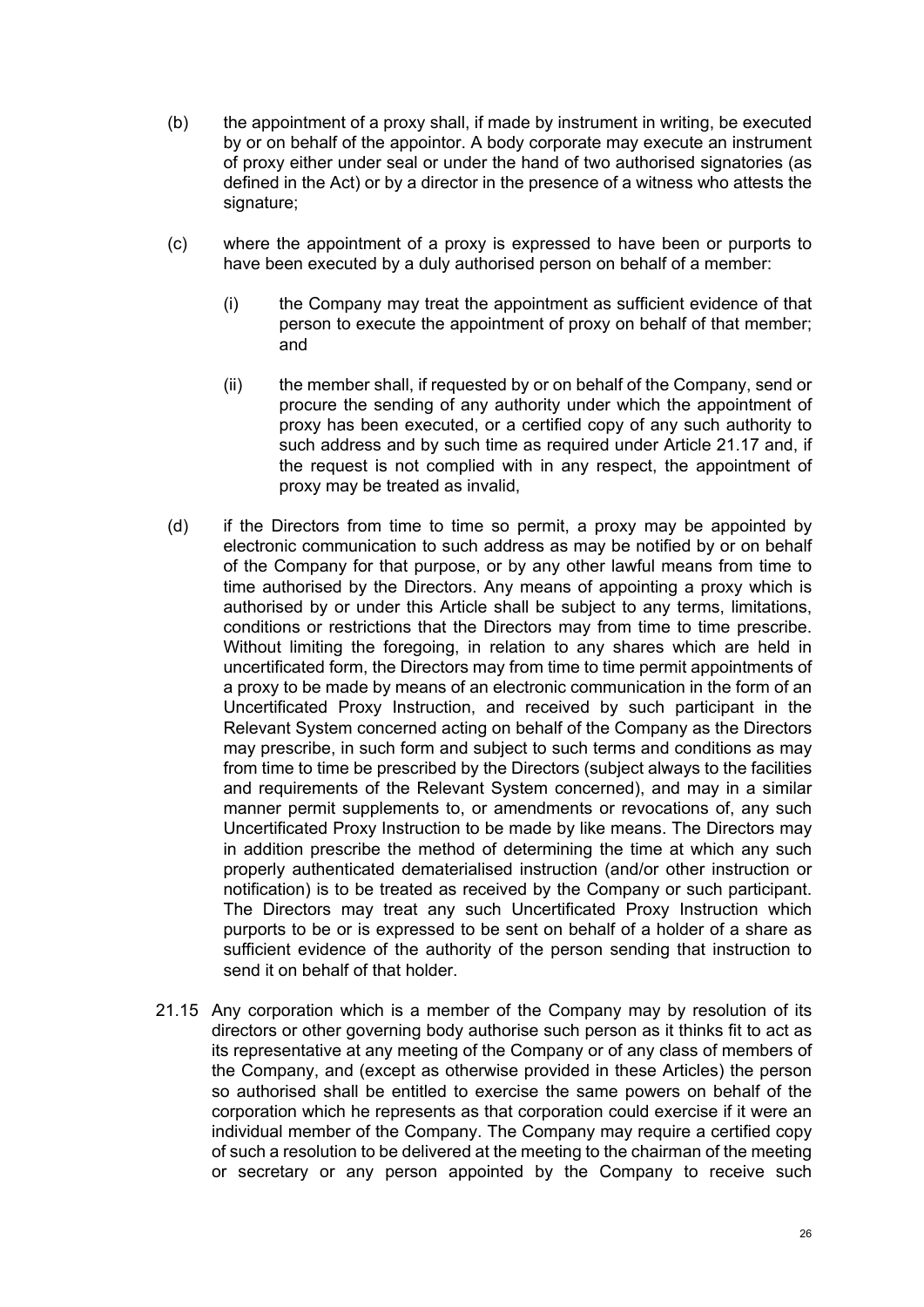(b) the appointment of a proxy shall, if made by instrument in writing, be executed by or on behalf of the appointor. A body corporate may execute an instrument of proxy either under seal or under the hand of two authorised signatories (as defined in the Act) or by a director in the presence of a witness who attests the signature;

(c) where the appointment of a proxy is expressed to have been or purports to have been executed by a duly authorised person on behalf of a member:

   (i) the Company may treat the appointment as sufficient evidence of that person to execute the appointment of proxy on behalf of that member; and

   (ii) the member shall, if requested by or on behalf of the Company, send or procure the sending of any authority under which the appointment of proxy has been executed, or a certified copy of any such authority to such address and by such time as required under Article 21.17 and, if the request is not complied with in any respect, the appointment of proxy may be treated as invalid,

(d) if the Directors from time to time so permit, a proxy may be appointed by electronic communication to such address as may be notified by or on behalf of the Company for that purpose, or by any other lawful means from time to time authorised by the Directors. Any means of appointing a proxy which is authorised by or under this Article shall be subject to any terms, limitations, conditions or restrictions that the Directors may from time to time prescribe. Without limiting the foregoing, in relation to any shares which are held in uncertificated form, the Directors may from time to time permit appointments of a proxy to be made by means of an electronic communication in the form of an Uncertificated Proxy Instruction, and received by such participant in the Relevant System concerned acting on behalf of the Company as the Directors may prescribe, in such form and subject to such terms and conditions as may from time to time be prescribed by the Directors (subject always to the facilities and requirements of the Relevant System concerned), and may in a similar manner permit supplements to, or amendments or revocations of, any such Uncertificated Proxy Instruction to be made by like means. The Directors may in addition prescribe the method of determining the time at which any such properly authenticated dematerialised instruction (and/or other instruction or notification) is to be treated as received by the Company or such participant. The Directors may treat any such Uncertificated Proxy Instruction which purports to be or is expressed to be sent on behalf of a holder of a share as sufficient evidence of the authority of the person sending that instruction to send it on behalf of that holder.

21.15 Any corporation which is a member of the Company may by resolution of its directors or other governing body authorise such person as it thinks fit to act as its representative at any meeting of the Company or of any class of members of the Company, and (except as otherwise provided in these Articles) the person so authorised shall be entitled to exercise the same powers on behalf of the corporation which he represents as that corporation could exercise if it were an individual member of the Company. The Company may require a certified copy of such a resolution to be delivered at the meeting to the chairman of the meeting or secretary or any person appointed by the Company to receive such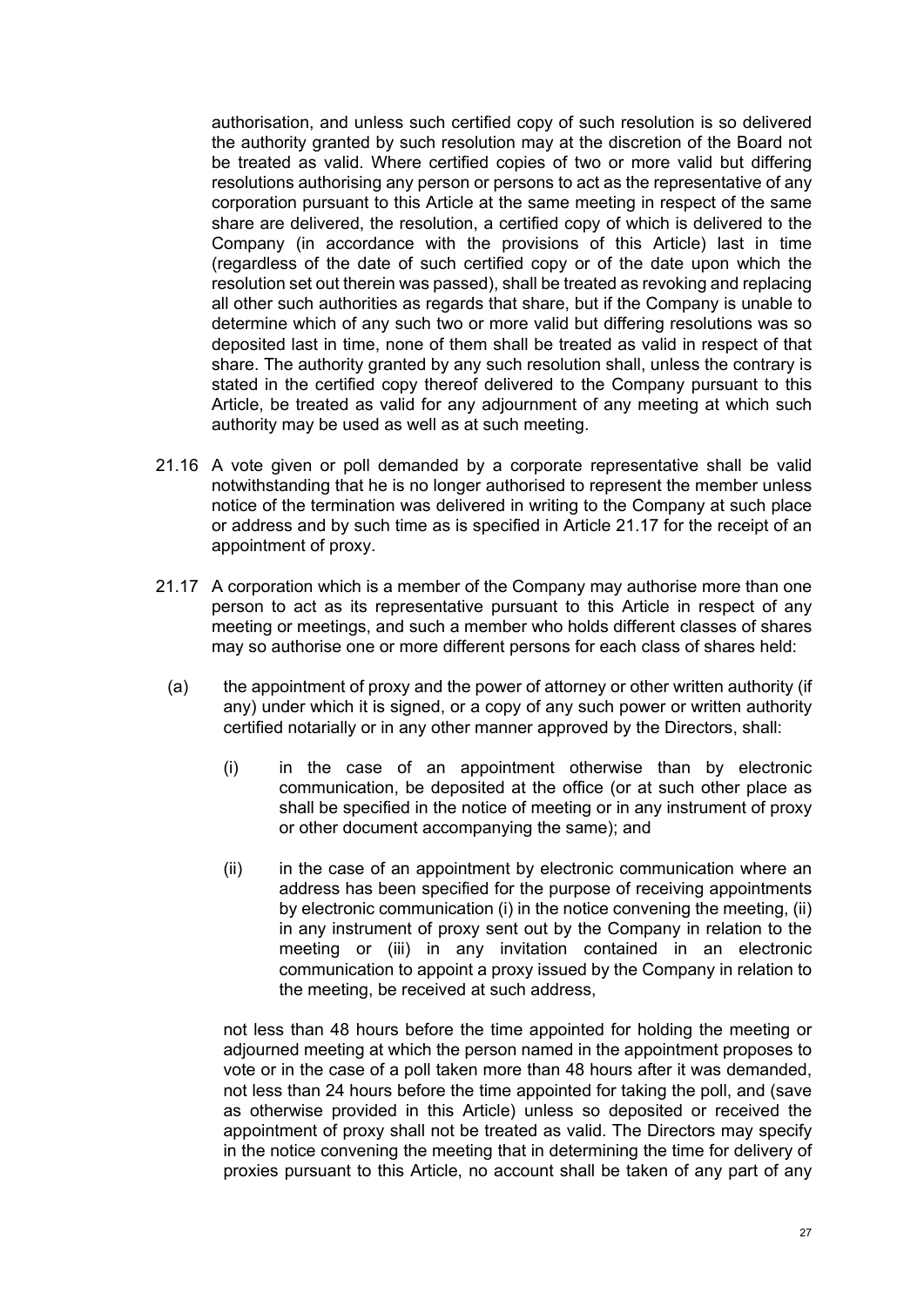authorisation, and unless such certified copy of such resolution is so delivered the authority granted by such resolution may at the discretion of the Board not be treated as valid. Where certified copies of two or more valid but differing resolutions authorising any person or persons to act as the representative of any corporation pursuant to this Article at the same meeting in respect of the same share are delivered, the resolution, a certified copy of which is delivered to the Company (in accordance with the provisions of this Article) last in time (regardless of the date of such certified copy or of the date upon which the resolution set out therein was passed), shall be treated as revoking and replacing all other such authorities as regards that share, but if the Company is unable to determine which of any such two or more valid but differing resolutions was so deposited last in time, none of them shall be treated as valid in respect of that share. The authority granted by any such resolution shall, unless the contrary is stated in the certified copy thereof delivered to the Company pursuant to this Article, be treated as valid for any adjournment of any meeting at which such authority may be used as well as at such meeting.

21.16 A vote given or poll demanded by a corporate representative shall be valid notwithstanding that he is no longer authorised to represent the member unless notice of the termination was delivered in writing to the Company at such place or address and by such time as is specified in Article 21.17 for the receipt of an appointment of proxy.

21.17 A corporation which is a member of the Company may authorise more than one person to act as its representative pursuant to this Article in respect of any meeting or meetings, and such a member who holds different classes of shares may so authorise one or more different persons for each class of shares held:

(a) the appointment of proxy and the power of attorney or other written authority (if any) under which it is signed, or a copy of any such power or written authority certified notarially or in any other manner approved by the Directors, shall:

   (i) in the case of an appointment otherwise than by electronic communication, be deposited at the office (or at such other place as shall be specified in the notice of meeting or in any instrument of proxy or other document accompanying the same); and

   (ii) in the case of an appointment by electronic communication where an address has been specified for the purpose of receiving appointments by electronic communication (i) in the notice convening the meeting, (ii) in any instrument of proxy sent out by the Company in relation to the meeting or (iii) in any invitation contained in an electronic communication to appoint a proxy issued by the Company in relation to the meeting, be received at such address,

not less than 48 hours before the time appointed for holding the meeting or adjourned meeting at which the person named in the appointment proposes to vote or in the case of a poll taken more than 48 hours after it was demanded, not less than 24 hours before the time appointed for taking the poll, and (save as otherwise provided in this Article) unless so deposited or received the appointment of proxy shall not be treated as valid. The Directors may specify in the notice convening the meeting that in determining the time for delivery of proxies pursuant to this Article, no account shall be taken of any part of any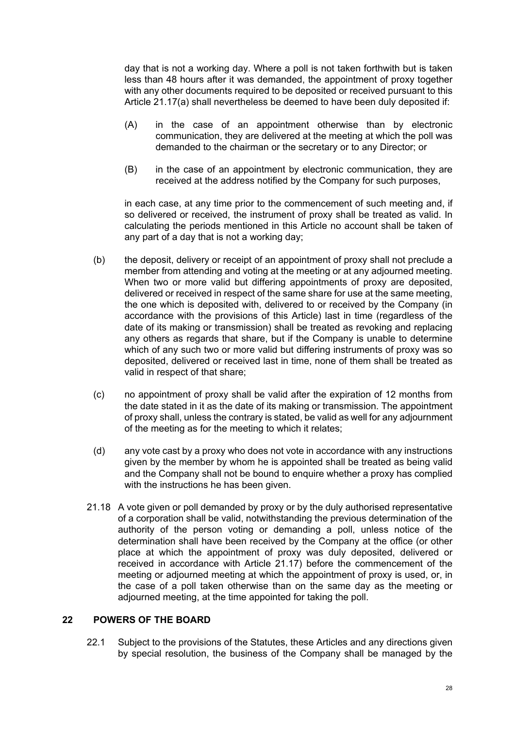day that is not a working day. Where a poll is not taken forthwith but is taken less than 48 hours after it was demanded, the appointment of proxy together with any other documents required to be deposited or received pursuant to this Article 21.17(a) shall nevertheless be deemed to have been duly deposited if:

(A) in the case of an appointment otherwise than by electronic communication, they are delivered at the meeting at which the poll was demanded to the chairman or the secretary or to any Director; or

(B) in the case of an appointment by electronic communication, they are received at the address notified by the Company for such purposes,

in each case, at any time prior to the commencement of such meeting and, if so delivered or received, the instrument of proxy shall be treated as valid. In calculating the periods mentioned in this Article no account shall be taken of any part of a day that is not a working day;

(b) the deposit, delivery or receipt of an appointment of proxy shall not preclude a member from attending and voting at the meeting or at any adjourned meeting. When two or more valid but differing appointments of proxy are deposited, delivered or received in respect of the same share for use at the same meeting, the one which is deposited with, delivered to or received by the Company (in accordance with the provisions of this Article) last in time (regardless of the date of its making or transmission) shall be treated as revoking and replacing any others as regards that share, but if the Company is unable to determine which of any such two or more valid but differing instruments of proxy was so deposited, delivered or received last in time, none of them shall be treated as valid in respect of that share;

(c) no appointment of proxy shall be valid after the expiration of 12 months from the date stated in it as the date of its making or transmission. The appointment of proxy shall, unless the contrary is stated, be valid as well for any adjournment of the meeting as for the meeting to which it relates;

(d) any vote cast by a proxy who does not vote in accordance with any instructions given by the member by whom he is appointed shall be treated as being valid and the Company shall not be bound to enquire whether a proxy has complied with the instructions he has been given.

21.18 A vote given or poll demanded by proxy or by the duly authorised representative of a corporation shall be valid, notwithstanding the previous determination of the authority of the person voting or demanding a poll, unless notice of the determination shall have been received by the Company at the office (or other place at which the appointment of proxy was duly deposited, delivered or received in accordance with Article 21.17) before the commencement of the meeting or adjourned meeting at which the appointment of proxy is used, or, in the case of a poll taken otherwise than on the same day as the meeting or adjourned meeting, at the time appointed for taking the poll.

## 22 POWERS OF THE BOARD

22.1 Subject to the provisions of the Statutes, these Articles and any directions given by special resolution, the business of the Company shall be managed by the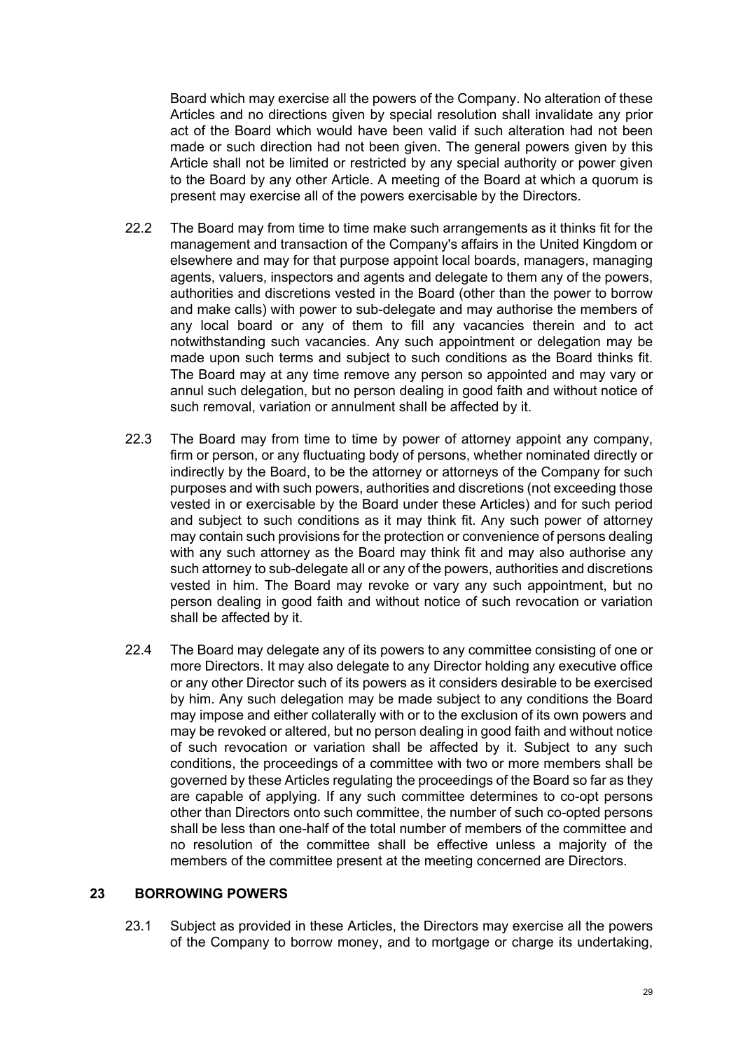Board which may exercise all the powers of the Company. No alteration of these Articles and no directions given by special resolution shall invalidate any prior act of the Board which would have been valid if such alteration had not been made or such direction had not been given. The general powers given by this Article shall not be limited or restricted by any special authority or power given to the Board by any other Article. A meeting of the Board at which a quorum is present may exercise all of the powers exercisable by the Directors.

22.2 The Board may from time to time make such arrangements as it thinks fit for the management and transaction of the Company's affairs in the United Kingdom or elsewhere and may for that purpose appoint local boards, managers, managing agents, valuers, inspectors and agents and delegate to them any of the powers, authorities and discretions vested in the Board (other than the power to borrow and make calls) with power to sub-delegate and may authorise the members of any local board or any of them to fill any vacancies therein and to act notwithstanding such vacancies. Any such appointment or delegation may be made upon such terms and subject to such conditions as the Board thinks fit. The Board may at any time remove any person so appointed and may vary or annul such delegation, but no person dealing in good faith and without notice of such removal, variation or annulment shall be affected by it.

22.3 The Board may from time to time by power of attorney appoint any company, firm or person, or any fluctuating body of persons, whether nominated directly or indirectly by the Board, to be the attorney or attorneys of the Company for such purposes and with such powers, authorities and discretions (not exceeding those vested in or exercisable by the Board under these Articles) and for such period and subject to such conditions as it may think fit. Any such power of attorney may contain such provisions for the protection or convenience of persons dealing with any such attorney as the Board may think fit and may also authorise any such attorney to sub-delegate all or any of the powers, authorities and discretions vested in him. The Board may revoke or vary any such appointment, but no person dealing in good faith and without notice of such revocation or variation shall be affected by it.

22.4 The Board may delegate any of its powers to any committee consisting of one or more Directors. It may also delegate to any Director holding any executive office or any other Director such of its powers as it considers desirable to be exercised by him. Any such delegation may be made subject to any conditions the Board may impose and either collaterally with or to the exclusion of its own powers and may be revoked or altered, but no person dealing in good faith and without notice of such revocation or variation shall be affected by it. Subject to any such conditions, the proceedings of a committee with two or more members shall be governed by these Articles regulating the proceedings of the Board so far as they are capable of applying. If any such committee determines to co-opt persons other than Directors onto such committee, the number of such co-opted persons shall be less than one-half of the total number of members of the committee and no resolution of the committee shall be effective unless a majority of the members of the committee present at the meeting concerned are Directors.

## 23 BORROWING POWERS

23.1 Subject as provided in these Articles, the Directors may exercise all the powers of the Company to borrow money, and to mortgage or charge its undertaking,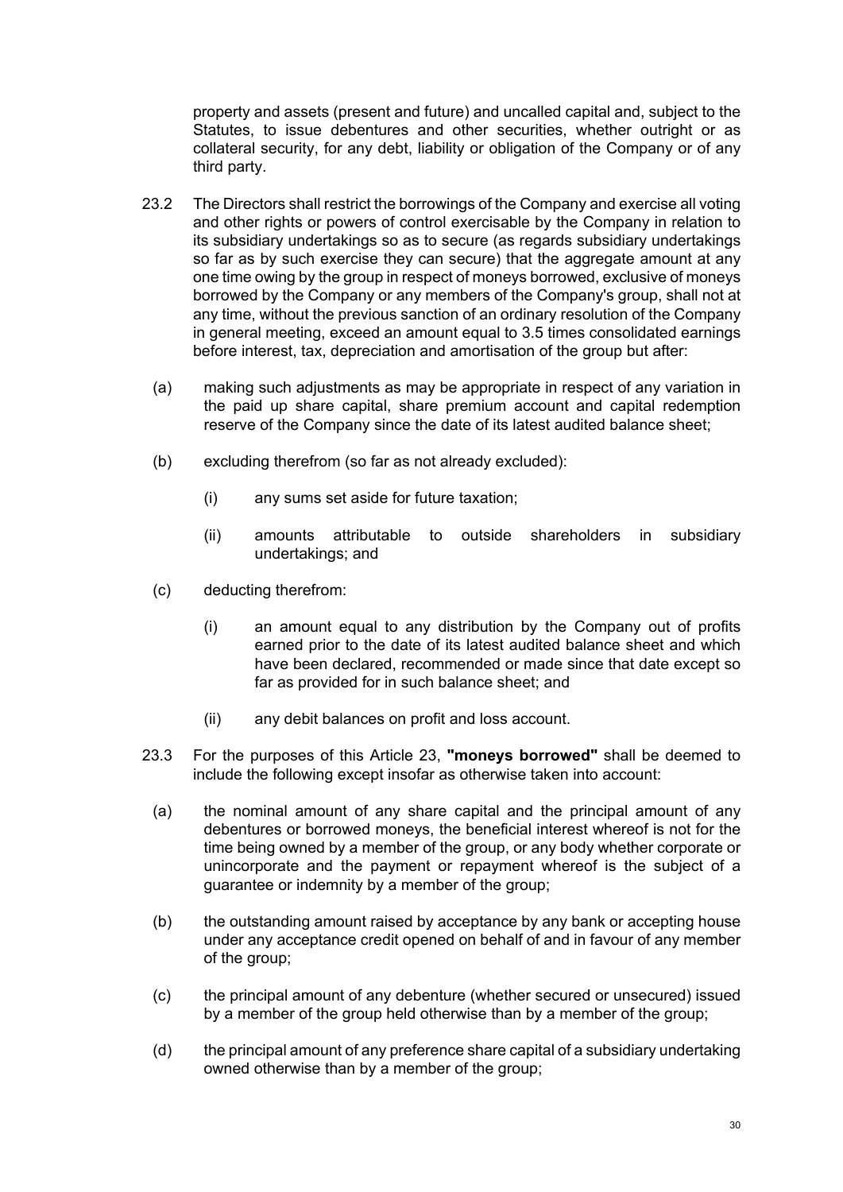property and assets (present and future) and uncalled capital and, subject to the Statutes, to issue debentures and other securities, whether outright or as collateral security, for any debt, liability or obligation of the Company or of any third party.

23.2 The Directors shall restrict the borrowings of the Company and exercise all voting and other rights or powers of control exercisable by the Company in relation to its subsidiary undertakings so as to secure (as regards subsidiary undertakings so far as by such exercise they can secure) that the aggregate amount at any one time owing by the group in respect of moneys borrowed, exclusive of moneys borrowed by the Company or any members of the Company's group, shall not at any time, without the previous sanction of an ordinary resolution of the Company in general meeting, exceed an amount equal to 3.5 times consolidated earnings before interest, tax, depreciation and amortisation of the group but after:

(a) making such adjustments as may be appropriate in respect of any variation in the paid up share capital, share premium account and capital redemption reserve of the Company since the date of its latest audited balance sheet;

(b) excluding therefrom (so far as not already excluded):

(i) any sums set aside for future taxation;

(ii) amounts attributable to outside shareholders in subsidiary undertakings; and

(c) deducting therefrom:

(i) an amount equal to any distribution by the Company out of profits earned prior to the date of its latest audited balance sheet and which have been declared, recommended or made since that date except so far as provided for in such balance sheet; and

(ii) any debit balances on profit and loss account.

23.3 For the purposes of this Article 23, **"moneys borrowed"** shall be deemed to include the following except insofar as otherwise taken into account:

(a) the nominal amount of any share capital and the principal amount of any debentures or borrowed moneys, the beneficial interest whereof is not for the time being owned by a member of the group, or any body whether corporate or unincorporate and the payment or repayment whereof is the subject of a guarantee or indemnity by a member of the group;

(b) the outstanding amount raised by acceptance by any bank or accepting house under any acceptance credit opened on behalf of and in favour of any member of the group;

(c) the principal amount of any debenture (whether secured or unsecured) issued by a member of the group held otherwise than by a member of the group;

(d) the principal amount of any preference share capital of a subsidiary undertaking owned otherwise than by a member of the group;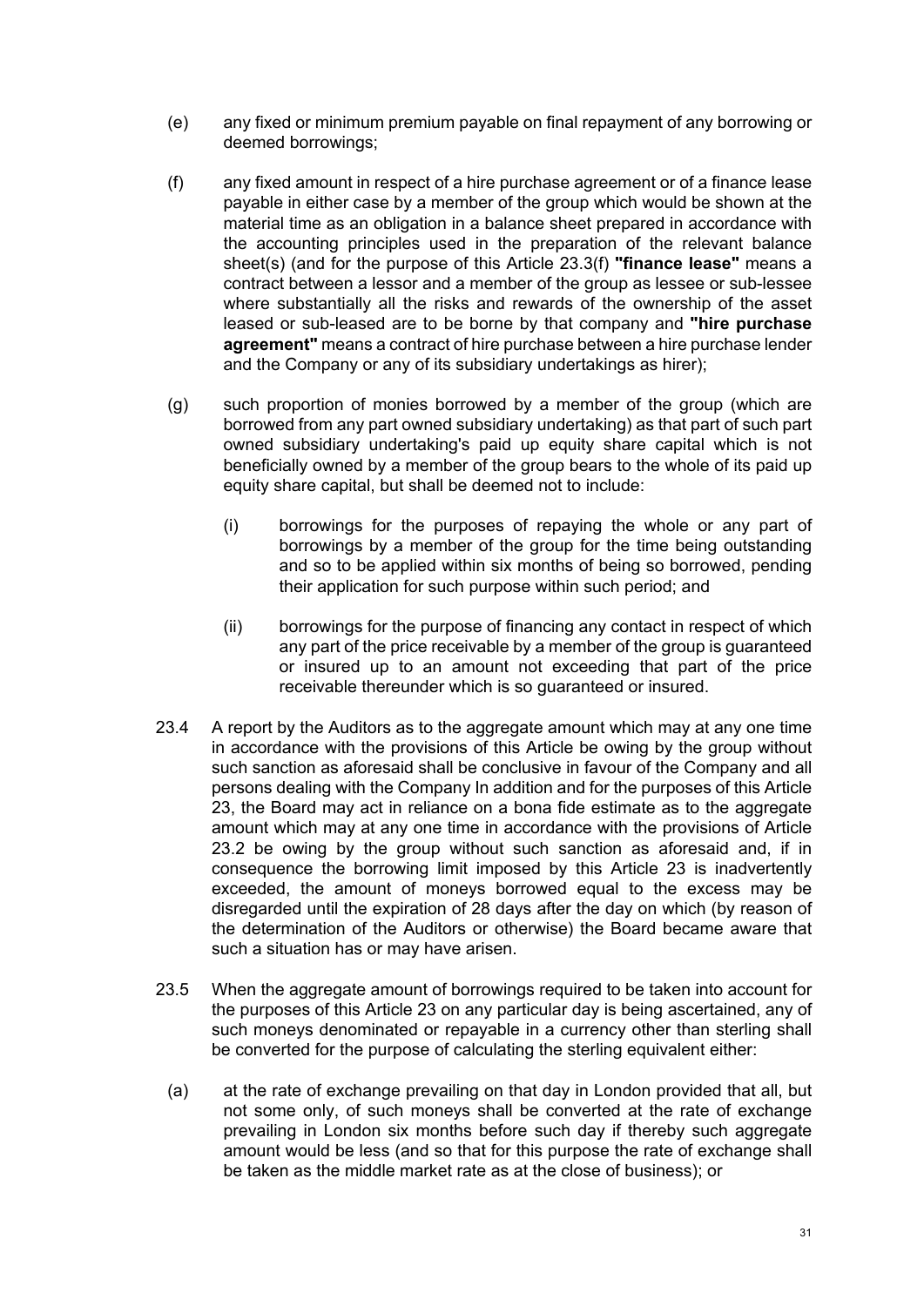(e) any fixed or minimum premium payable on final repayment of any borrowing or deemed borrowings;

(f) any fixed amount in respect of a hire purchase agreement or of a finance lease payable in either case by a member of the group which would be shown at the material time as an obligation in a balance sheet prepared in accordance with the accounting principles used in the preparation of the relevant balance sheet(s) (and for the purpose of this Article 23.3(f) **"finance lease"** means a contract between a lessor and a member of the group as lessee or sub-lessee where substantially all the risks and rewards of the ownership of the asset leased or sub-leased are to be borne by that company and **"hire purchase agreement"** means a contract of hire purchase between a hire purchase lender and the Company or any of its subsidiary undertakings as hirer);

(g) such proportion of monies borrowed by a member of the group (which are borrowed from any part owned subsidiary undertaking) as that part of such part owned subsidiary undertaking's paid up equity share capital which is not beneficially owned by a member of the group bears to the whole of its paid up equity share capital, but shall be deemed not to include:

   (i) borrowings for the purposes of repaying the whole or any part of borrowings by a member of the group for the time being outstanding and so to be applied within six months of being so borrowed, pending their application for such purpose within such period; and

   (ii) borrowings for the purpose of financing any contact in respect of which any part of the price receivable by a member of the group is guaranteed or insured up to an amount not exceeding that part of the price receivable thereunder which is so guaranteed or insured.

23.4 A report by the Auditors as to the aggregate amount which may at any one time in accordance with the provisions of this Article be owing by the group without such sanction as aforesaid shall be conclusive in favour of the Company and all persons dealing with the Company In addition and for the purposes of this Article 23, the Board may act in reliance on a bona fide estimate as to the aggregate amount which may at any one time in accordance with the provisions of Article 23.2 be owing by the group without such sanction as aforesaid and, if in consequence the borrowing limit imposed by this Article 23 is inadvertently exceeded, the amount of moneys borrowed equal to the excess may be disregarded until the expiration of 28 days after the day on which (by reason of the determination of the Auditors or otherwise) the Board became aware that such a situation has or may have arisen.

23.5 When the aggregate amount of borrowings required to be taken into account for the purposes of this Article 23 on any particular day is being ascertained, any of such moneys denominated or repayable in a currency other than sterling shall be converted for the purpose of calculating the sterling equivalent either:

(a) at the rate of exchange prevailing on that day in London provided that all, but not some only, of such moneys shall be converted at the rate of exchange prevailing in London six months before such day if thereby such aggregate amount would be less (and so that for this purpose the rate of exchange shall be taken as the middle market rate as at the close of business); or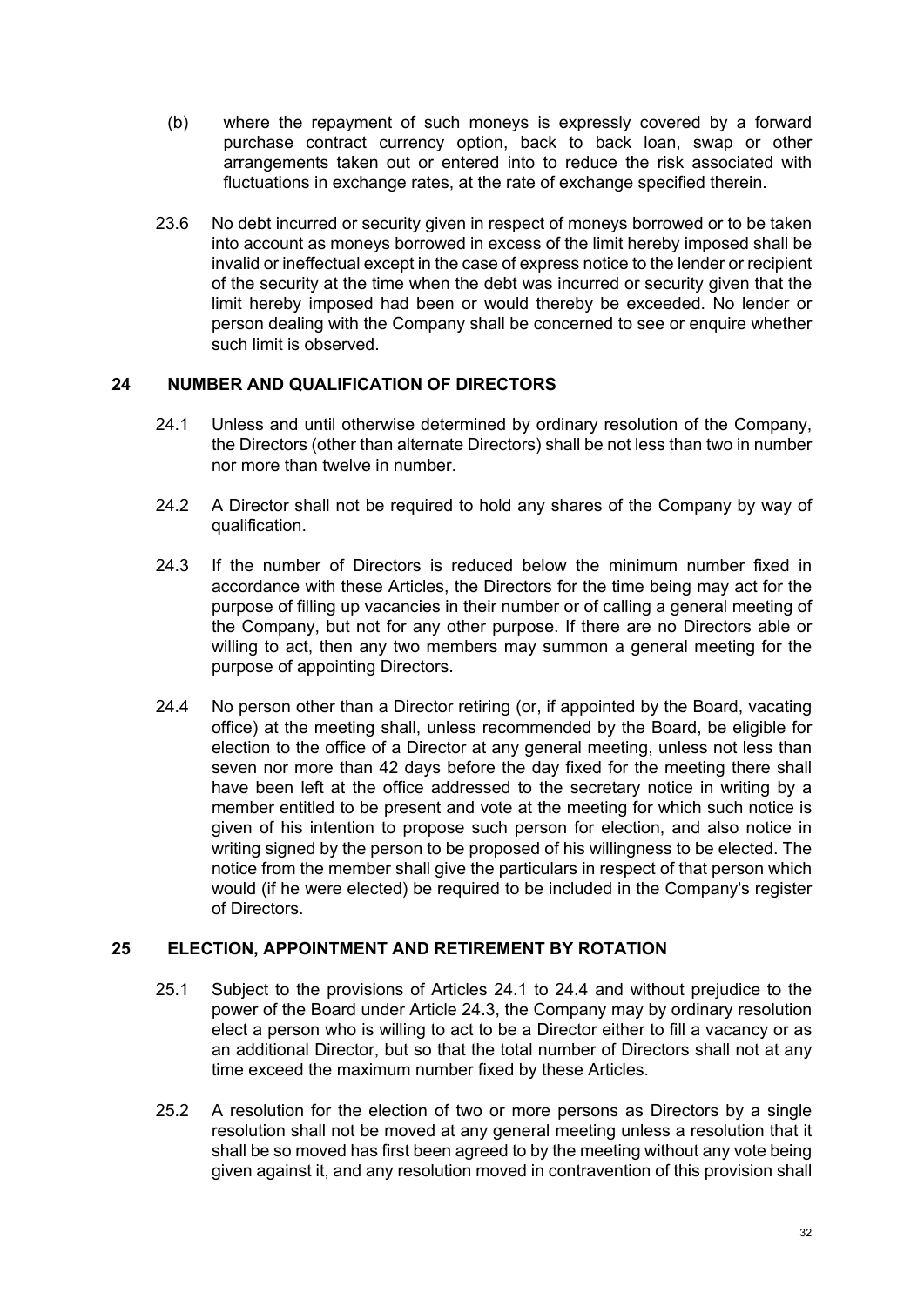(b) where the repayment of such moneys is expressly covered by a forward purchase contract currency option, back to back loan, swap or other arrangements taken out or entered into to reduce the risk associated with fluctuations in exchange rates, at the rate of exchange specified therein.

23.6 No debt incurred or security given in respect of moneys borrowed or to be taken into account as moneys borrowed in excess of the limit hereby imposed shall be invalid or ineffectual except in the case of express notice to the lender or recipient of the security at the time when the debt was incurred or security given that the limit hereby imposed had been or would thereby be exceeded. No lender or person dealing with the Company shall be concerned to see or enquire whether such limit is observed.

## 24 NUMBER AND QUALIFICATION OF DIRECTORS

24.1 Unless and until otherwise determined by ordinary resolution of the Company, the Directors (other than alternate Directors) shall be not less than two in number nor more than twelve in number.

24.2 A Director shall not be required to hold any shares of the Company by way of qualification.

24.3 If the number of Directors is reduced below the minimum number fixed in accordance with these Articles, the Directors for the time being may act for the purpose of filling up vacancies in their number or of calling a general meeting of the Company, but not for any other purpose. If there are no Directors able or willing to act, then any two members may summon a general meeting for the purpose of appointing Directors.

24.4 No person other than a Director retiring (or, if appointed by the Board, vacating office) at the meeting shall, unless recommended by the Board, be eligible for election to the office of a Director at any general meeting, unless not less than seven nor more than 42 days before the day fixed for the meeting there shall have been left at the office addressed to the secretary notice in writing by a member entitled to be present and vote at the meeting for which such notice is given of his intention to propose such person for election, and also notice in writing signed by the person to be proposed of his willingness to be elected. The notice from the member shall give the particulars in respect of that person which would (if he were elected) be required to be included in the Company's register of Directors.

## 25 ELECTION, APPOINTMENT AND RETIREMENT BY ROTATION

25.1 Subject to the provisions of Articles 24.1 to 24.4 and without prejudice to the power of the Board under Article 24.3, the Company may by ordinary resolution elect a person who is willing to act to be a Director either to fill a vacancy or as an additional Director, but so that the total number of Directors shall not at any time exceed the maximum number fixed by these Articles.

25.2 A resolution for the election of two or more persons as Directors by a single resolution shall not be moved at any general meeting unless a resolution that it shall be so moved has first been agreed to by the meeting without any vote being given against it, and any resolution moved in contravention of this provision shall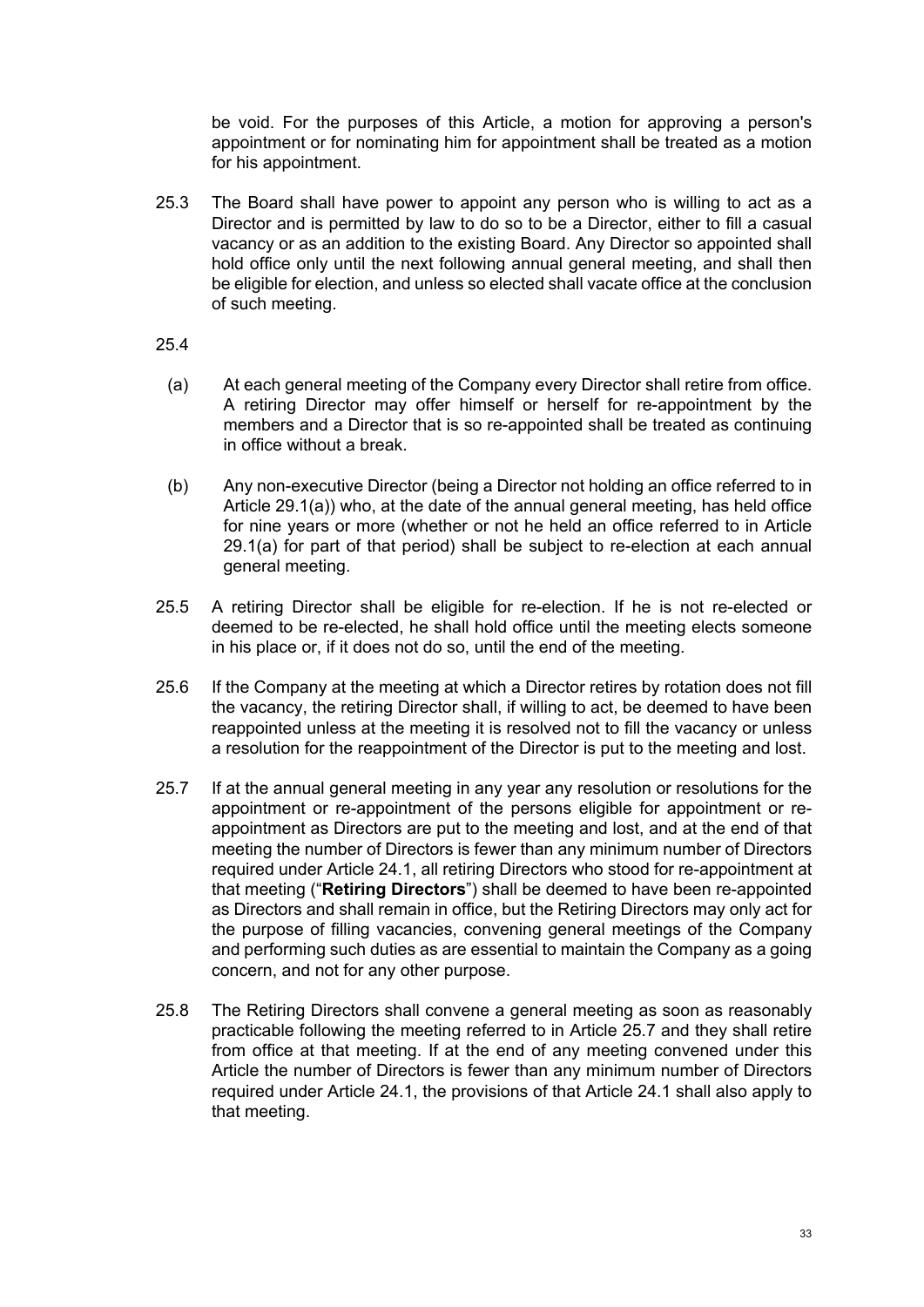be void. For the purposes of this Article, a motion for approving a person's appointment or for nominating him for appointment shall be treated as a motion for his appointment.

25.3 The Board shall have power to appoint any person who is willing to act as a Director and is permitted by law to do so to be a Director, either to fill a casual vacancy or as an addition to the existing Board. Any Director so appointed shall hold office only until the next following annual general meeting, and shall then be eligible for election, and unless so elected shall vacate office at the conclusion of such meeting.

25.4

(a) At each general meeting of the Company every Director shall retire from office. A retiring Director may offer himself or herself for re-appointment by the members and a Director that is so re-appointed shall be treated as continuing in office without a break.

(b) Any non-executive Director (being a Director not holding an office referred to in Article 29.1(a)) who, at the date of the annual general meeting, has held office for nine years or more (whether or not he held an office referred to in Article 29.1(a) for part of that period) shall be subject to re-election at each annual general meeting.

25.5 A retiring Director shall be eligible for re-election. If he is not re-elected or deemed to be re-elected, he shall hold office until the meeting elects someone in his place or, if it does not do so, until the end of the meeting.

25.6 If the Company at the meeting at which a Director retires by rotation does not fill the vacancy, the retiring Director shall, if willing to act, be deemed to have been reappointed unless at the meeting it is resolved not to fill the vacancy or unless a resolution for the reappointment of the Director is put to the meeting and lost.

25.7 If at the annual general meeting in any year any resolution or resolutions for the appointment or re-appointment of the persons eligible for appointment or re-appointment as Directors are put to the meeting and lost, and at the end of that meeting the number of Directors is fewer than any minimum number of Directors required under Article 24.1, all retiring Directors who stood for re-appointment at that meeting ("**Retiring Directors**") shall be deemed to have been re-appointed as Directors and shall remain in office, but the Retiring Directors may only act for the purpose of filling vacancies, convening general meetings of the Company and performing such duties as are essential to maintain the Company as a going concern, and not for any other purpose.

25.8 The Retiring Directors shall convene a general meeting as soon as reasonably practicable following the meeting referred to in Article 25.7 and they shall retire from office at that meeting. If at the end of any meeting convened under this Article the number of Directors is fewer than any minimum number of Directors required under Article 24.1, the provisions of that Article 24.1 shall also apply to that meeting.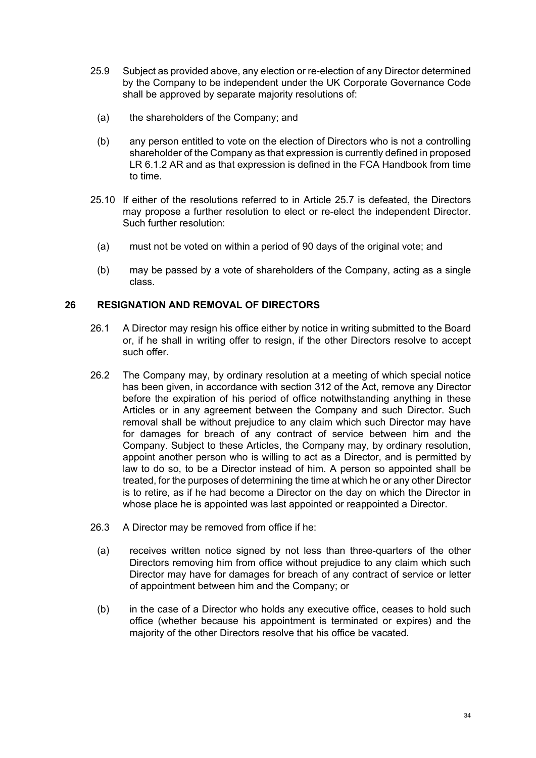25.9 Subject as provided above, any election or re-election of any Director determined by the Company to be independent under the UK Corporate Governance Code shall be approved by separate majority resolutions of:

(a) the shareholders of the Company; and

(b) any person entitled to vote on the election of Directors who is not a controlling shareholder of the Company as that expression is currently defined in proposed LR 6.1.2 AR and as that expression is defined in the FCA Handbook from time to time.

25.10 If either of the resolutions referred to in Article 25.7 is defeated, the Directors may propose a further resolution to elect or re-elect the independent Director. Such further resolution:

(a) must not be voted on within a period of 90 days of the original vote; and

(b) may be passed by a vote of shareholders of the Company, acting as a single class.

## 26 RESIGNATION AND REMOVAL OF DIRECTORS

26.1 A Director may resign his office either by notice in writing submitted to the Board or, if he shall in writing offer to resign, if the other Directors resolve to accept such offer.

26.2 The Company may, by ordinary resolution at a meeting of which special notice has been given, in accordance with section 312 of the Act, remove any Director before the expiration of his period of office notwithstanding anything in these Articles or in any agreement between the Company and such Director. Such removal shall be without prejudice to any claim which such Director may have for damages for breach of any contract of service between him and the Company. Subject to these Articles, the Company may, by ordinary resolution, appoint another person who is willing to act as a Director, and is permitted by law to do so, to be a Director instead of him. A person so appointed shall be treated, for the purposes of determining the time at which he or any other Director is to retire, as if he had become a Director on the day on which the Director in whose place he is appointed was last appointed or reappointed a Director.

26.3 A Director may be removed from office if he:

(a) receives written notice signed by not less than three-quarters of the other Directors removing him from office without prejudice to any claim which such Director may have for damages for breach of any contract of service or letter of appointment between him and the Company; or

(b) in the case of a Director who holds any executive office, ceases to hold such office (whether because his appointment is terminated or expires) and the majority of the other Directors resolve that his office be vacated.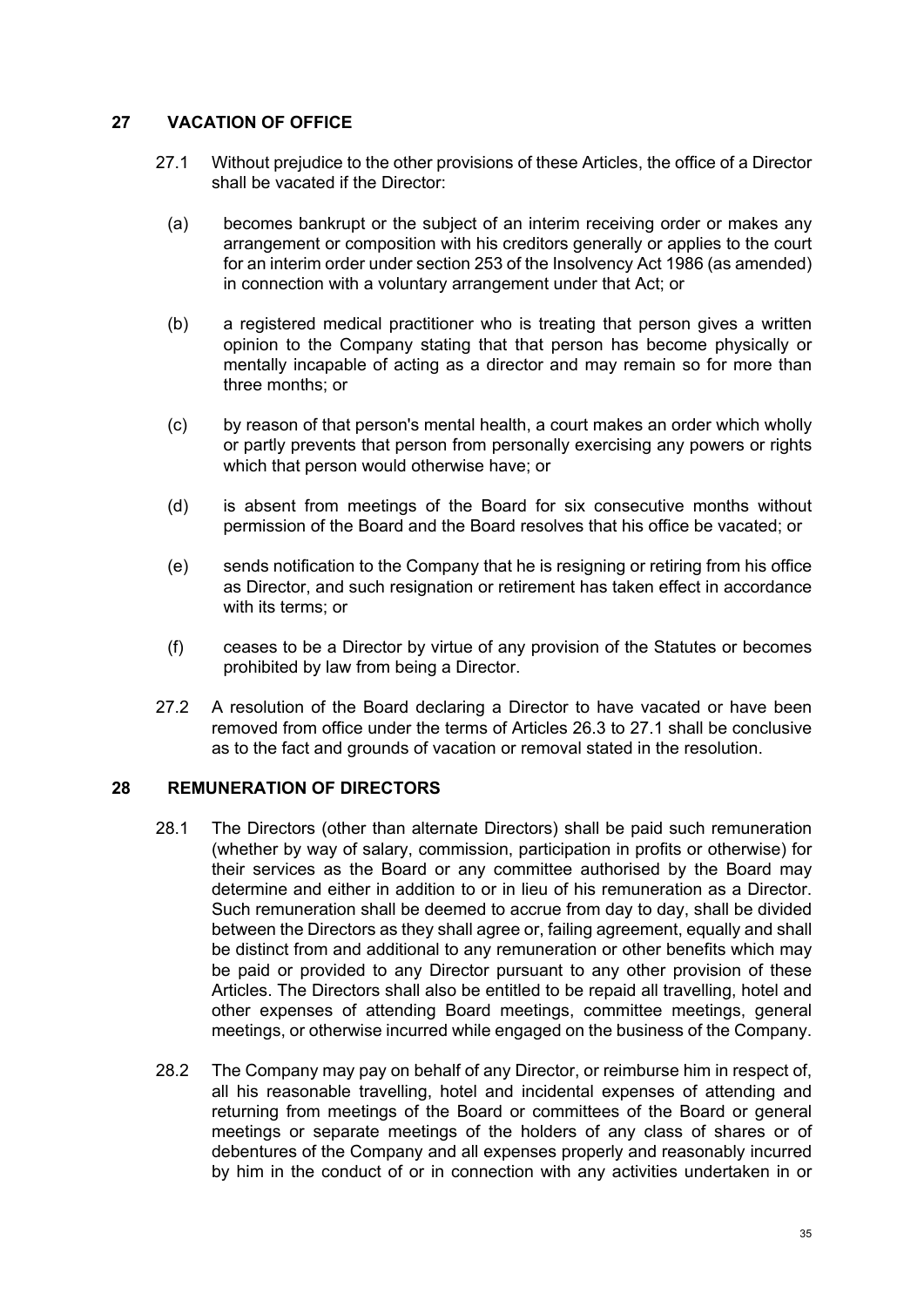## 27 VACATION OF OFFICE

27.1 Without prejudice to the other provisions of these Articles, the office of a Director shall be vacated if the Director:

(a) becomes bankrupt or the subject of an interim receiving order or makes any arrangement or composition with his creditors generally or applies to the court for an interim order under section 253 of the Insolvency Act 1986 (as amended) in connection with a voluntary arrangement under that Act; or

(b) a registered medical practitioner who is treating that person gives a written opinion to the Company stating that that person has become physically or mentally incapable of acting as a director and may remain so for more than three months; or

(c) by reason of that person's mental health, a court makes an order which wholly or partly prevents that person from personally exercising any powers or rights which that person would otherwise have; or

(d) is absent from meetings of the Board for six consecutive months without permission of the Board and the Board resolves that his office be vacated; or

(e) sends notification to the Company that he is resigning or retiring from his office as Director, and such resignation or retirement has taken effect in accordance with its terms; or

(f) ceases to be a Director by virtue of any provision of the Statutes or becomes prohibited by law from being a Director.

27.2 A resolution of the Board declaring a Director to have vacated or have been removed from office under the terms of Articles 26.3 to 27.1 shall be conclusive as to the fact and grounds of vacation or removal stated in the resolution.

## 28 REMUNERATION OF DIRECTORS

28.1 The Directors (other than alternate Directors) shall be paid such remuneration (whether by way of salary, commission, participation in profits or otherwise) for their services as the Board or any committee authorised by the Board may determine and either in addition to or in lieu of his remuneration as a Director. Such remuneration shall be deemed to accrue from day to day, shall be divided between the Directors as they shall agree or, failing agreement, equally and shall be distinct from and additional to any remuneration or other benefits which may be paid or provided to any Director pursuant to any other provision of these Articles. The Directors shall also be entitled to be repaid all travelling, hotel and other expenses of attending Board meetings, committee meetings, general meetings, or otherwise incurred while engaged on the business of the Company.

28.2 The Company may pay on behalf of any Director, or reimburse him in respect of, all his reasonable travelling, hotel and incidental expenses of attending and returning from meetings of the Board or committees of the Board or general meetings or separate meetings of the holders of any class of shares or of debentures of the Company and all expenses properly and reasonably incurred by him in the conduct of or in connection with any activities undertaken in or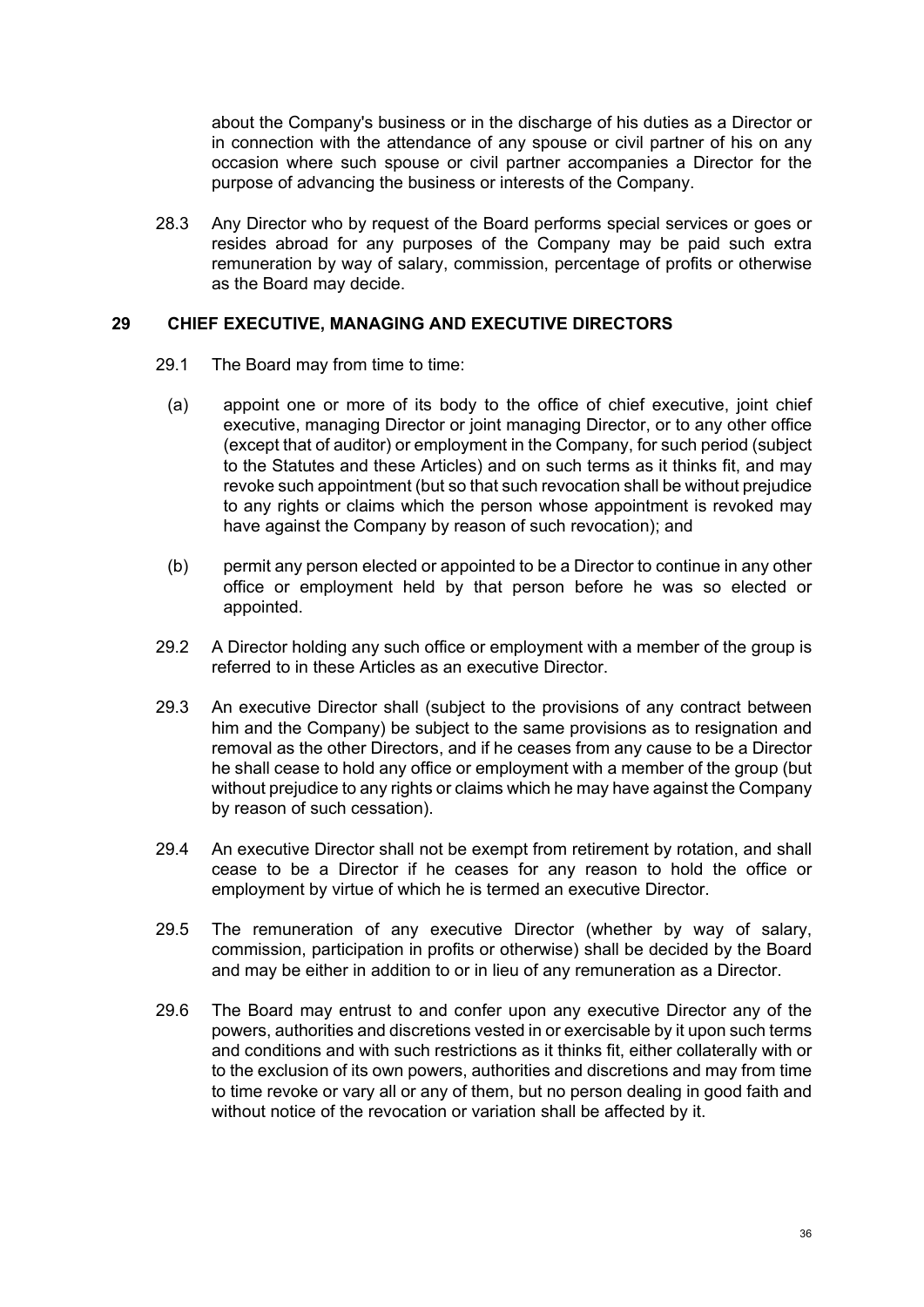about the Company's business or in the discharge of his duties as a Director or in connection with the attendance of any spouse or civil partner of his on any occasion where such spouse or civil partner accompanies a Director for the purpose of advancing the business or interests of the Company.

28.3 Any Director who by request of the Board performs special services or goes or resides abroad for any purposes of the Company may be paid such extra remuneration by way of salary, commission, percentage of profits or otherwise as the Board may decide.

## 29 CHIEF EXECUTIVE, MANAGING AND EXECUTIVE DIRECTORS

29.1 The Board may from time to time:

(a) appoint one or more of its body to the office of chief executive, joint chief executive, managing Director or joint managing Director, or to any other office (except that of auditor) or employment in the Company, for such period (subject to the Statutes and these Articles) and on such terms as it thinks fit, and may revoke such appointment (but so that such revocation shall be without prejudice to any rights or claims which the person whose appointment is revoked may have against the Company by reason of such revocation); and

(b) permit any person elected or appointed to be a Director to continue in any other office or employment held by that person before he was so elected or appointed.

29.2 A Director holding any such office or employment with a member of the group is referred to in these Articles as an executive Director.

29.3 An executive Director shall (subject to the provisions of any contract between him and the Company) be subject to the same provisions as to resignation and removal as the other Directors, and if he ceases from any cause to be a Director he shall cease to hold any office or employment with a member of the group (but without prejudice to any rights or claims which he may have against the Company by reason of such cessation).

29.4 An executive Director shall not be exempt from retirement by rotation, and shall cease to be a Director if he ceases for any reason to hold the office or employment by virtue of which he is termed an executive Director.

29.5 The remuneration of any executive Director (whether by way of salary, commission, participation in profits or otherwise) shall be decided by the Board and may be either in addition to or in lieu of any remuneration as a Director.

29.6 The Board may entrust to and confer upon any executive Director any of the powers, authorities and discretions vested in or exercisable by it upon such terms and conditions and with such restrictions as it thinks fit, either collaterally with or to the exclusion of its own powers, authorities and discretions and may from time to time revoke or vary all or any of them, but no person dealing in good faith and without notice of the revocation or variation shall be affected by it.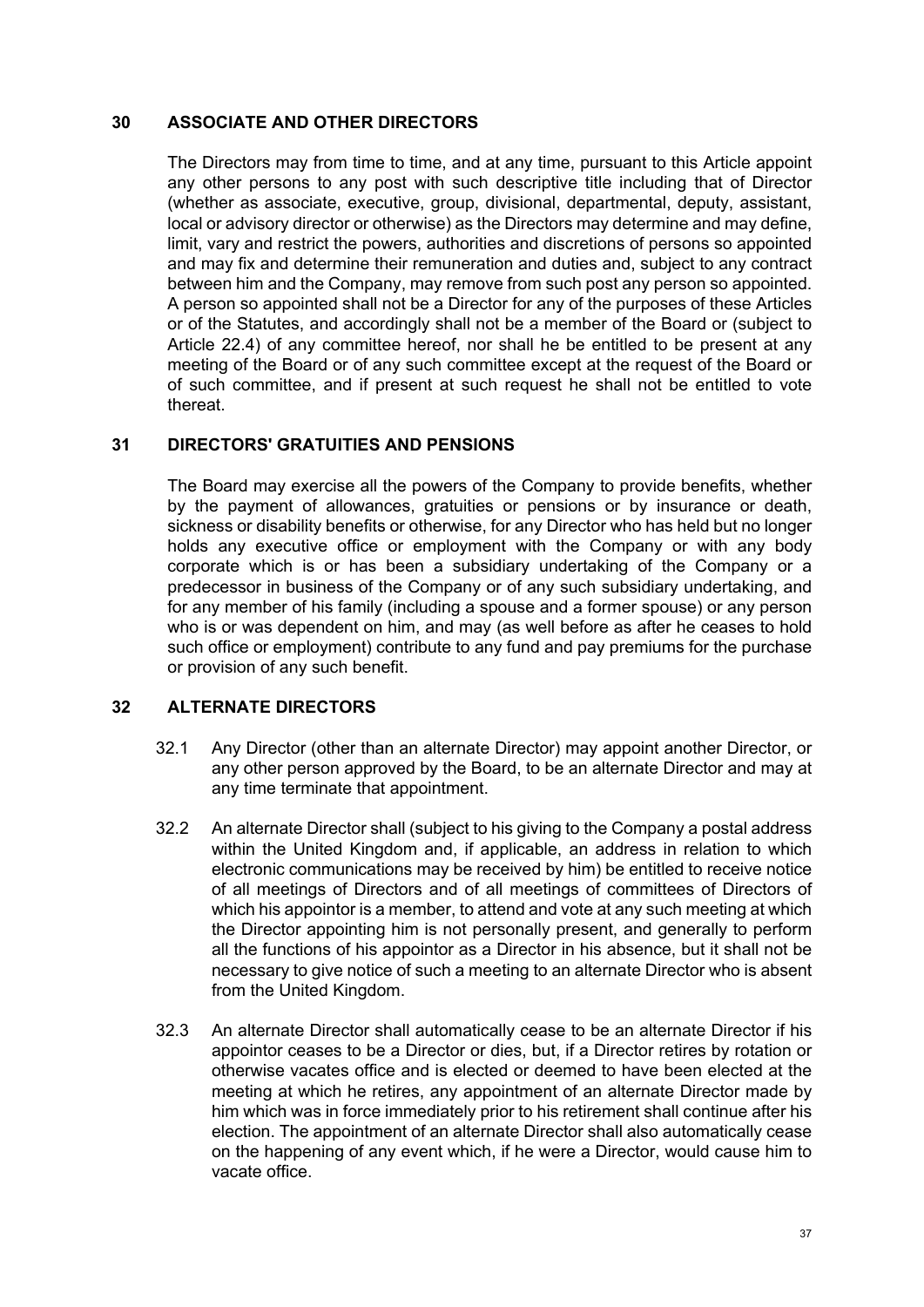## 30 ASSOCIATE AND OTHER DIRECTORS

The Directors may from time to time, and at any time, pursuant to this Article appoint any other persons to any post with such descriptive title including that of Director (whether as associate, executive, group, divisional, departmental, deputy, assistant, local or advisory director or otherwise) as the Directors may determine and may define, limit, vary and restrict the powers, authorities and discretions of persons so appointed and may fix and determine their remuneration and duties and, subject to any contract between him and the Company, may remove from such post any person so appointed. A person so appointed shall not be a Director for any of the purposes of these Articles or of the Statutes, and accordingly shall not be a member of the Board or (subject to Article 22.4) of any committee hereof, nor shall he be entitled to be present at any meeting of the Board or of any such committee except at the request of the Board or of such committee, and if present at such request he shall not be entitled to vote thereat.

## 31 DIRECTORS' GRATUITIES AND PENSIONS

The Board may exercise all the powers of the Company to provide benefits, whether by the payment of allowances, gratuities or pensions or by insurance or death, sickness or disability benefits or otherwise, for any Director who has held but no longer holds any executive office or employment with the Company or with any body corporate which is or has been a subsidiary undertaking of the Company or a predecessor in business of the Company or of any such subsidiary undertaking, and for any member of his family (including a spouse and a former spouse) or any person who is or was dependent on him, and may (as well before as after he ceases to hold such office or employment) contribute to any fund and pay premiums for the purchase or provision of any such benefit.

## 32 ALTERNATE DIRECTORS

32.1 Any Director (other than an alternate Director) may appoint another Director, or any other person approved by the Board, to be an alternate Director and may at any time terminate that appointment.

32.2 An alternate Director shall (subject to his giving to the Company a postal address within the United Kingdom and, if applicable, an address in relation to which electronic communications may be received by him) be entitled to receive notice of all meetings of Directors and of all meetings of committees of Directors of which his appointor is a member, to attend and vote at any such meeting at which the Director appointing him is not personally present, and generally to perform all the functions of his appointor as a Director in his absence, but it shall not be necessary to give notice of such a meeting to an alternate Director who is absent from the United Kingdom.

32.3 An alternate Director shall automatically cease to be an alternate Director if his appointor ceases to be a Director or dies, but, if a Director retires by rotation or otherwise vacates office and is elected or deemed to have been elected at the meeting at which he retires, any appointment of an alternate Director made by him which was in force immediately prior to his retirement shall continue after his election. The appointment of an alternate Director shall also automatically cease on the happening of any event which, if he were a Director, would cause him to vacate office.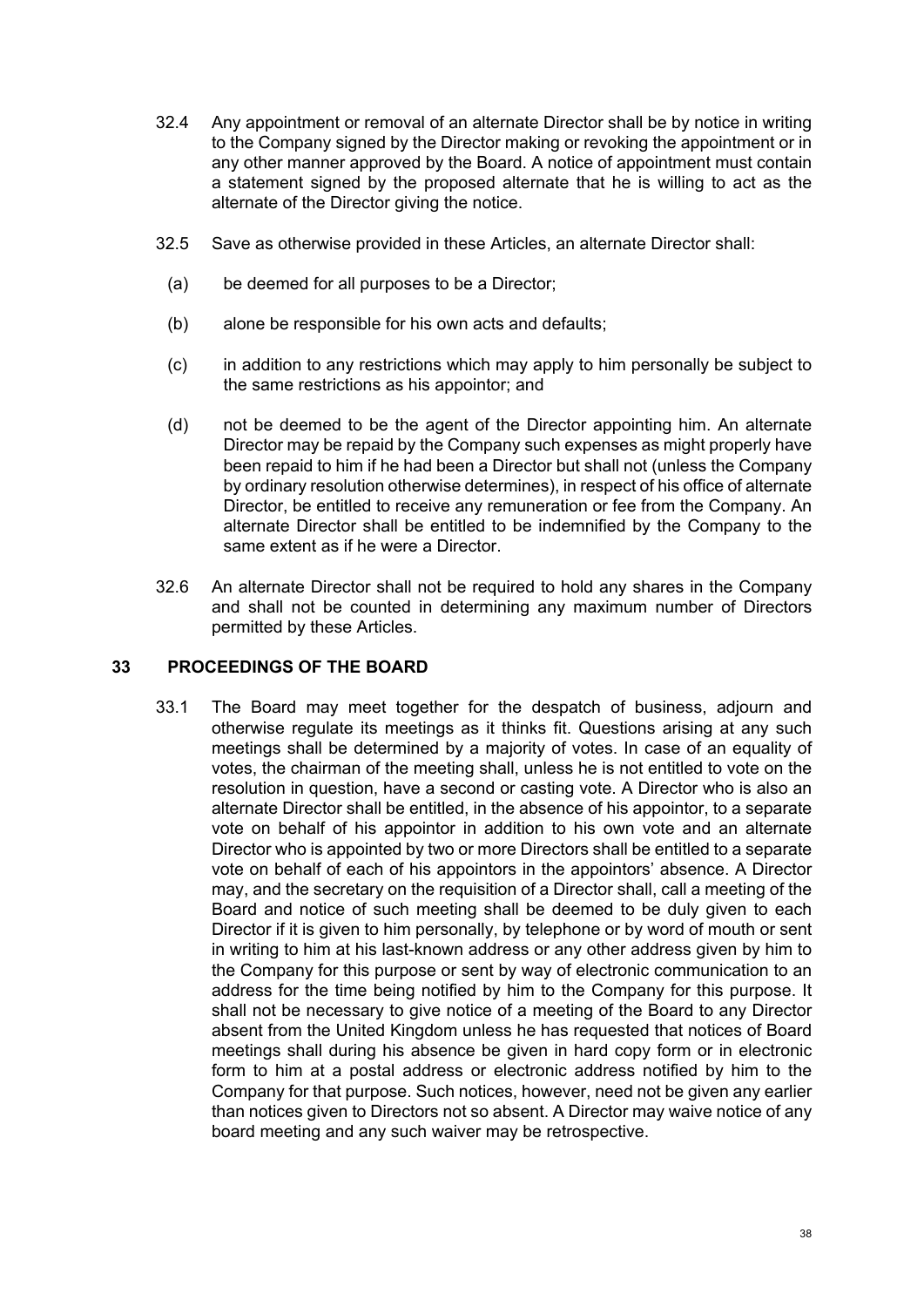32.4 Any appointment or removal of an alternate Director shall be by notice in writing to the Company signed by the Director making or revoking the appointment or in any other manner approved by the Board. A notice of appointment must contain a statement signed by the proposed alternate that he is willing to act as the alternate of the Director giving the notice.

32.5 Save as otherwise provided in these Articles, an alternate Director shall:

(a) be deemed for all purposes to be a Director;

(b) alone be responsible for his own acts and defaults;

(c) in addition to any restrictions which may apply to him personally be subject to the same restrictions as his appointor; and

(d) not be deemed to be the agent of the Director appointing him. An alternate Director may be repaid by the Company such expenses as might properly have been repaid to him if he had been a Director but shall not (unless the Company by ordinary resolution otherwise determines), in respect of his office of alternate Director, be entitled to receive any remuneration or fee from the Company. An alternate Director shall be entitled to be indemnified by the Company to the same extent as if he were a Director.

32.6 An alternate Director shall not be required to hold any shares in the Company and shall not be counted in determining any maximum number of Directors permitted by these Articles.

## 33 PROCEEDINGS OF THE BOARD

33.1 The Board may meet together for the despatch of business, adjourn and otherwise regulate its meetings as it thinks fit. Questions arising at any such meetings shall be determined by a majority of votes. In case of an equality of votes, the chairman of the meeting shall, unless he is not entitled to vote on the resolution in question, have a second or casting vote. A Director who is also an alternate Director shall be entitled, in the absence of his appointor, to a separate vote on behalf of his appointor in addition to his own vote and an alternate Director who is appointed by two or more Directors shall be entitled to a separate vote on behalf of each of his appointors in the appointors' absence. A Director may, and the secretary on the requisition of a Director shall, call a meeting of the Board and notice of such meeting shall be deemed to be duly given to each Director if it is given to him personally, by telephone or by word of mouth or sent in writing to him at his last-known address or any other address given by him to the Company for this purpose or sent by way of electronic communication to an address for the time being notified by him to the Company for this purpose. It shall not be necessary to give notice of a meeting of the Board to any Director absent from the United Kingdom unless he has requested that notices of Board meetings shall during his absence be given in hard copy form or in electronic form to him at a postal address or electronic address notified by him to the Company for that purpose. Such notices, however, need not be given any earlier than notices given to Directors not so absent. A Director may waive notice of any board meeting and any such waiver may be retrospective.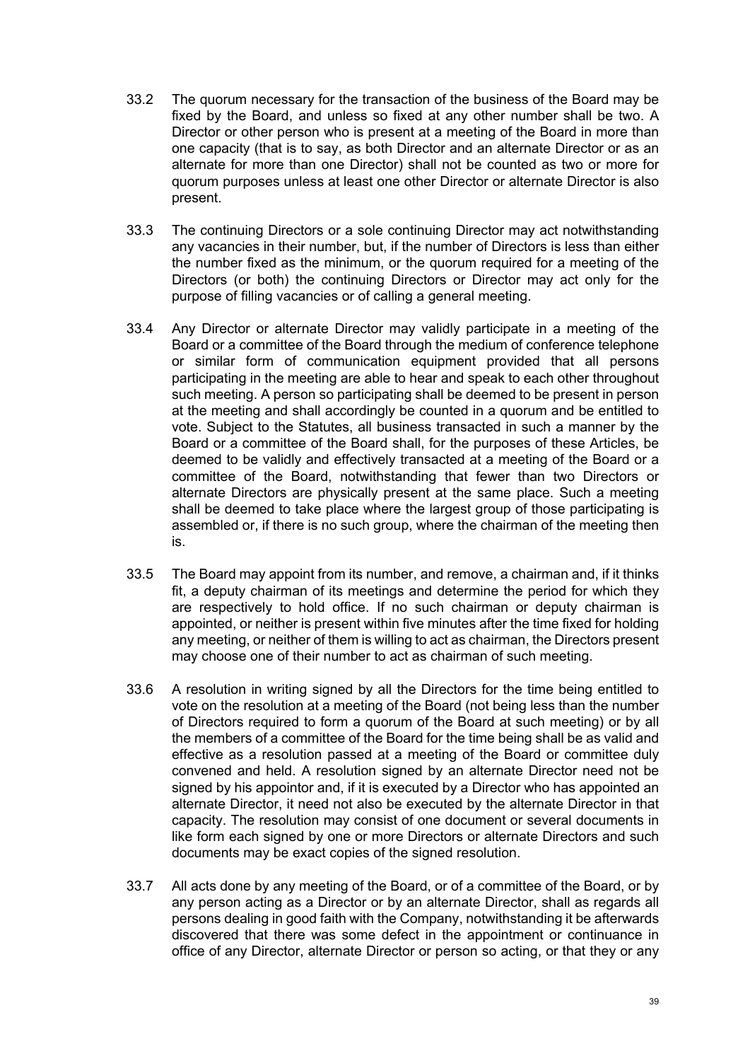33.2 The quorum necessary for the transaction of the business of the Board may be fixed by the Board, and unless so fixed at any other number shall be two. A Director or other person who is present at a meeting of the Board in more than one capacity (that is to say, as both Director and an alternate Director or as an alternate for more than one Director) shall not be counted as two or more for quorum purposes unless at least one other Director or alternate Director is also present.

33.3 The continuing Directors or a sole continuing Director may act notwithstanding any vacancies in their number, but, if the number of Directors is less than either the number fixed as the minimum, or the quorum required for a meeting of the Directors (or both) the continuing Directors or Director may act only for the purpose of filling vacancies or of calling a general meeting.

33.4 Any Director or alternate Director may validly participate in a meeting of the Board or a committee of the Board through the medium of conference telephone or similar form of communication equipment provided that all persons participating in the meeting are able to hear and speak to each other throughout such meeting. A person so participating shall be deemed to be present in person at the meeting and shall accordingly be counted in a quorum and be entitled to vote. Subject to the Statutes, all business transacted in such a manner by the Board or a committee of the Board shall, for the purposes of these Articles, be deemed to be validly and effectively transacted at a meeting of the Board or a committee of the Board, notwithstanding that fewer than two Directors or alternate Directors are physically present at the same place. Such a meeting shall be deemed to take place where the largest group of those participating is assembled or, if there is no such group, where the chairman of the meeting then is.

33.5 The Board may appoint from its number, and remove, a chairman and, if it thinks fit, a deputy chairman of its meetings and determine the period for which they are respectively to hold office. If no such chairman or deputy chairman is appointed, or neither is present within five minutes after the time fixed for holding any meeting, or neither of them is willing to act as chairman, the Directors present may choose one of their number to act as chairman of such meeting.

33.6 A resolution in writing signed by all the Directors for the time being entitled to vote on the resolution at a meeting of the Board (not being less than the number of Directors required to form a quorum of the Board at such meeting) or by all the members of a committee of the Board for the time being shall be as valid and effective as a resolution passed at a meeting of the Board or committee duly convened and held. A resolution signed by an alternate Director need not be signed by his appointor and, if it is executed by a Director who has appointed an alternate Director, it need not also be executed by the alternate Director in that capacity. The resolution may consist of one document or several documents in like form each signed by one or more Directors or alternate Directors and such documents may be exact copies of the signed resolution.

33.7 All acts done by any meeting of the Board, or of a committee of the Board, or by any person acting as a Director or by an alternate Director, shall as regards all persons dealing in good faith with the Company, notwithstanding it be afterwards discovered that there was some defect in the appointment or continuance in office of any Director, alternate Director or person so acting, or that they or any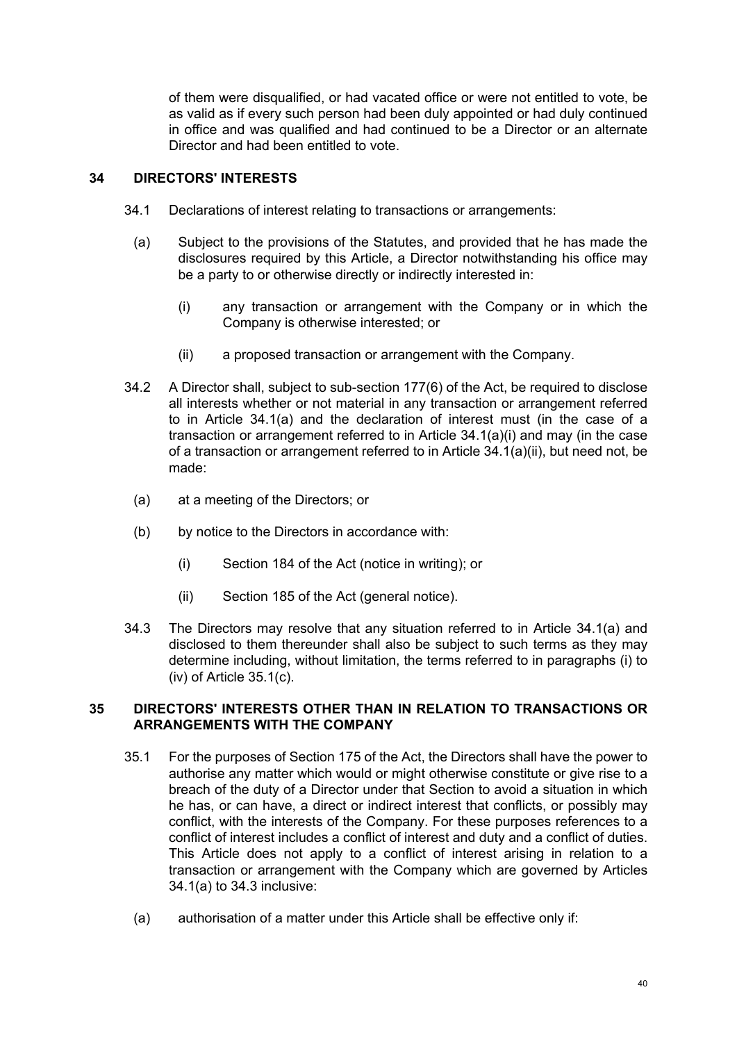of them were disqualified, or had vacated office or were not entitled to vote, be as valid as if every such person had been duly appointed or had duly continued in office and was qualified and had continued to be a Director or an alternate Director and had been entitled to vote.

## 34 DIRECTORS' INTERESTS

34.1 Declarations of interest relating to transactions or arrangements:

(a) Subject to the provisions of the Statutes, and provided that he has made the disclosures required by this Article, a Director notwithstanding his office may be a party to or otherwise directly or indirectly interested in:

(i) any transaction or arrangement with the Company or in which the Company is otherwise interested; or

(ii) a proposed transaction or arrangement with the Company.

34.2 A Director shall, subject to sub-section 177(6) of the Act, be required to disclose all interests whether or not material in any transaction or arrangement referred to in Article 34.1(a) and the declaration of interest must (in the case of a transaction or arrangement referred to in Article 34.1(a)(i) and may (in the case of a transaction or arrangement referred to in Article 34.1(a)(ii), but need not, be made:

(a) at a meeting of the Directors; or

(b) by notice to the Directors in accordance with:

(i) Section 184 of the Act (notice in writing); or

(ii) Section 185 of the Act (general notice).

34.3 The Directors may resolve that any situation referred to in Article 34.1(a) and disclosed to them thereunder shall also be subject to such terms as they may determine including, without limitation, the terms referred to in paragraphs (i) to (iv) of Article 35.1(c).

## 35 DIRECTORS' INTERESTS OTHER THAN IN RELATION TO TRANSACTIONS OR ARRANGEMENTS WITH THE COMPANY

35.1 For the purposes of Section 175 of the Act, the Directors shall have the power to authorise any matter which would or might otherwise constitute or give rise to a breach of the duty of a Director under that Section to avoid a situation in which he has, or can have, a direct or indirect interest that conflicts, or possibly may conflict, with the interests of the Company. For these purposes references to a conflict of interest includes a conflict of interest and duty and a conflict of duties. This Article does not apply to a conflict of interest arising in relation to a transaction or arrangement with the Company which are governed by Articles 34.1(a) to 34.3 inclusive:

(a) authorisation of a matter under this Article shall be effective only if: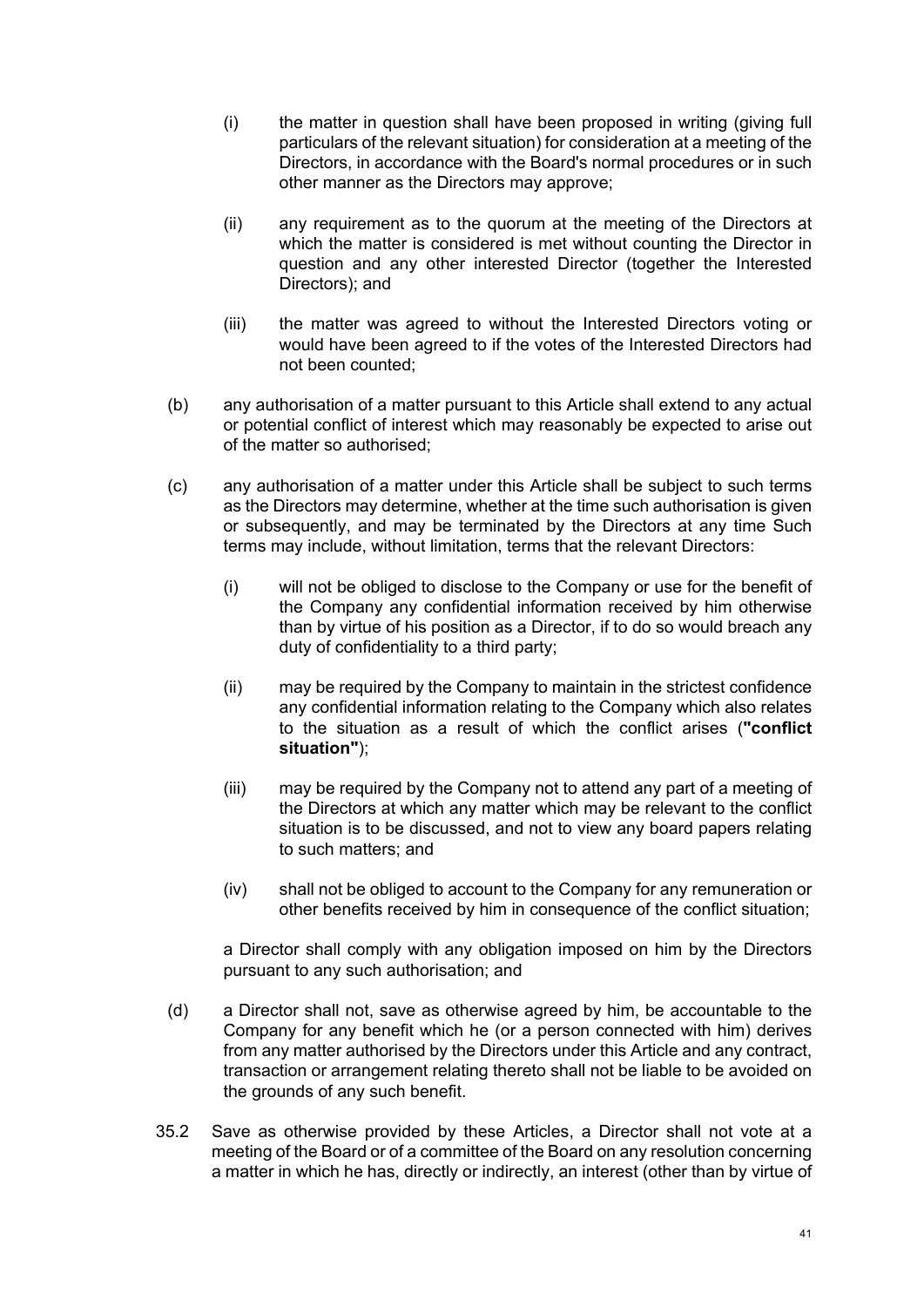(i) the matter in question shall have been proposed in writing (giving full particulars of the relevant situation) for consideration at a meeting of the Directors, in accordance with the Board's normal procedures or in such other manner as the Directors may approve;

(ii) any requirement as to the quorum at the meeting of the Directors at which the matter is considered is met without counting the Director in question and any other interested Director (together the Interested Directors); and

(iii) the matter was agreed to without the Interested Directors voting or would have been agreed to if the votes of the Interested Directors had not been counted;

(b) any authorisation of a matter pursuant to this Article shall extend to any actual or potential conflict of interest which may reasonably be expected to arise out of the matter so authorised;

(c) any authorisation of a matter under this Article shall be subject to such terms as the Directors may determine, whether at the time such authorisation is given or subsequently, and may be terminated by the Directors at any time Such terms may include, without limitation, terms that the relevant Directors:

(i) will not be obliged to disclose to the Company or use for the benefit of the Company any confidential information received by him otherwise than by virtue of his position as a Director, if to do so would breach any duty of confidentiality to a third party;

(ii) may be required by the Company to maintain in the strictest confidence any confidential information relating to the Company which also relates to the situation as a result of which the conflict arises (**"conflict situation"**);

(iii) may be required by the Company not to attend any part of a meeting of the Directors at which any matter which may be relevant to the conflict situation is to be discussed, and not to view any board papers relating to such matters; and

(iv) shall not be obliged to account to the Company for any remuneration or other benefits received by him in consequence of the conflict situation;

a Director shall comply with any obligation imposed on him by the Directors pursuant to any such authorisation; and

(d) a Director shall not, save as otherwise agreed by him, be accountable to the Company for any benefit which he (or a person connected with him) derives from any matter authorised by the Directors under this Article and any contract, transaction or arrangement relating thereto shall not be liable to be avoided on the grounds of any such benefit.

35.2 Save as otherwise provided by these Articles, a Director shall not vote at a meeting of the Board or of a committee of the Board on any resolution concerning a matter in which he has, directly or indirectly, an interest (other than by virtue of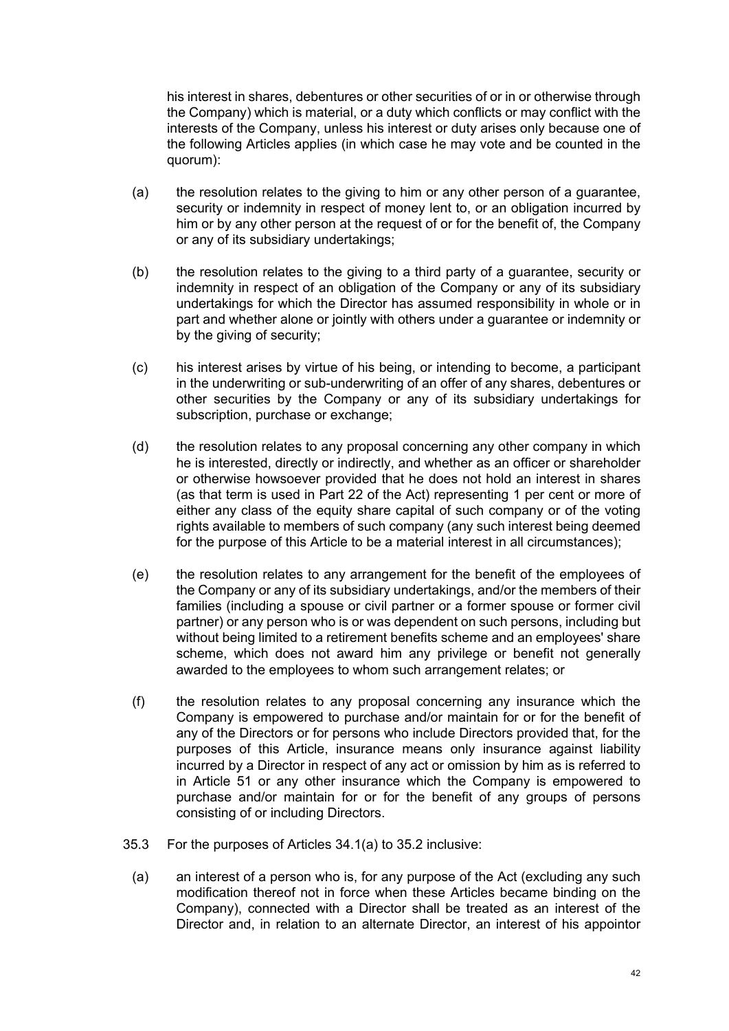his interest in shares, debentures or other securities of or in or otherwise through the Company) which is material, or a duty which conflicts or may conflict with the interests of the Company, unless his interest or duty arises only because one of the following Articles applies (in which case he may vote and be counted in the quorum):

(a) the resolution relates to the giving to him or any other person of a guarantee, security or indemnity in respect of money lent to, or an obligation incurred by him or by any other person at the request of or for the benefit of, the Company or any of its subsidiary undertakings;

(b) the resolution relates to the giving to a third party of a guarantee, security or indemnity in respect of an obligation of the Company or any of its subsidiary undertakings for which the Director has assumed responsibility in whole or in part and whether alone or jointly with others under a guarantee or indemnity or by the giving of security;

(c) his interest arises by virtue of his being, or intending to become, a participant in the underwriting or sub-underwriting of an offer of any shares, debentures or other securities by the Company or any of its subsidiary undertakings for subscription, purchase or exchange;

(d) the resolution relates to any proposal concerning any other company in which he is interested, directly or indirectly, and whether as an officer or shareholder or otherwise howsoever provided that he does not hold an interest in shares (as that term is used in Part 22 of the Act) representing 1 per cent or more of either any class of the equity share capital of such company or of the voting rights available to members of such company (any such interest being deemed for the purpose of this Article to be a material interest in all circumstances);

(e) the resolution relates to any arrangement for the benefit of the employees of the Company or any of its subsidiary undertakings, and/or the members of their families (including a spouse or civil partner or a former spouse or former civil partner) or any person who is or was dependent on such persons, including but without being limited to a retirement benefits scheme and an employees' share scheme, which does not award him any privilege or benefit not generally awarded to the employees to whom such arrangement relates; or

(f) the resolution relates to any proposal concerning any insurance which the Company is empowered to purchase and/or maintain for or for the benefit of any of the Directors or for persons who include Directors provided that, for the purposes of this Article, insurance means only insurance against liability incurred by a Director in respect of any act or omission by him as is referred to in Article 51 or any other insurance which the Company is empowered to purchase and/or maintain for or for the benefit of any groups of persons consisting of or including Directors.

35.3 For the purposes of Articles 34.1(a) to 35.2 inclusive:

(a) an interest of a person who is, for any purpose of the Act (excluding any such modification thereof not in force when these Articles became binding on the Company), connected with a Director shall be treated as an interest of the Director and, in relation to an alternate Director, an interest of his appointor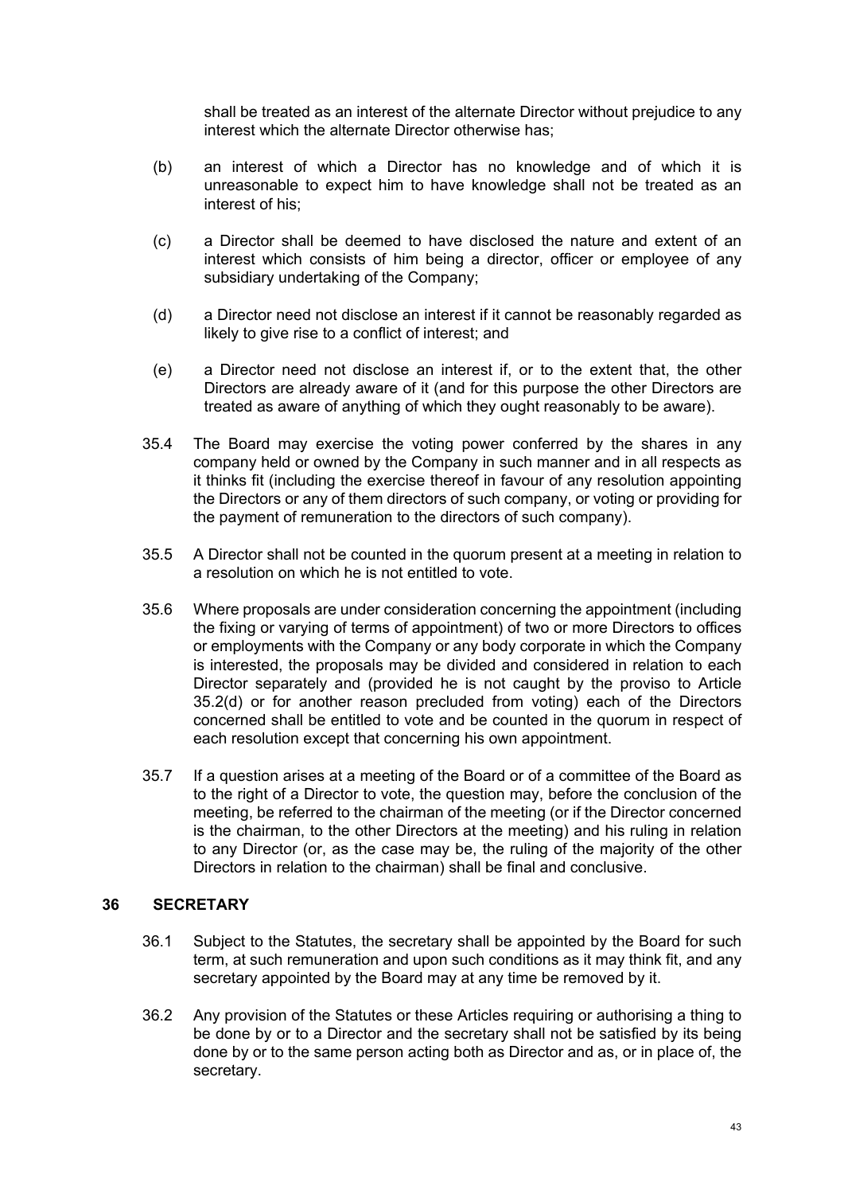shall be treated as an interest of the alternate Director without prejudice to any interest which the alternate Director otherwise has;

(b) an interest of which a Director has no knowledge and of which it is unreasonable to expect him to have knowledge shall not be treated as an interest of his;

(c) a Director shall be deemed to have disclosed the nature and extent of an interest which consists of him being a director, officer or employee of any subsidiary undertaking of the Company;

(d) a Director need not disclose an interest if it cannot be reasonably regarded as likely to give rise to a conflict of interest; and

(e) a Director need not disclose an interest if, or to the extent that, the other Directors are already aware of it (and for this purpose the other Directors are treated as aware of anything of which they ought reasonably to be aware).

35.4 The Board may exercise the voting power conferred by the shares in any company held or owned by the Company in such manner and in all respects as it thinks fit (including the exercise thereof in favour of any resolution appointing the Directors or any of them directors of such company, or voting or providing for the payment of remuneration to the directors of such company).

35.5 A Director shall not be counted in the quorum present at a meeting in relation to a resolution on which he is not entitled to vote.

35.6 Where proposals are under consideration concerning the appointment (including the fixing or varying of terms of appointment) of two or more Directors to offices or employments with the Company or any body corporate in which the Company is interested, the proposals may be divided and considered in relation to each Director separately and (provided he is not caught by the proviso to Article 35.2(d) or for another reason precluded from voting) each of the Directors concerned shall be entitled to vote and be counted in the quorum in respect of each resolution except that concerning his own appointment.

35.7 If a question arises at a meeting of the Board or of a committee of the Board as to the right of a Director to vote, the question may, before the conclusion of the meeting, be referred to the chairman of the meeting (or if the Director concerned is the chairman, to the other Directors at the meeting) and his ruling in relation to any Director (or, as the case may be, the ruling of the majority of the other Directors in relation to the chairman) shall be final and conclusive.

## 36 SECRETARY

36.1 Subject to the Statutes, the secretary shall be appointed by the Board for such term, at such remuneration and upon such conditions as it may think fit, and any secretary appointed by the Board may at any time be removed by it.

36.2 Any provision of the Statutes or these Articles requiring or authorising a thing to be done by or to a Director and the secretary shall not be satisfied by its being done by or to the same person acting both as Director and as, or in place of, the secretary.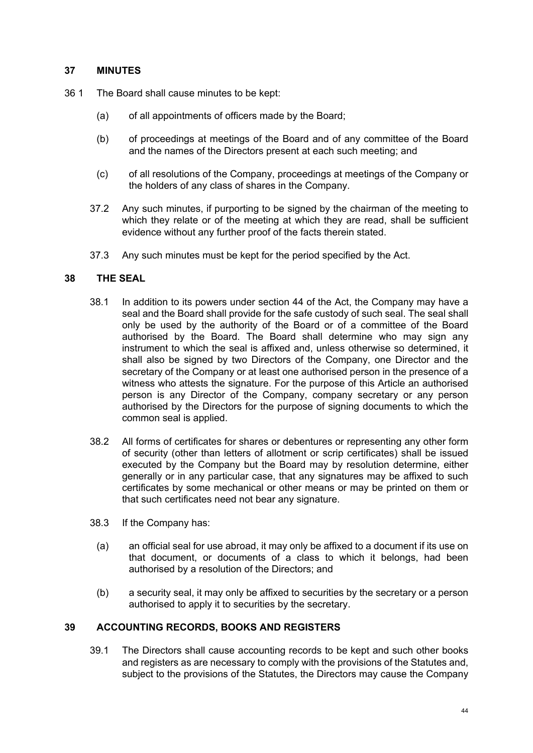## 37 MINUTES

36 1 The Board shall cause minutes to be kept:

(a) of all appointments of officers made by the Board;

(b) of proceedings at meetings of the Board and of any committee of the Board and the names of the Directors present at each such meeting; and

(c) of all resolutions of the Company, proceedings at meetings of the Company or the holders of any class of shares in the Company.

37.2 Any such minutes, if purporting to be signed by the chairman of the meeting to which they relate or of the meeting at which they are read, shall be sufficient evidence without any further proof of the facts therein stated.

37.3 Any such minutes must be kept for the period specified by the Act.

## 38 THE SEAL

38.1 In addition to its powers under section 44 of the Act, the Company may have a seal and the Board shall provide for the safe custody of such seal. The seal shall only be used by the authority of the Board or of a committee of the Board authorised by the Board. The Board shall determine who may sign any instrument to which the seal is affixed and, unless otherwise so determined, it shall also be signed by two Directors of the Company, one Director and the secretary of the Company or at least one authorised person in the presence of a witness who attests the signature. For the purpose of this Article an authorised person is any Director of the Company, company secretary or any person authorised by the Directors for the purpose of signing documents to which the common seal is applied.

38.2 All forms of certificates for shares or debentures or representing any other form of security (other than letters of allotment or scrip certificates) shall be issued executed by the Company but the Board may by resolution determine, either generally or in any particular case, that any signatures may be affixed to such certificates by some mechanical or other means or may be printed on them or that such certificates need not bear any signature.

38.3 If the Company has:

(a) an official seal for use abroad, it may only be affixed to a document if its use on that document, or documents of a class to which it belongs, had been authorised by a resolution of the Directors; and

(b) a security seal, it may only be affixed to securities by the secretary or a person authorised to apply it to securities by the secretary.

## 39 ACCOUNTING RECORDS, BOOKS AND REGISTERS

39.1 The Directors shall cause accounting records to be kept and such other books and registers as are necessary to comply with the provisions of the Statutes and, subject to the provisions of the Statutes, the Directors may cause the Company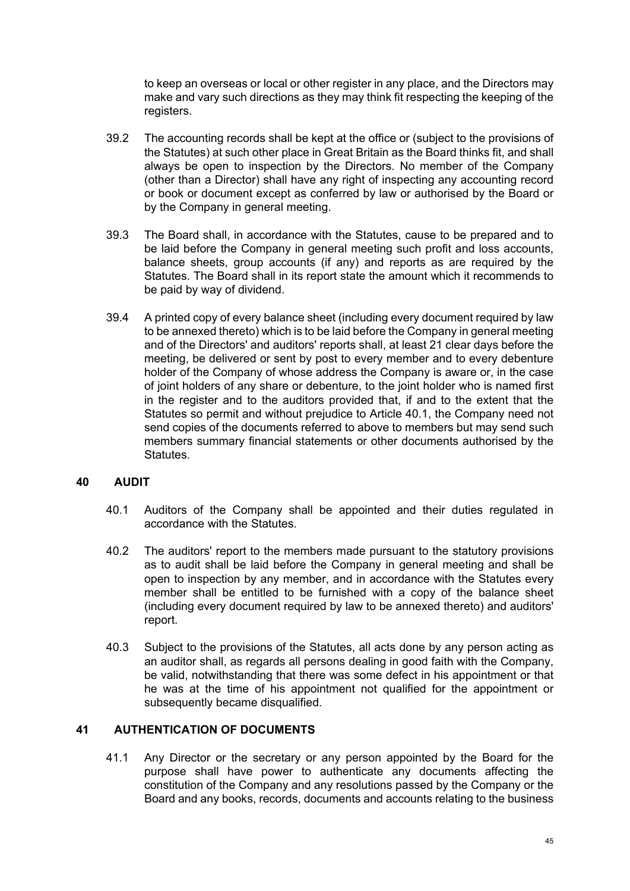to keep an overseas or local or other register in any place, and the Directors may make and vary such directions as they may think fit respecting the keeping of the registers.

39.2 The accounting records shall be kept at the office or (subject to the provisions of the Statutes) at such other place in Great Britain as the Board thinks fit, and shall always be open to inspection by the Directors. No member of the Company (other than a Director) shall have any right of inspecting any accounting record or book or document except as conferred by law or authorised by the Board or by the Company in general meeting.

39.3 The Board shall, in accordance with the Statutes, cause to be prepared and to be laid before the Company in general meeting such profit and loss accounts, balance sheets, group accounts (if any) and reports as are required by the Statutes. The Board shall in its report state the amount which it recommends to be paid by way of dividend.

39.4 A printed copy of every balance sheet (including every document required by law to be annexed thereto) which is to be laid before the Company in general meeting and of the Directors' and auditors' reports shall, at least 21 clear days before the meeting, be delivered or sent by post to every member and to every debenture holder of the Company of whose address the Company is aware or, in the case of joint holders of any share or debenture, to the joint holder who is named first in the register and to the auditors provided that, if and to the extent that the Statutes so permit and without prejudice to Article 40.1, the Company need not send copies of the documents referred to above to members but may send such members summary financial statements or other documents authorised by the Statutes.

## 40 AUDIT

40.1 Auditors of the Company shall be appointed and their duties regulated in accordance with the Statutes.

40.2 The auditors' report to the members made pursuant to the statutory provisions as to audit shall be laid before the Company in general meeting and shall be open to inspection by any member, and in accordance with the Statutes every member shall be entitled to be furnished with a copy of the balance sheet (including every document required by law to be annexed thereto) and auditors' report.

40.3 Subject to the provisions of the Statutes, all acts done by any person acting as an auditor shall, as regards all persons dealing in good faith with the Company, be valid, notwithstanding that there was some defect in his appointment or that he was at the time of his appointment not qualified for the appointment or subsequently became disqualified.

## 41 AUTHENTICATION OF DOCUMENTS

41.1 Any Director or the secretary or any person appointed by the Board for the purpose shall have power to authenticate any documents affecting the constitution of the Company and any resolutions passed by the Company or the Board and any books, records, documents and accounts relating to the business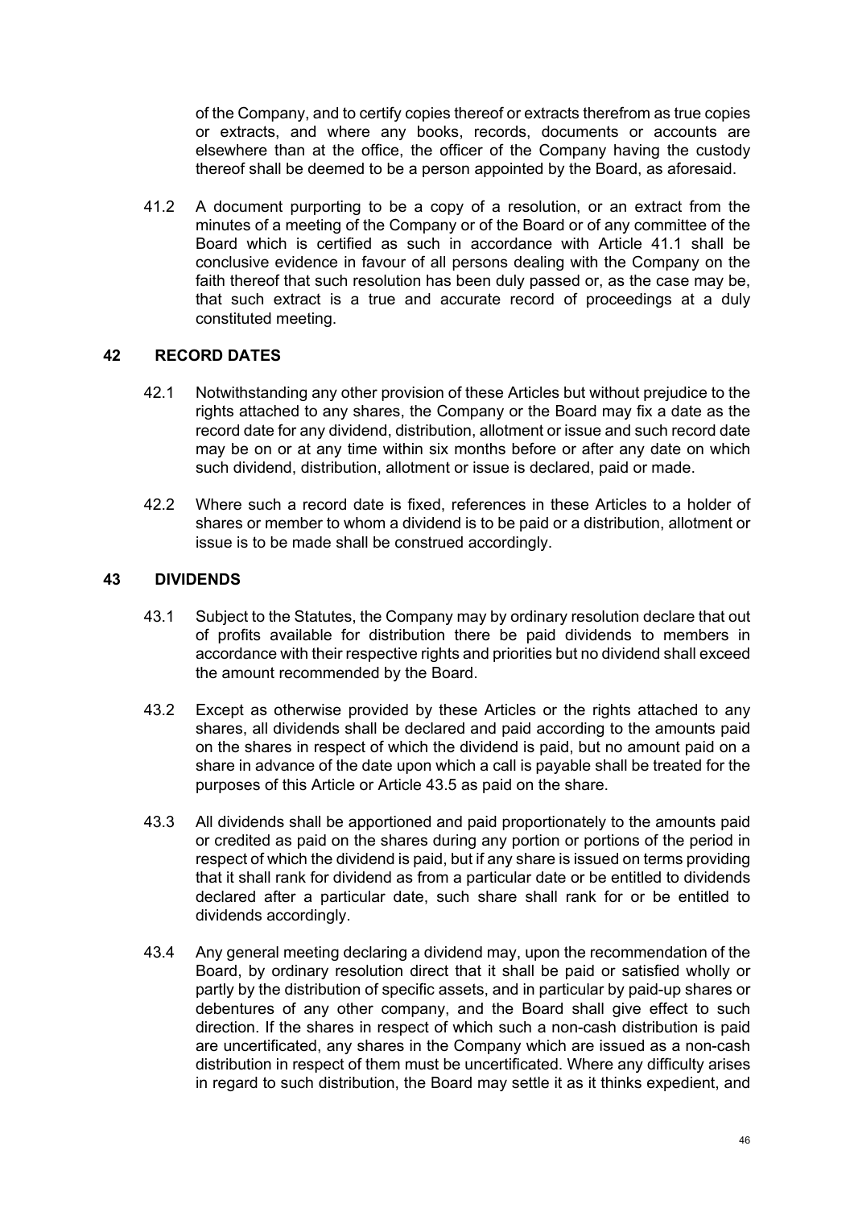of the Company, and to certify copies thereof or extracts therefrom as true copies or extracts, and where any books, records, documents or accounts are elsewhere than at the office, the officer of the Company having the custody thereof shall be deemed to be a person appointed by the Board, as aforesaid.

41.2 A document purporting to be a copy of a resolution, or an extract from the minutes of a meeting of the Company or of the Board or of any committee of the Board which is certified as such in accordance with Article 41.1 shall be conclusive evidence in favour of all persons dealing with the Company on the faith thereof that such resolution has been duly passed or, as the case may be, that such extract is a true and accurate record of proceedings at a duly constituted meeting.

## 42 RECORD DATES

42.1 Notwithstanding any other provision of these Articles but without prejudice to the rights attached to any shares, the Company or the Board may fix a date as the record date for any dividend, distribution, allotment or issue and such record date may be on or at any time within six months before or after any date on which such dividend, distribution, allotment or issue is declared, paid or made.

42.2 Where such a record date is fixed, references in these Articles to a holder of shares or member to whom a dividend is to be paid or a distribution, allotment or issue is to be made shall be construed accordingly.

## 43 DIVIDENDS

43.1 Subject to the Statutes, the Company may by ordinary resolution declare that out of profits available for distribution there be paid dividends to members in accordance with their respective rights and priorities but no dividend shall exceed the amount recommended by the Board.

43.2 Except as otherwise provided by these Articles or the rights attached to any shares, all dividends shall be declared and paid according to the amounts paid on the shares in respect of which the dividend is paid, but no amount paid on a share in advance of the date upon which a call is payable shall be treated for the purposes of this Article or Article 43.5 as paid on the share.

43.3 All dividends shall be apportioned and paid proportionately to the amounts paid or credited as paid on the shares during any portion or portions of the period in respect of which the dividend is paid, but if any share is issued on terms providing that it shall rank for dividend as from a particular date or be entitled to dividends declared after a particular date, such share shall rank for or be entitled to dividends accordingly.

43.4 Any general meeting declaring a dividend may, upon the recommendation of the Board, by ordinary resolution direct that it shall be paid or satisfied wholly or partly by the distribution of specific assets, and in particular by paid-up shares or debentures of any other company, and the Board shall give effect to such direction. If the shares in respect of which such a non-cash distribution is paid are uncertificated, any shares in the Company which are issued as a non-cash distribution in respect of them must be uncertificated. Where any difficulty arises in regard to such distribution, the Board may settle it as it thinks expedient, and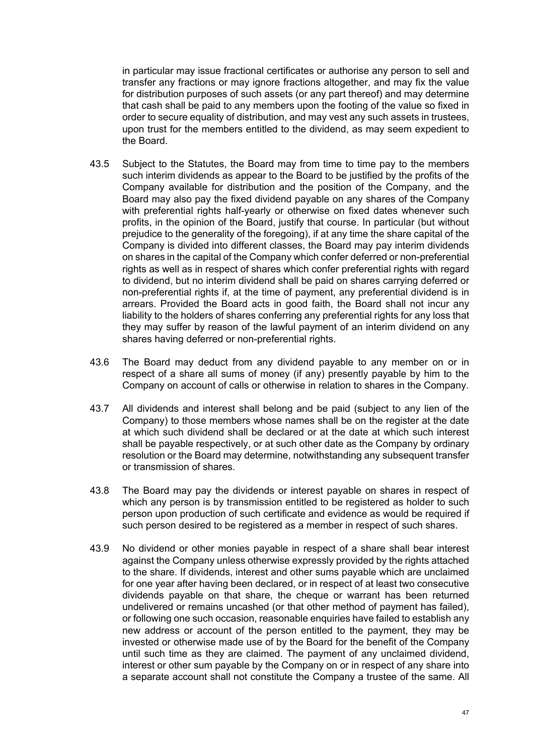in particular may issue fractional certificates or authorise any person to sell and transfer any fractions or may ignore fractions altogether, and may fix the value for distribution purposes of such assets (or any part thereof) and may determine that cash shall be paid to any members upon the footing of the value so fixed in order to secure equality of distribution, and may vest any such assets in trustees, upon trust for the members entitled to the dividend, as may seem expedient to the Board.

43.5 Subject to the Statutes, the Board may from time to time pay to the members such interim dividends as appear to the Board to be justified by the profits of the Company available for distribution and the position of the Company, and the Board may also pay the fixed dividend payable on any shares of the Company with preferential rights half-yearly or otherwise on fixed dates whenever such profits, in the opinion of the Board, justify that course. In particular (but without prejudice to the generality of the foregoing), if at any time the share capital of the Company is divided into different classes, the Board may pay interim dividends on shares in the capital of the Company which confer deferred or non-preferential rights as well as in respect of shares which confer preferential rights with regard to dividend, but no interim dividend shall be paid on shares carrying deferred or non-preferential rights if, at the time of payment, any preferential dividend is in arrears. Provided the Board acts in good faith, the Board shall not incur any liability to the holders of shares conferring any preferential rights for any loss that they may suffer by reason of the lawful payment of an interim dividend on any shares having deferred or non-preferential rights.

43.6 The Board may deduct from any dividend payable to any member on or in respect of a share all sums of money (if any) presently payable by him to the Company on account of calls or otherwise in relation to shares in the Company.

43.7 All dividends and interest shall belong and be paid (subject to any lien of the Company) to those members whose names shall be on the register at the date at which such dividend shall be declared or at the date at which such interest shall be payable respectively, or at such other date as the Company by ordinary resolution or the Board may determine, notwithstanding any subsequent transfer or transmission of shares.

43.8 The Board may pay the dividends or interest payable on shares in respect of which any person is by transmission entitled to be registered as holder to such person upon production of such certificate and evidence as would be required if such person desired to be registered as a member in respect of such shares.

43.9 No dividend or other monies payable in respect of a share shall bear interest against the Company unless otherwise expressly provided by the rights attached to the share. If dividends, interest and other sums payable which are unclaimed for one year after having been declared, or in respect of at least two consecutive dividends payable on that share, the cheque or warrant has been returned undelivered or remains uncashed (or that other method of payment has failed), or following one such occasion, reasonable enquiries have failed to establish any new address or account of the person entitled to the payment, they may be invested or otherwise made use of by the Board for the benefit of the Company until such time as they are claimed. The payment of any unclaimed dividend, interest or other sum payable by the Company on or in respect of any share into a separate account shall not constitute the Company a trustee of the same. All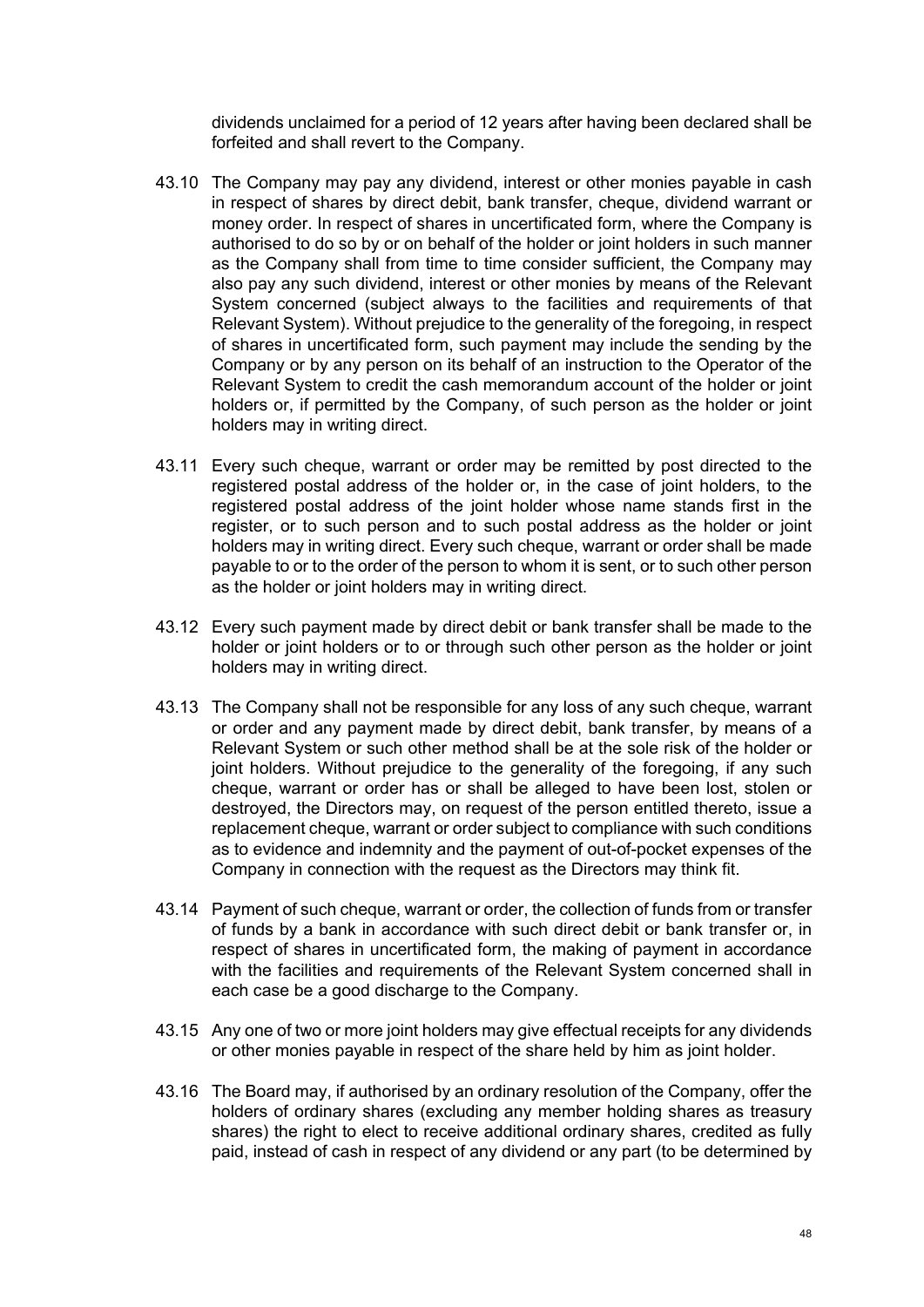dividends unclaimed for a period of 12 years after having been declared shall be forfeited and shall revert to the Company.

43.10 The Company may pay any dividend, interest or other monies payable in cash in respect of shares by direct debit, bank transfer, cheque, dividend warrant or money order. In respect of shares in uncertificated form, where the Company is authorised to do so by or on behalf of the holder or joint holders in such manner as the Company shall from time to time consider sufficient, the Company may also pay any such dividend, interest or other monies by means of the Relevant System concerned (subject always to the facilities and requirements of that Relevant System). Without prejudice to the generality of the foregoing, in respect of shares in uncertificated form, such payment may include the sending by the Company or by any person on its behalf of an instruction to the Operator of the Relevant System to credit the cash memorandum account of the holder or joint holders or, if permitted by the Company, of such person as the holder or joint holders may in writing direct.

43.11 Every such cheque, warrant or order may be remitted by post directed to the registered postal address of the holder or, in the case of joint holders, to the registered postal address of the joint holder whose name stands first in the register, or to such person and to such postal address as the holder or joint holders may in writing direct. Every such cheque, warrant or order shall be made payable to or to the order of the person to whom it is sent, or to such other person as the holder or joint holders may in writing direct.

43.12 Every such payment made by direct debit or bank transfer shall be made to the holder or joint holders or to or through such other person as the holder or joint holders may in writing direct.

43.13 The Company shall not be responsible for any loss of any such cheque, warrant or order and any payment made by direct debit, bank transfer, by means of a Relevant System or such other method shall be at the sole risk of the holder or joint holders. Without prejudice to the generality of the foregoing, if any such cheque, warrant or order has or shall be alleged to have been lost, stolen or destroyed, the Directors may, on request of the person entitled thereto, issue a replacement cheque, warrant or order subject to compliance with such conditions as to evidence and indemnity and the payment of out-of-pocket expenses of the Company in connection with the request as the Directors may think fit.

43.14 Payment of such cheque, warrant or order, the collection of funds from or transfer of funds by a bank in accordance with such direct debit or bank transfer or, in respect of shares in uncertificated form, the making of payment in accordance with the facilities and requirements of the Relevant System concerned shall in each case be a good discharge to the Company.

43.15 Any one of two or more joint holders may give effectual receipts for any dividends or other monies payable in respect of the share held by him as joint holder.

43.16 The Board may, if authorised by an ordinary resolution of the Company, offer the holders of ordinary shares (excluding any member holding shares as treasury shares) the right to elect to receive additional ordinary shares, credited as fully paid, instead of cash in respect of any dividend or any part (to be determined by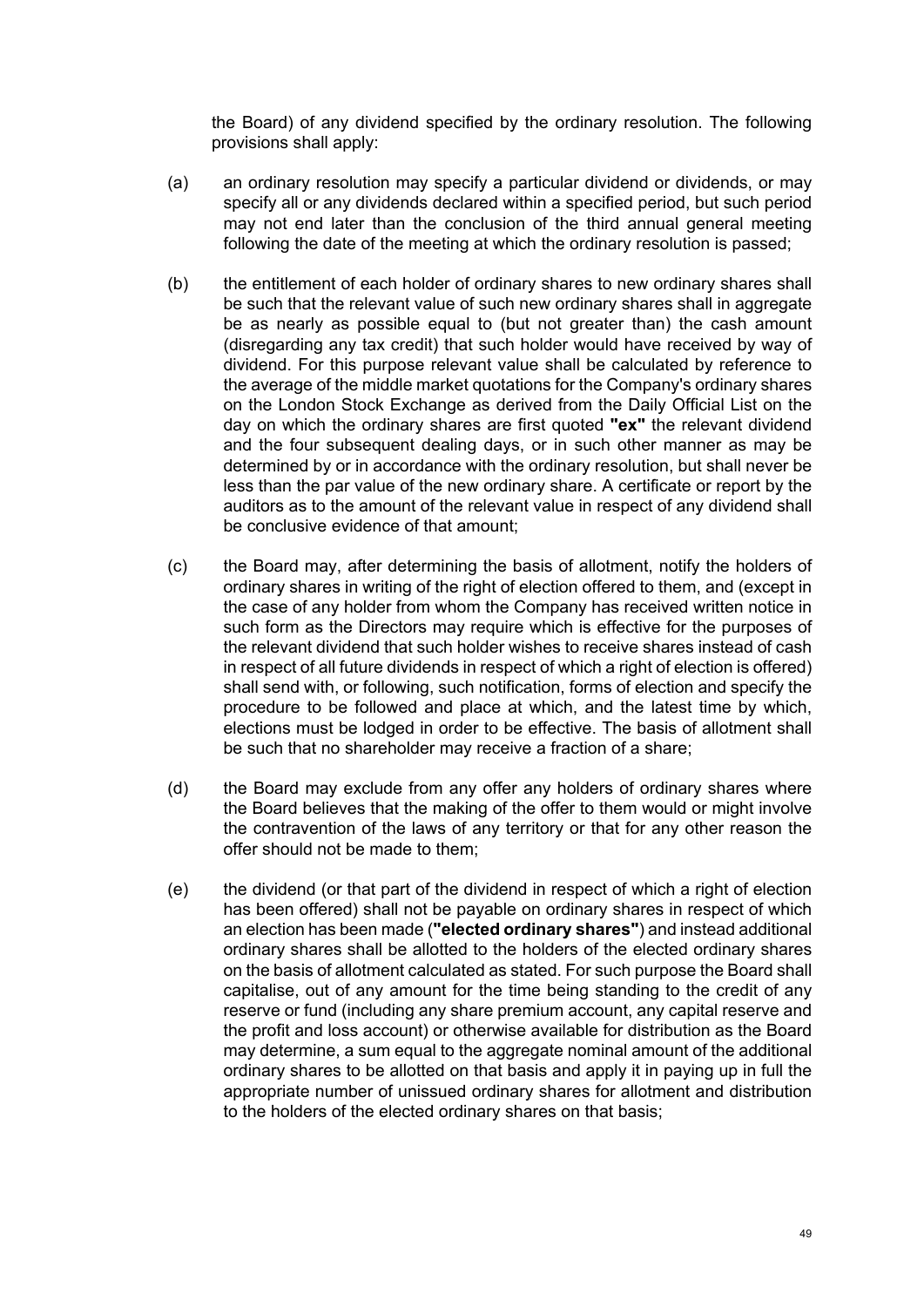the Board) of any dividend specified by the ordinary resolution. The following provisions shall apply:

(a) an ordinary resolution may specify a particular dividend or dividends, or may specify all or any dividends declared within a specified period, but such period may not end later than the conclusion of the third annual general meeting following the date of the meeting at which the ordinary resolution is passed;

(b) the entitlement of each holder of ordinary shares to new ordinary shares shall be such that the relevant value of such new ordinary shares shall in aggregate be as nearly as possible equal to (but not greater than) the cash amount (disregarding any tax credit) that such holder would have received by way of dividend. For this purpose relevant value shall be calculated by reference to the average of the middle market quotations for the Company's ordinary shares on the London Stock Exchange as derived from the Daily Official List on the day on which the ordinary shares are first quoted **"ex"** the relevant dividend and the four subsequent dealing days, or in such other manner as may be determined by or in accordance with the ordinary resolution, but shall never be less than the par value of the new ordinary share. A certificate or report by the auditors as to the amount of the relevant value in respect of any dividend shall be conclusive evidence of that amount;

(c) the Board may, after determining the basis of allotment, notify the holders of ordinary shares in writing of the right of election offered to them, and (except in the case of any holder from whom the Company has received written notice in such form as the Directors may require which is effective for the purposes of the relevant dividend that such holder wishes to receive shares instead of cash in respect of all future dividends in respect of which a right of election is offered) shall send with, or following, such notification, forms of election and specify the procedure to be followed and place at which, and the latest time by which, elections must be lodged in order to be effective. The basis of allotment shall be such that no shareholder may receive a fraction of a share;

(d) the Board may exclude from any offer any holders of ordinary shares where the Board believes that the making of the offer to them would or might involve the contravention of the laws of any territory or that for any other reason the offer should not be made to them;

(e) the dividend (or that part of the dividend in respect of which a right of election has been offered) shall not be payable on ordinary shares in respect of which an election has been made (**"elected ordinary shares"**) and instead additional ordinary shares shall be allotted to the holders of the elected ordinary shares on the basis of allotment calculated as stated. For such purpose the Board shall capitalise, out of any amount for the time being standing to the credit of any reserve or fund (including any share premium account, any capital reserve and the profit and loss account) or otherwise available for distribution as the Board may determine, a sum equal to the aggregate nominal amount of the additional ordinary shares to be allotted on that basis and apply it in paying up in full the appropriate number of unissued ordinary shares for allotment and distribution to the holders of the elected ordinary shares on that basis;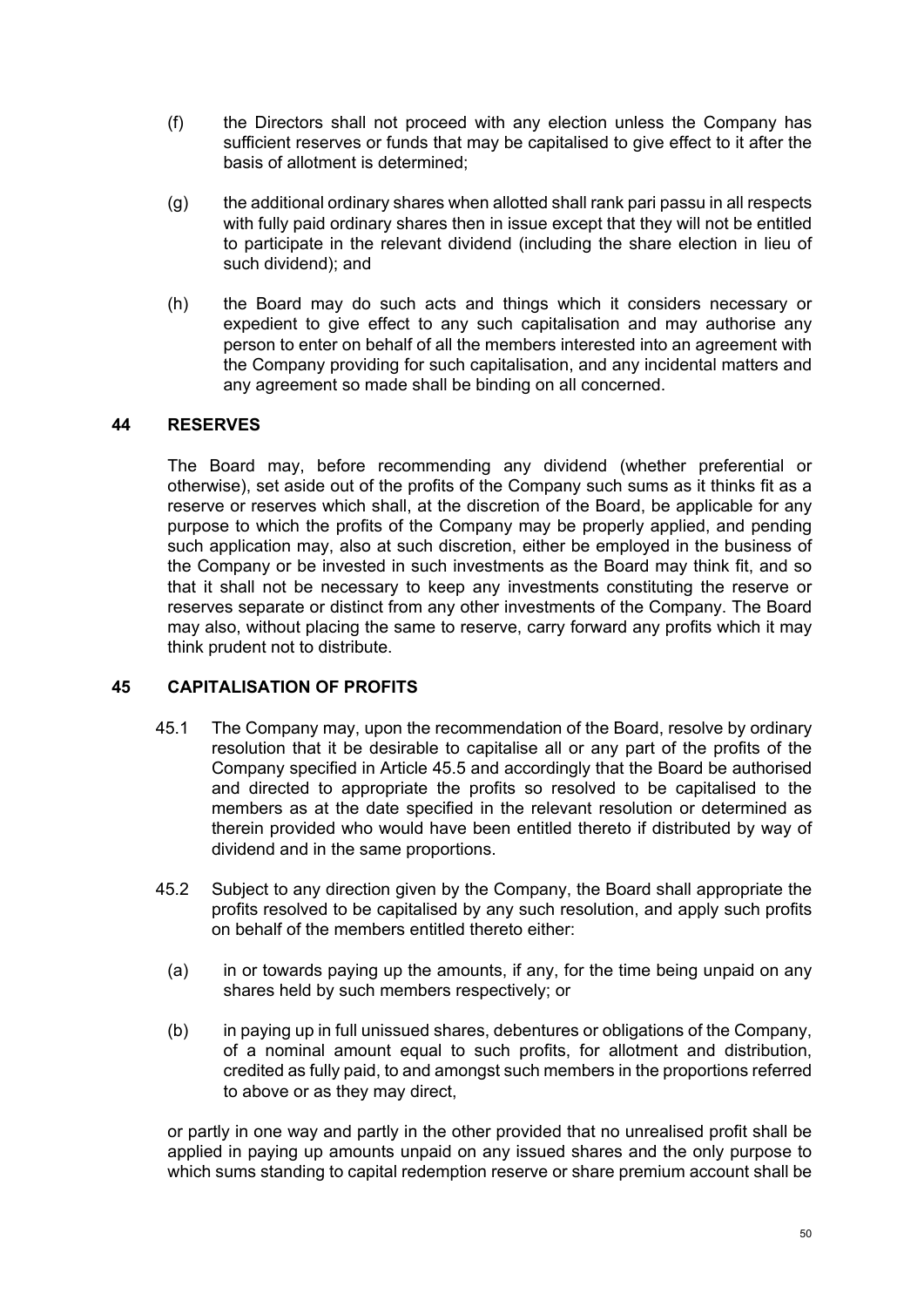(f) the Directors shall not proceed with any election unless the Company has sufficient reserves or funds that may be capitalised to give effect to it after the basis of allotment is determined;

(g) the additional ordinary shares when allotted shall rank pari passu in all respects with fully paid ordinary shares then in issue except that they will not be entitled to participate in the relevant dividend (including the share election in lieu of such dividend); and

(h) the Board may do such acts and things which it considers necessary or expedient to give effect to any such capitalisation and may authorise any person to enter on behalf of all the members interested into an agreement with the Company providing for such capitalisation, and any incidental matters and any agreement so made shall be binding on all concerned.

## 44 RESERVES

The Board may, before recommending any dividend (whether preferential or otherwise), set aside out of the profits of the Company such sums as it thinks fit as a reserve or reserves which shall, at the discretion of the Board, be applicable for any purpose to which the profits of the Company may be properly applied, and pending such application may, also at such discretion, either be employed in the business of the Company or be invested in such investments as the Board may think fit, and so that it shall not be necessary to keep any investments constituting the reserve or reserves separate or distinct from any other investments of the Company. The Board may also, without placing the same to reserve, carry forward any profits which it may think prudent not to distribute.

## 45 CAPITALISATION OF PROFITS

45.1 The Company may, upon the recommendation of the Board, resolve by ordinary resolution that it be desirable to capitalise all or any part of the profits of the Company specified in Article 45.5 and accordingly that the Board be authorised and directed to appropriate the profits so resolved to be capitalised to the members as at the date specified in the relevant resolution or determined as therein provided who would have been entitled thereto if distributed by way of dividend and in the same proportions.

45.2 Subject to any direction given by the Company, the Board shall appropriate the profits resolved to be capitalised by any such resolution, and apply such profits on behalf of the members entitled thereto either:

(a) in or towards paying up the amounts, if any, for the time being unpaid on any shares held by such members respectively; or

(b) in paying up in full unissued shares, debentures or obligations of the Company, of a nominal amount equal to such profits, for allotment and distribution, credited as fully paid, to and amongst such members in the proportions referred to above or as they may direct,

or partly in one way and partly in the other provided that no unrealised profit shall be applied in paying up amounts unpaid on any issued shares and the only purpose to which sums standing to capital redemption reserve or share premium account shall be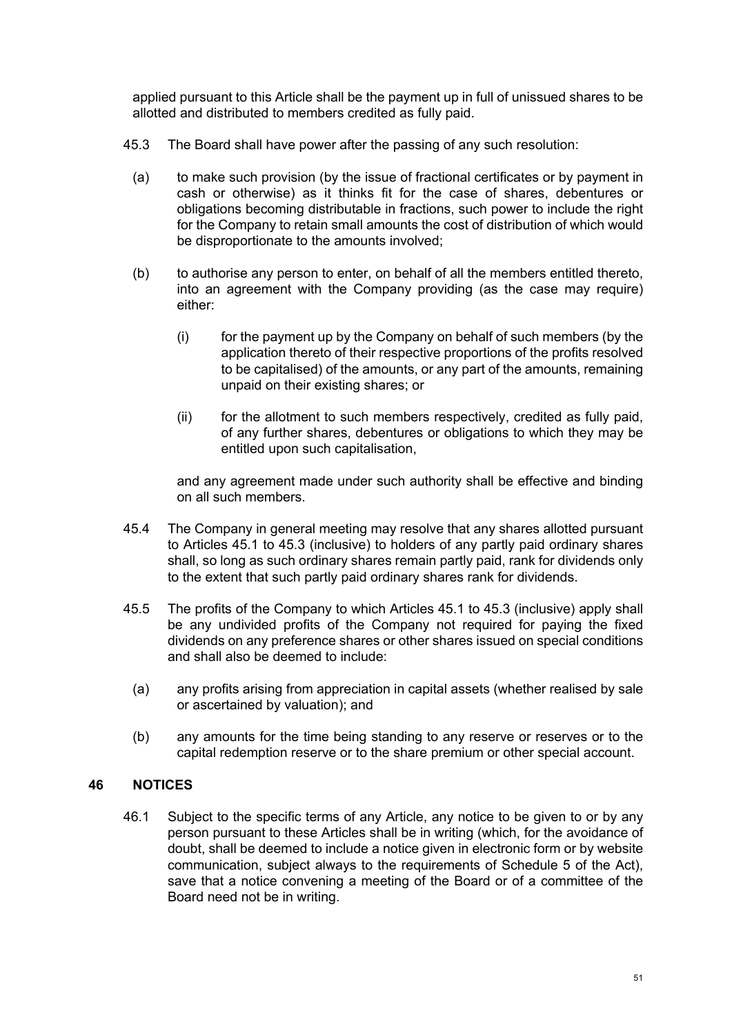applied pursuant to this Article shall be the payment up in full of unissued shares to be allotted and distributed to members credited as fully paid.

45.3 The Board shall have power after the passing of any such resolution:

(a) to make such provision (by the issue of fractional certificates or by payment in cash or otherwise) as it thinks fit for the case of shares, debentures or obligations becoming distributable in fractions, such power to include the right for the Company to retain small amounts the cost of distribution of which would be disproportionate to the amounts involved;

(b) to authorise any person to enter, on behalf of all the members entitled thereto, into an agreement with the Company providing (as the case may require) either:

(i) for the payment up by the Company on behalf of such members (by the application thereto of their respective proportions of the profits resolved to be capitalised) of the amounts, or any part of the amounts, remaining unpaid on their existing shares; or

(ii) for the allotment to such members respectively, credited as fully paid, of any further shares, debentures or obligations to which they may be entitled upon such capitalisation,

and any agreement made under such authority shall be effective and binding on all such members.

45.4 The Company in general meeting may resolve that any shares allotted pursuant to Articles 45.1 to 45.3 (inclusive) to holders of any partly paid ordinary shares shall, so long as such ordinary shares remain partly paid, rank for dividends only to the extent that such partly paid ordinary shares rank for dividends.

45.5 The profits of the Company to which Articles 45.1 to 45.3 (inclusive) apply shall be any undivided profits of the Company not required for paying the fixed dividends on any preference shares or other shares issued on special conditions and shall also be deemed to include:

(a) any profits arising from appreciation in capital assets (whether realised by sale or ascertained by valuation); and

(b) any amounts for the time being standing to any reserve or reserves or to the capital redemption reserve or to the share premium or other special account.

## 46 NOTICES

46.1 Subject to the specific terms of any Article, any notice to be given to or by any person pursuant to these Articles shall be in writing (which, for the avoidance of doubt, shall be deemed to include a notice given in electronic form or by website communication, subject always to the requirements of Schedule 5 of the Act), save that a notice convening a meeting of the Board or of a committee of the Board need not be in writing.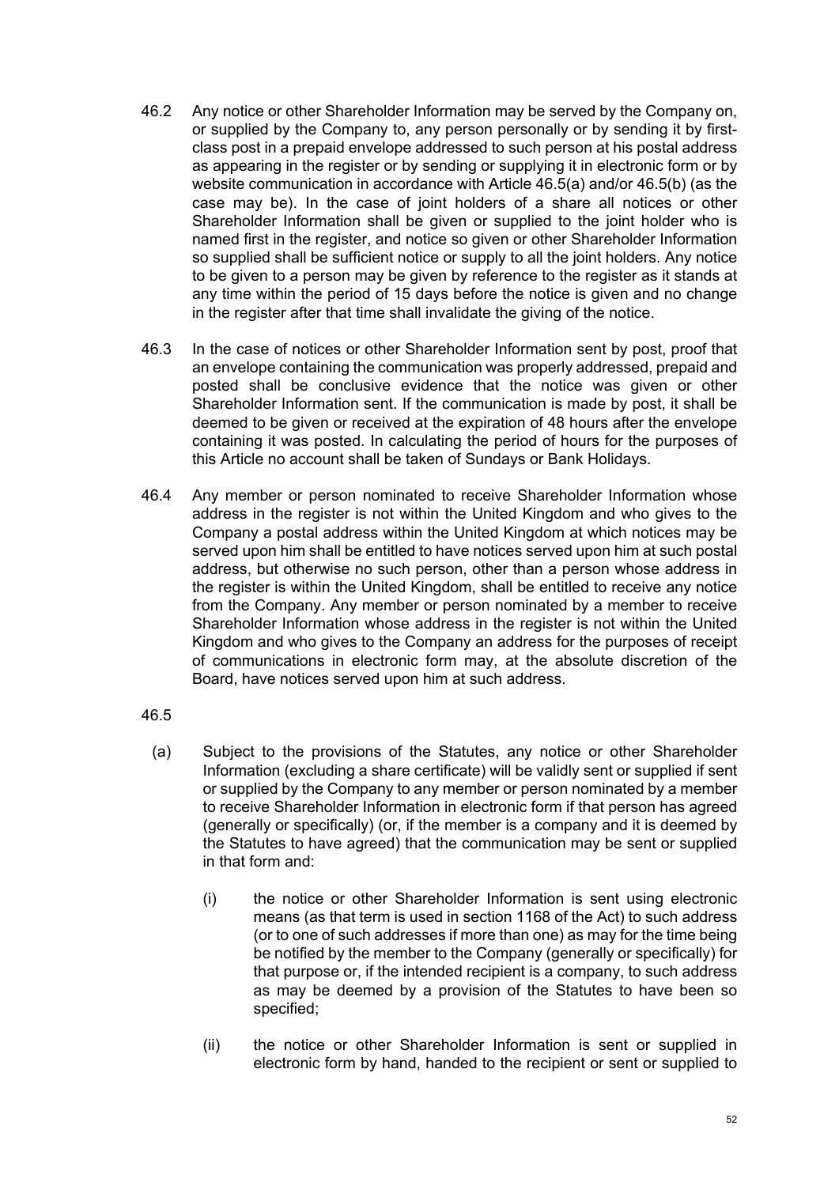46.2 Any notice or other Shareholder Information may be served by the Company on, or supplied by the Company to, any person personally or by sending it by first-class post in a prepaid envelope addressed to such person at his postal address as appearing in the register or by sending or supplying it in electronic form or by website communication in accordance with Article 46.5(a) and/or 46.5(b) (as the case may be). In the case of joint holders of a share all notices or other Shareholder Information shall be given or supplied to the joint holder who is named first in the register, and notice so given or other Shareholder Information so supplied shall be sufficient notice or supply to all the joint holders. Any notice to be given to a person may be given by reference to the register as it stands at any time within the period of 15 days before the notice is given and no change in the register after that time shall invalidate the giving of the notice.

46.3 In the case of notices or other Shareholder Information sent by post, proof that an envelope containing the communication was properly addressed, prepaid and posted shall be conclusive evidence that the notice was given or other Shareholder Information sent. If the communication is made by post, it shall be deemed to be given or received at the expiration of 48 hours after the envelope containing it was posted. In calculating the period of hours for the purposes of this Article no account shall be taken of Sundays or Bank Holidays.

46.4 Any member or person nominated to receive Shareholder Information whose address in the register is not within the United Kingdom and who gives to the Company a postal address within the United Kingdom at which notices may be served upon him shall be entitled to have notices served upon him at such postal address, but otherwise no such person, other than a person whose address in the register is within the United Kingdom, shall be entitled to receive any notice from the Company. Any member or person nominated by a member to receive Shareholder Information whose address in the register is not within the United Kingdom and who gives to the Company an address for the purposes of receipt of communications in electronic form may, at the absolute discretion of the Board, have notices served upon him at such address.

46.5

(a) Subject to the provisions of the Statutes, any notice or other Shareholder Information (excluding a share certificate) will be validly sent or supplied if sent or supplied by the Company to any member or person nominated by a member to receive Shareholder Information in electronic form if that person has agreed (generally or specifically) (or, if the member is a company and it is deemed by the Statutes to have agreed) that the communication may be sent or supplied in that form and:

(i) the notice or other Shareholder Information is sent using electronic means (as that term is used in section 1168 of the Act) to such address (or to one of such addresses if more than one) as may for the time being be notified by the member to the Company (generally or specifically) for that purpose or, if the intended recipient is a company, to such address as may be deemed by a provision of the Statutes to have been so specified;

(ii) the notice or other Shareholder Information is sent or supplied in electronic form by hand, handed to the recipient or sent or supplied to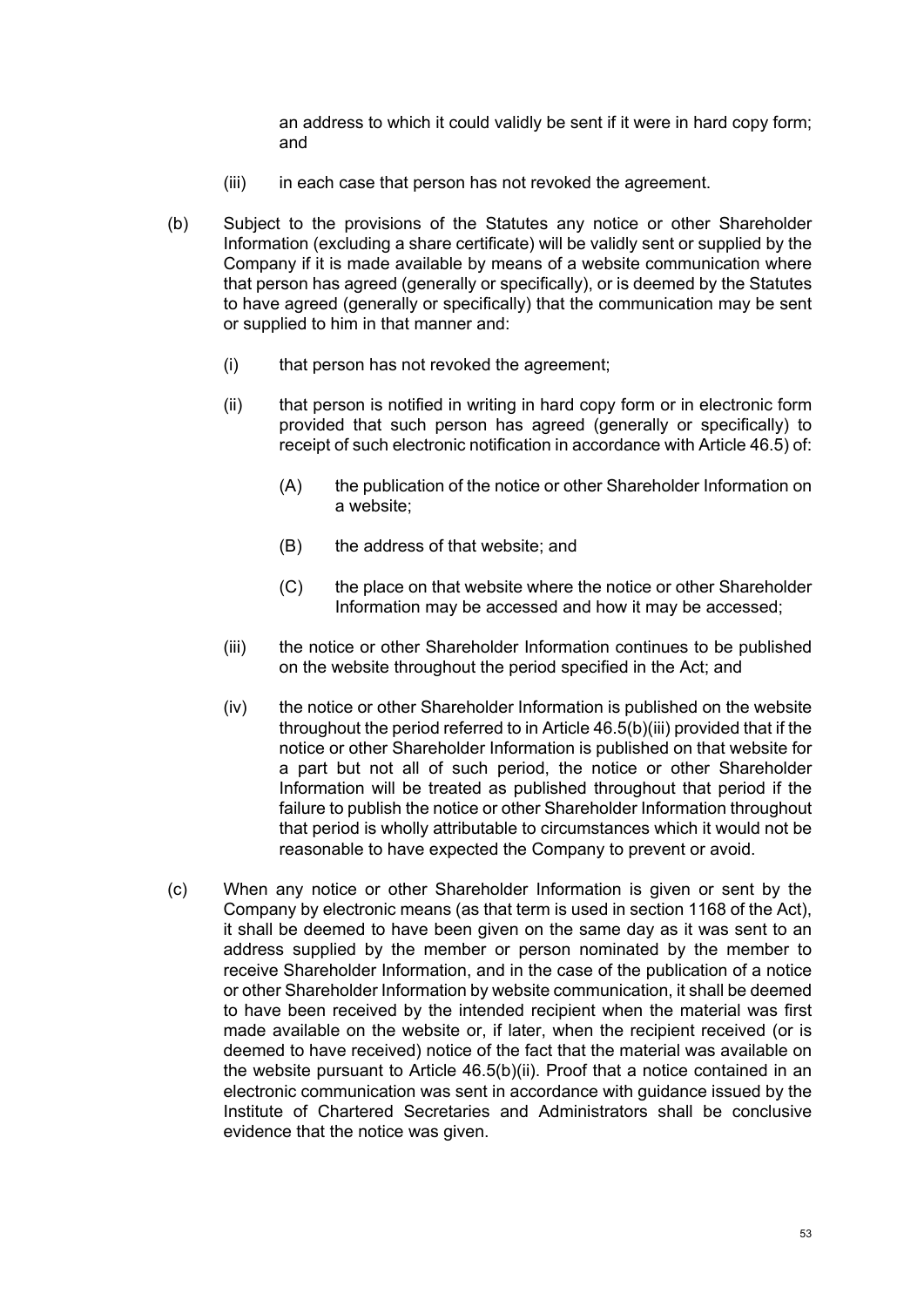an address to which it could validly be sent if it were in hard copy form; and

(iii) in each case that person has not revoked the agreement.

(b) Subject to the provisions of the Statutes any notice or other Shareholder Information (excluding a share certificate) will be validly sent or supplied by the Company if it is made available by means of a website communication where that person has agreed (generally or specifically), or is deemed by the Statutes to have agreed (generally or specifically) that the communication may be sent or supplied to him in that manner and:

(i) that person has not revoked the agreement;

(ii) that person is notified in writing in hard copy form or in electronic form provided that such person has agreed (generally or specifically) to receipt of such electronic notification in accordance with Article 46.5) of:

(A) the publication of the notice or other Shareholder Information on a website;

(B) the address of that website; and

(C) the place on that website where the notice or other Shareholder Information may be accessed and how it may be accessed;

(iii) the notice or other Shareholder Information continues to be published on the website throughout the period specified in the Act; and

(iv) the notice or other Shareholder Information is published on the website throughout the period referred to in Article 46.5(b)(iii) provided that if the notice or other Shareholder Information is published on that website for a part but not all of such period, the notice or other Shareholder Information will be treated as published throughout that period if the failure to publish the notice or other Shareholder Information throughout that period is wholly attributable to circumstances which it would not be reasonable to have expected the Company to prevent or avoid.

(c) When any notice or other Shareholder Information is given or sent by the Company by electronic means (as that term is used in section 1168 of the Act), it shall be deemed to have been given on the same day as it was sent to an address supplied by the member or person nominated by the member to receive Shareholder Information, and in the case of the publication of a notice or other Shareholder Information by website communication, it shall be deemed to have been received by the intended recipient when the material was first made available on the website or, if later, when the recipient received (or is deemed to have received) notice of the fact that the material was available on the website pursuant to Article 46.5(b)(ii). Proof that a notice contained in an electronic communication was sent in accordance with guidance issued by the Institute of Chartered Secretaries and Administrators shall be conclusive evidence that the notice was given.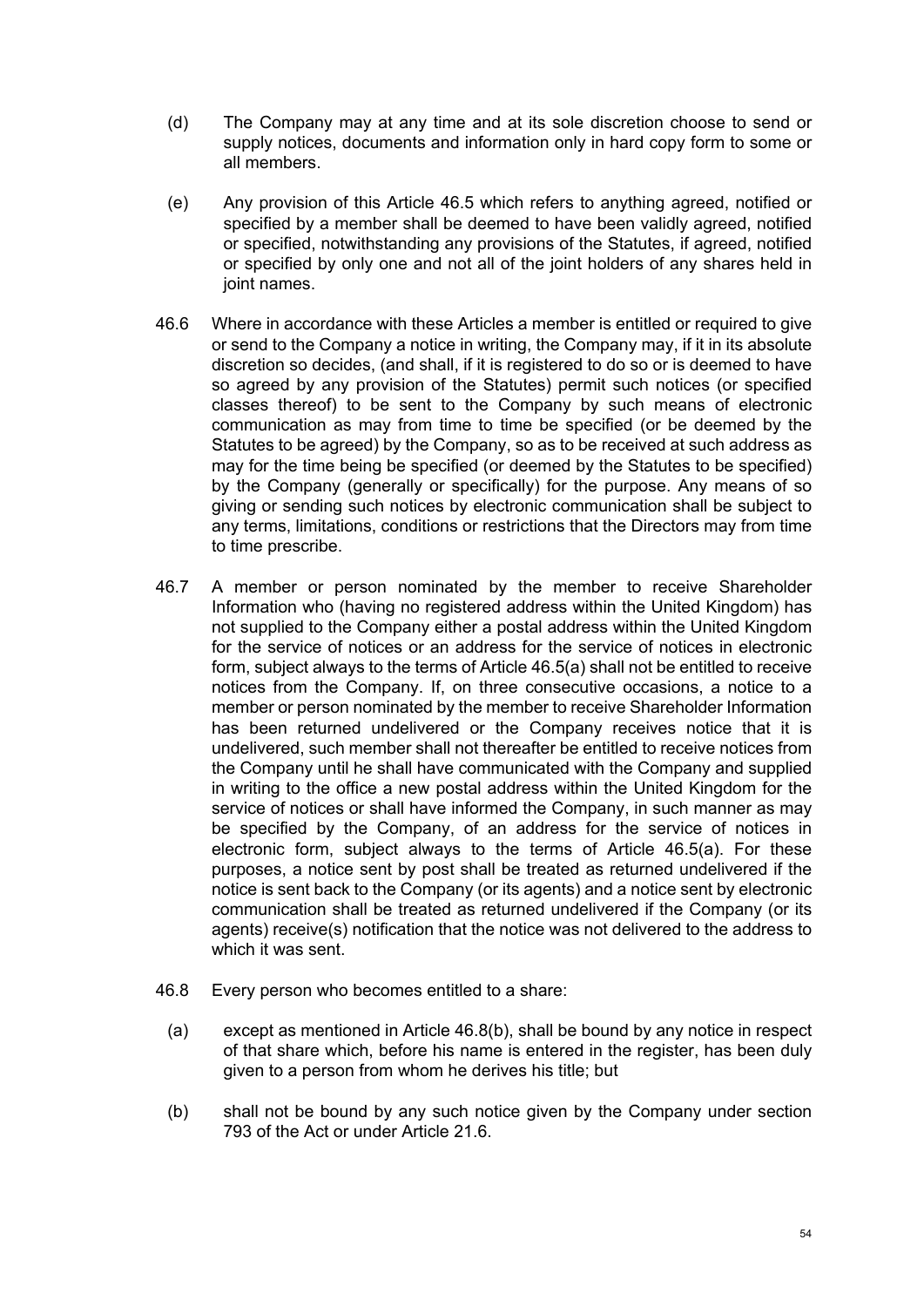(d) The Company may at any time and at its sole discretion choose to send or supply notices, documents and information only in hard copy form to some or all members.

(e) Any provision of this Article 46.5 which refers to anything agreed, notified or specified by a member shall be deemed to have been validly agreed, notified or specified, notwithstanding any provisions of the Statutes, if agreed, notified or specified by only one and not all of the joint holders of any shares held in joint names.

46.6 Where in accordance with these Articles a member is entitled or required to give or send to the Company a notice in writing, the Company may, if it in its absolute discretion so decides, (and shall, if it is registered to do so or is deemed to have so agreed by any provision of the Statutes) permit such notices (or specified classes thereof) to be sent to the Company by such means of electronic communication as may from time to time be specified (or be deemed by the Statutes to be agreed) by the Company, so as to be received at such address as may for the time being be specified (or deemed by the Statutes to be specified) by the Company (generally or specifically) for the purpose. Any means of so giving or sending such notices by electronic communication shall be subject to any terms, limitations, conditions or restrictions that the Directors may from time to time prescribe.

46.7 A member or person nominated by the member to receive Shareholder Information who (having no registered address within the United Kingdom) has not supplied to the Company either a postal address within the United Kingdom for the service of notices or an address for the service of notices in electronic form, subject always to the terms of Article 46.5(a) shall not be entitled to receive notices from the Company. If, on three consecutive occasions, a notice to a member or person nominated by the member to receive Shareholder Information has been returned undelivered or the Company receives notice that it is undelivered, such member shall not thereafter be entitled to receive notices from the Company until he shall have communicated with the Company and supplied in writing to the office a new postal address within the United Kingdom for the service of notices or shall have informed the Company, in such manner as may be specified by the Company, of an address for the service of notices in electronic form, subject always to the terms of Article 46.5(a). For these purposes, a notice sent by post shall be treated as returned undelivered if the notice is sent back to the Company (or its agents) and a notice sent by electronic communication shall be treated as returned undelivered if the Company (or its agents) receive(s) notification that the notice was not delivered to the address to which it was sent.

46.8 Every person who becomes entitled to a share:

(a) except as mentioned in Article 46.8(b), shall be bound by any notice in respect of that share which, before his name is entered in the register, has been duly given to a person from whom he derives his title; but

(b) shall not be bound by any such notice given by the Company under section 793 of the Act or under Article 21.6.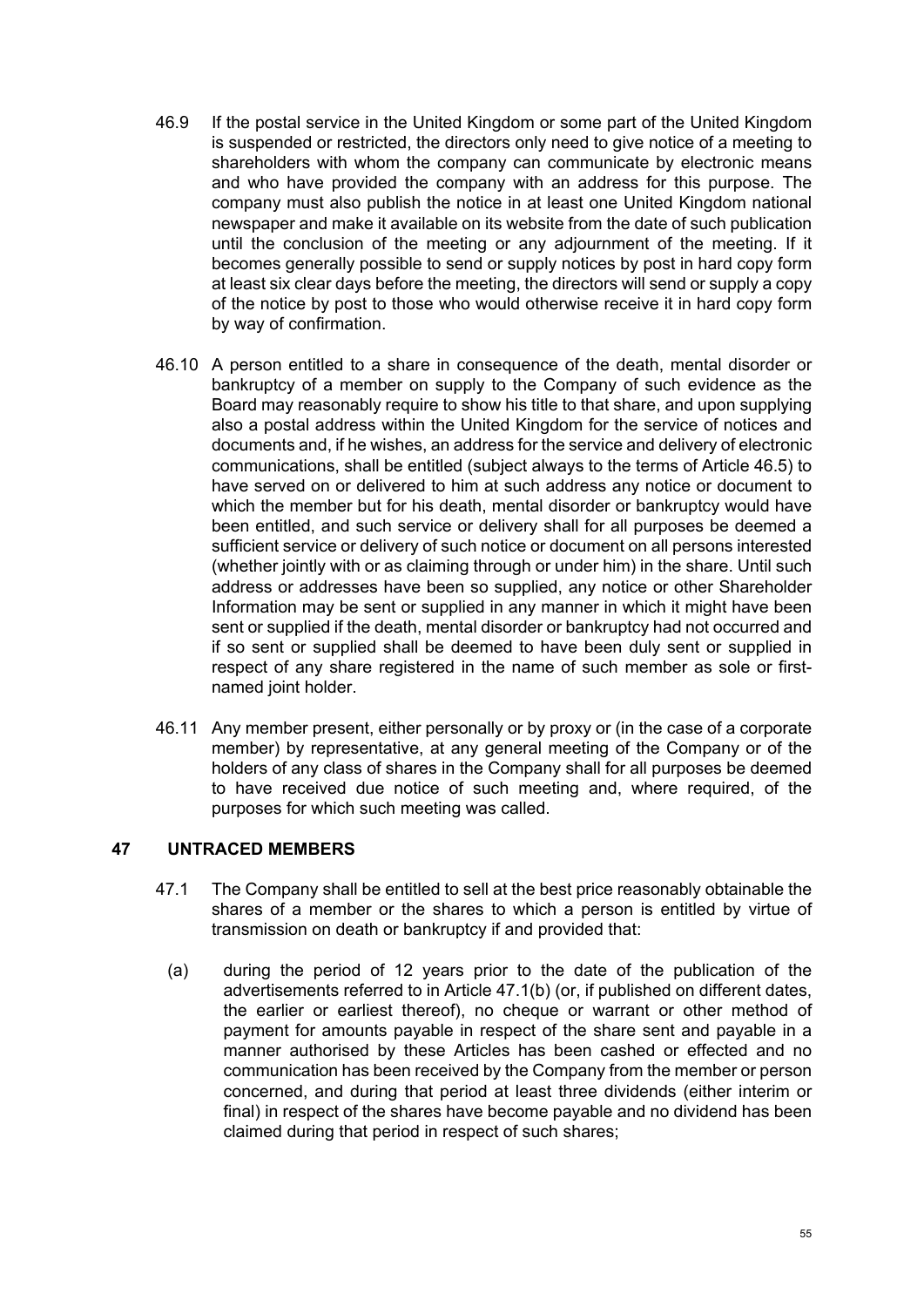46.9 If the postal service in the United Kingdom or some part of the United Kingdom is suspended or restricted, the directors only need to give notice of a meeting to shareholders with whom the company can communicate by electronic means and who have provided the company with an address for this purpose. The company must also publish the notice in at least one United Kingdom national newspaper and make it available on its website from the date of such publication until the conclusion of the meeting or any adjournment of the meeting. If it becomes generally possible to send or supply notices by post in hard copy form at least six clear days before the meeting, the directors will send or supply a copy of the notice by post to those who would otherwise receive it in hard copy form by way of confirmation.

46.10 A person entitled to a share in consequence of the death, mental disorder or bankruptcy of a member on supply to the Company of such evidence as the Board may reasonably require to show his title to that share, and upon supplying also a postal address within the United Kingdom for the service of notices and documents and, if he wishes, an address for the service and delivery of electronic communications, shall be entitled (subject always to the terms of Article 46.5) to have served on or delivered to him at such address any notice or document to which the member but for his death, mental disorder or bankruptcy would have been entitled, and such service or delivery shall for all purposes be deemed a sufficient service or delivery of such notice or document on all persons interested (whether jointly with or as claiming through or under him) in the share. Until such address or addresses have been so supplied, any notice or other Shareholder Information may be sent or supplied in any manner in which it might have been sent or supplied if the death, mental disorder or bankruptcy had not occurred and if so sent or supplied shall be deemed to have been duly sent or supplied in respect of any share registered in the name of such member as sole or first-named joint holder.

46.11 Any member present, either personally or by proxy or (in the case of a corporate member) by representative, at any general meeting of the Company or of the holders of any class of shares in the Company shall for all purposes be deemed to have received due notice of such meeting and, where required, of the purposes for which such meeting was called.

## 47 UNTRACED MEMBERS

47.1 The Company shall be entitled to sell at the best price reasonably obtainable the shares of a member or the shares to which a person is entitled by virtue of transmission on death or bankruptcy if and provided that:

(a) during the period of 12 years prior to the date of the publication of the advertisements referred to in Article 47.1(b) (or, if published on different dates, the earlier or earliest thereof), no cheque or warrant or other method of payment for amounts payable in respect of the share sent and payable in a manner authorised by these Articles has been cashed or effected and no communication has been received by the Company from the member or person concerned, and during that period at least three dividends (either interim or final) in respect of the shares have become payable and no dividend has been claimed during that period in respect of such shares;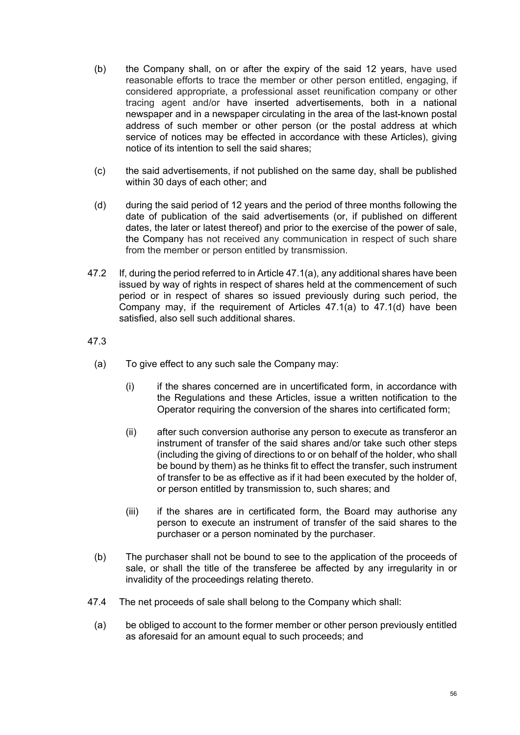(b) the Company shall, on or after the expiry of the said 12 years, have used reasonable efforts to trace the member or other person entitled, engaging, if considered appropriate, a professional asset reunification company or other tracing agent and/or have inserted advertisements, both in a national newspaper and in a newspaper circulating in the area of the last-known postal address of such member or other person (or the postal address at which service of notices may be effected in accordance with these Articles), giving notice of its intention to sell the said shares;

(c) the said advertisements, if not published on the same day, shall be published within 30 days of each other; and

(d) during the said period of 12 years and the period of three months following the date of publication of the said advertisements (or, if published on different dates, the later or latest thereof) and prior to the exercise of the power of sale, the Company has not received any communication in respect of such share from the member or person entitled by transmission.

47.2 If, during the period referred to in Article 47.1(a), any additional shares have been issued by way of rights in respect of shares held at the commencement of such period or in respect of shares so issued previously during such period, the Company may, if the requirement of Articles 47.1(a) to 47.1(d) have been satisfied, also sell such additional shares.

47.3

(a) To give effect to any such sale the Company may:

(i) if the shares concerned are in uncertificated form, in accordance with the Regulations and these Articles, issue a written notification to the Operator requiring the conversion of the shares into certificated form;

(ii) after such conversion authorise any person to execute as transferor an instrument of transfer of the said shares and/or take such other steps (including the giving of directions to or on behalf of the holder, who shall be bound by them) as he thinks fit to effect the transfer, such instrument of transfer to be as effective as if it had been executed by the holder of, or person entitled by transmission to, such shares; and

(iii) if the shares are in certificated form, the Board may authorise any person to execute an instrument of transfer of the said shares to the purchaser or a person nominated by the purchaser.

(b) The purchaser shall not be bound to see to the application of the proceeds of sale, or shall the title of the transferee be affected by any irregularity in or invalidity of the proceedings relating thereto.

47.4 The net proceeds of sale shall belong to the Company which shall:

(a) be obliged to account to the former member or other person previously entitled as aforesaid for an amount equal to such proceeds; and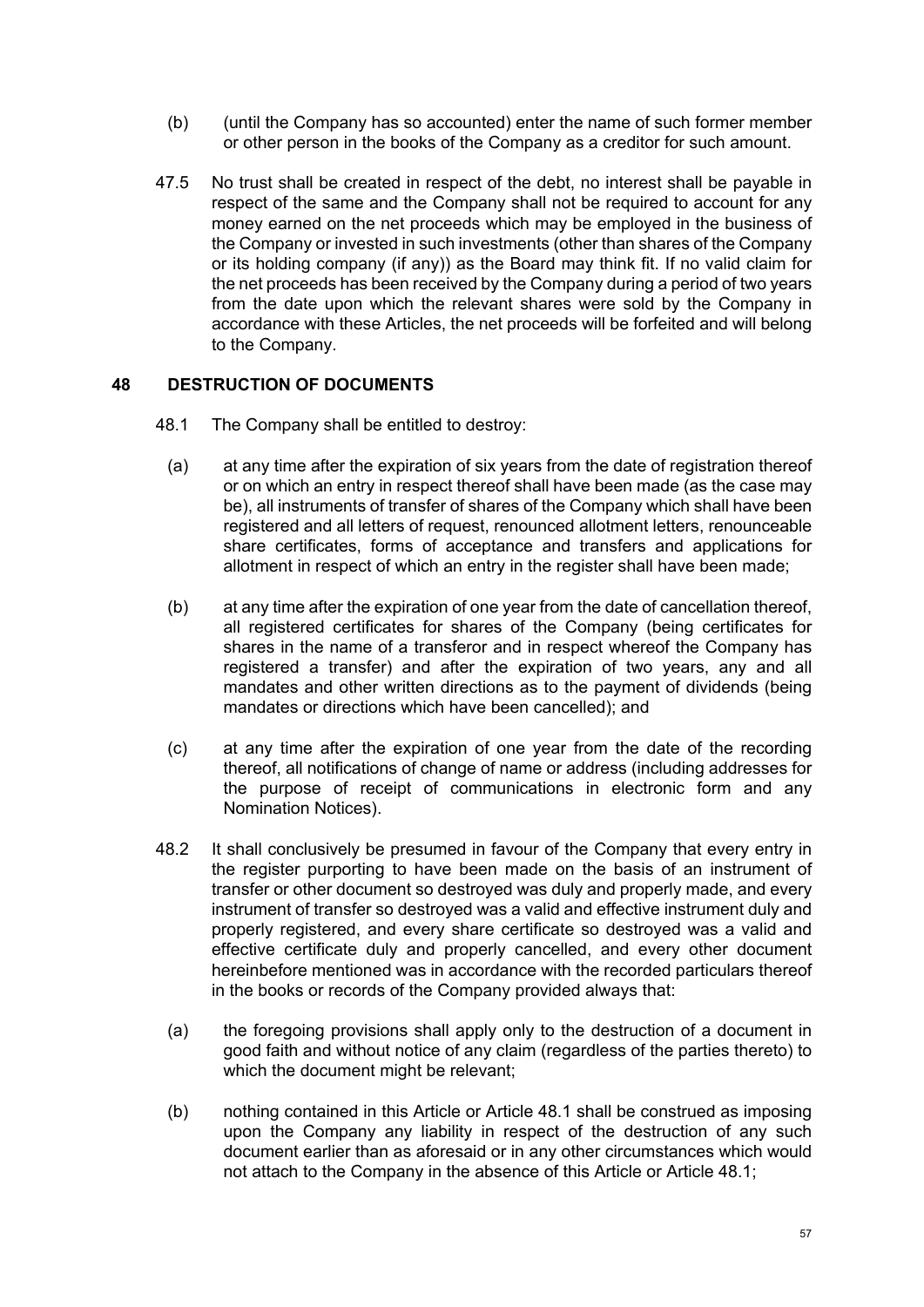(b) (until the Company has so accounted) enter the name of such former member or other person in the books of the Company as a creditor for such amount.

47.5 No trust shall be created in respect of the debt, no interest shall be payable in respect of the same and the Company shall not be required to account for any money earned on the net proceeds which may be employed in the business of the Company or invested in such investments (other than shares of the Company or its holding company (if any)) as the Board may think fit. If no valid claim for the net proceeds has been received by the Company during a period of two years from the date upon which the relevant shares were sold by the Company in accordance with these Articles, the net proceeds will be forfeited and will belong to the Company.

## 48 DESTRUCTION OF DOCUMENTS

48.1 The Company shall be entitled to destroy:

(a) at any time after the expiration of six years from the date of registration thereof or on which an entry in respect thereof shall have been made (as the case may be), all instruments of transfer of shares of the Company which shall have been registered and all letters of request, renounced allotment letters, renounceable share certificates, forms of acceptance and transfers and applications for allotment in respect of which an entry in the register shall have been made;

(b) at any time after the expiration of one year from the date of cancellation thereof, all registered certificates for shares of the Company (being certificates for shares in the name of a transferor and in respect whereof the Company has registered a transfer) and after the expiration of two years, any and all mandates and other written directions as to the payment of dividends (being mandates or directions which have been cancelled); and

(c) at any time after the expiration of one year from the date of the recording thereof, all notifications of change of name or address (including addresses for the purpose of receipt of communications in electronic form and any Nomination Notices).

48.2 It shall conclusively be presumed in favour of the Company that every entry in the register purporting to have been made on the basis of an instrument of transfer or other document so destroyed was duly and properly made, and every instrument of transfer so destroyed was a valid and effective instrument duly and properly registered, and every share certificate so destroyed was a valid and effective certificate duly and properly cancelled, and every other document hereinbefore mentioned was in accordance with the recorded particulars thereof in the books or records of the Company provided always that:

(a) the foregoing provisions shall apply only to the destruction of a document in good faith and without notice of any claim (regardless of the parties thereto) to which the document might be relevant;

(b) nothing contained in this Article or Article 48.1 shall be construed as imposing upon the Company any liability in respect of the destruction of any such document earlier than as aforesaid or in any other circumstances which would not attach to the Company in the absence of this Article or Article 48.1;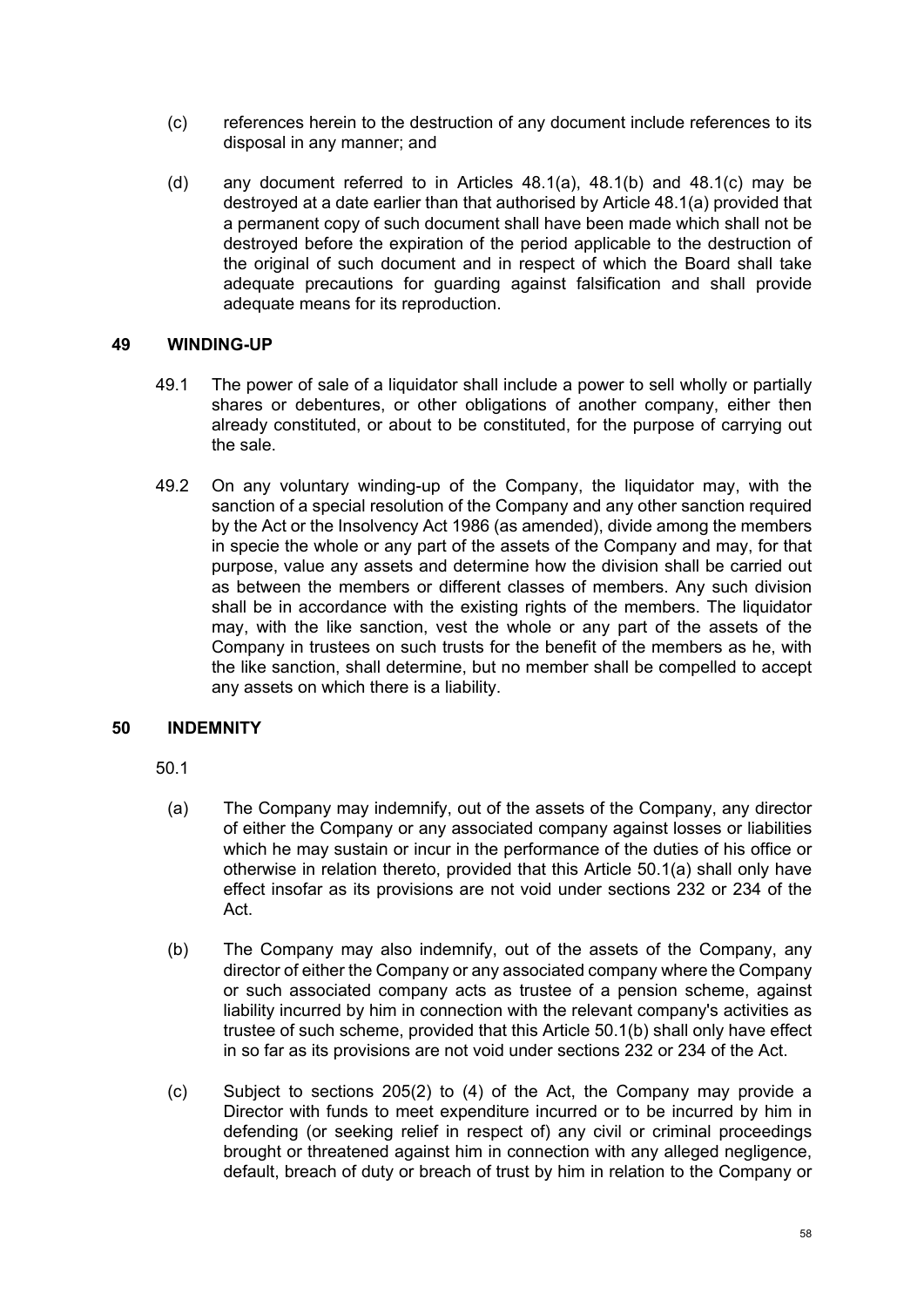(c) references herein to the destruction of any document include references to its disposal in any manner; and

(d) any document referred to in Articles 48.1(a), 48.1(b) and 48.1(c) may be destroyed at a date earlier than that authorised by Article 48.1(a) provided that a permanent copy of such document shall have been made which shall not be destroyed before the expiration of the period applicable to the destruction of the original of such document and in respect of which the Board shall take adequate precautions for guarding against falsification and shall provide adequate means for its reproduction.

## 49 WINDING-UP

49.1 The power of sale of a liquidator shall include a power to sell wholly or partially shares or debentures, or other obligations of another company, either then already constituted, or about to be constituted, for the purpose of carrying out the sale.

49.2 On any voluntary winding-up of the Company, the liquidator may, with the sanction of a special resolution of the Company and any other sanction required by the Act or the Insolvency Act 1986 (as amended), divide among the members in specie the whole or any part of the assets of the Company and may, for that purpose, value any assets and determine how the division shall be carried out as between the members or different classes of members. Any such division shall be in accordance with the existing rights of the members. The liquidator may, with the like sanction, vest the whole or any part of the assets of the Company in trustees on such trusts for the benefit of the members as he, with the like sanction, shall determine, but no member shall be compelled to accept any assets on which there is a liability.

## 50 INDEMNITY

50.1

(a) The Company may indemnify, out of the assets of the Company, any director of either the Company or any associated company against losses or liabilities which he may sustain or incur in the performance of the duties of his office or otherwise in relation thereto, provided that this Article 50.1(a) shall only have effect insofar as its provisions are not void under sections 232 or 234 of the Act.

(b) The Company may also indemnify, out of the assets of the Company, any director of either the Company or any associated company where the Company or such associated company acts as trustee of a pension scheme, against liability incurred by him in connection with the relevant company's activities as trustee of such scheme, provided that this Article 50.1(b) shall only have effect in so far as its provisions are not void under sections 232 or 234 of the Act.

(c) Subject to sections 205(2) to (4) of the Act, the Company may provide a Director with funds to meet expenditure incurred or to be incurred by him in defending (or seeking relief in respect of) any civil or criminal proceedings brought or threatened against him in connection with any alleged negligence, default, breach of duty or breach of trust by him in relation to the Company or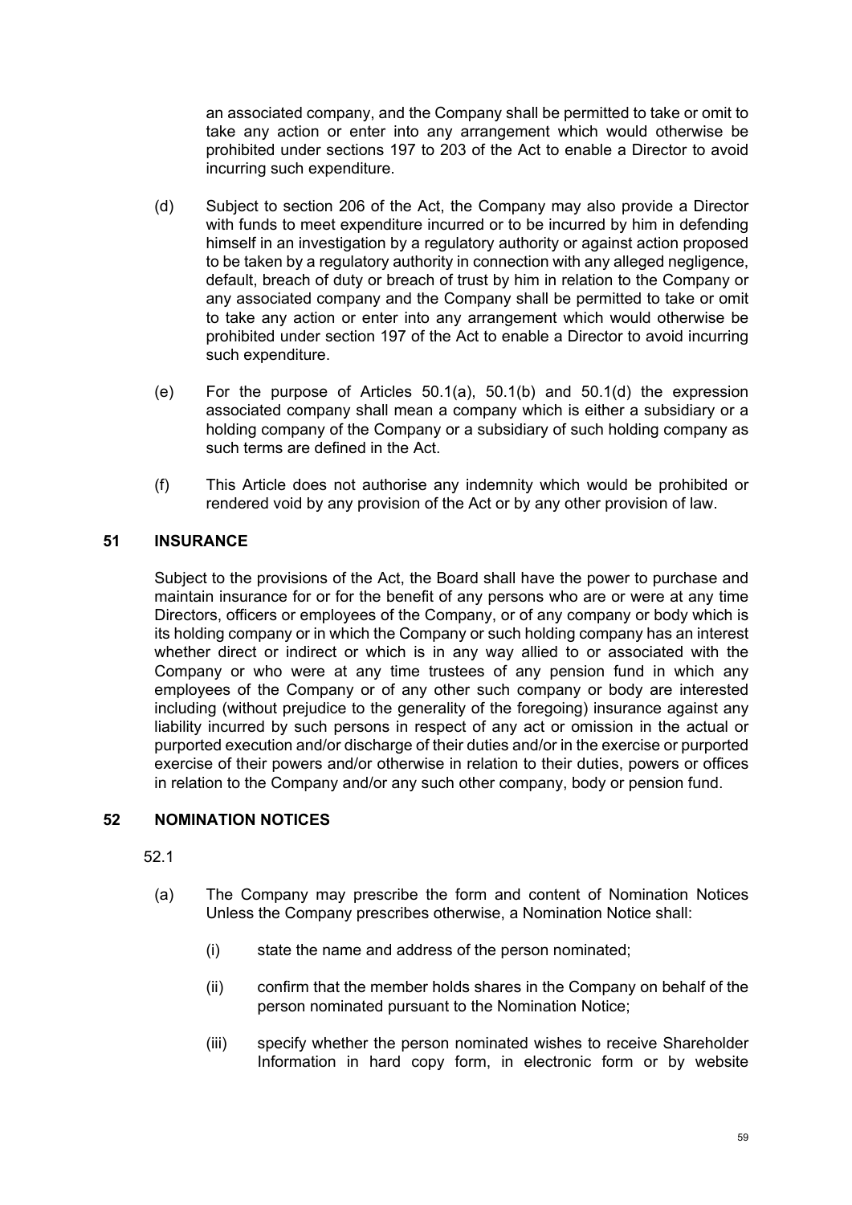an associated company, and the Company shall be permitted to take or omit to take any action or enter into any arrangement which would otherwise be prohibited under sections 197 to 203 of the Act to enable a Director to avoid incurring such expenditure.

(d) Subject to section 206 of the Act, the Company may also provide a Director with funds to meet expenditure incurred or to be incurred by him in defending himself in an investigation by a regulatory authority or against action proposed to be taken by a regulatory authority in connection with any alleged negligence, default, breach of duty or breach of trust by him in relation to the Company or any associated company and the Company shall be permitted to take or omit to take any action or enter into any arrangement which would otherwise be prohibited under section 197 of the Act to enable a Director to avoid incurring such expenditure.

(e) For the purpose of Articles 50.1(a), 50.1(b) and 50.1(d) the expression associated company shall mean a company which is either a subsidiary or a holding company of the Company or a subsidiary of such holding company as such terms are defined in the Act.

(f) This Article does not authorise any indemnity which would be prohibited or rendered void by any provision of the Act or by any other provision of law.

## 51 INSURANCE

Subject to the provisions of the Act, the Board shall have the power to purchase and maintain insurance for or for the benefit of any persons who are or were at any time Directors, officers or employees of the Company, or of any company or body which is its holding company or in which the Company or such holding company has an interest whether direct or indirect or which is in any way allied to or associated with the Company or who were at any time trustees of any pension fund in which any employees of the Company or of any other such company or body are interested including (without prejudice to the generality of the foregoing) insurance against any liability incurred by such persons in respect of any act or omission in the actual or purported execution and/or discharge of their duties and/or in the exercise or purported exercise of their powers and/or otherwise in relation to their duties, powers or offices in relation to the Company and/or any such other company, body or pension fund.

## 52 NOMINATION NOTICES

52.1

(a) The Company may prescribe the form and content of Nomination Notices Unless the Company prescribes otherwise, a Nomination Notice shall:

   (i) state the name and address of the person nominated;

   (ii) confirm that the member holds shares in the Company on behalf of the person nominated pursuant to the Nomination Notice;

   (iii) specify whether the person nominated wishes to receive Shareholder Information in hard copy form, in electronic form or by website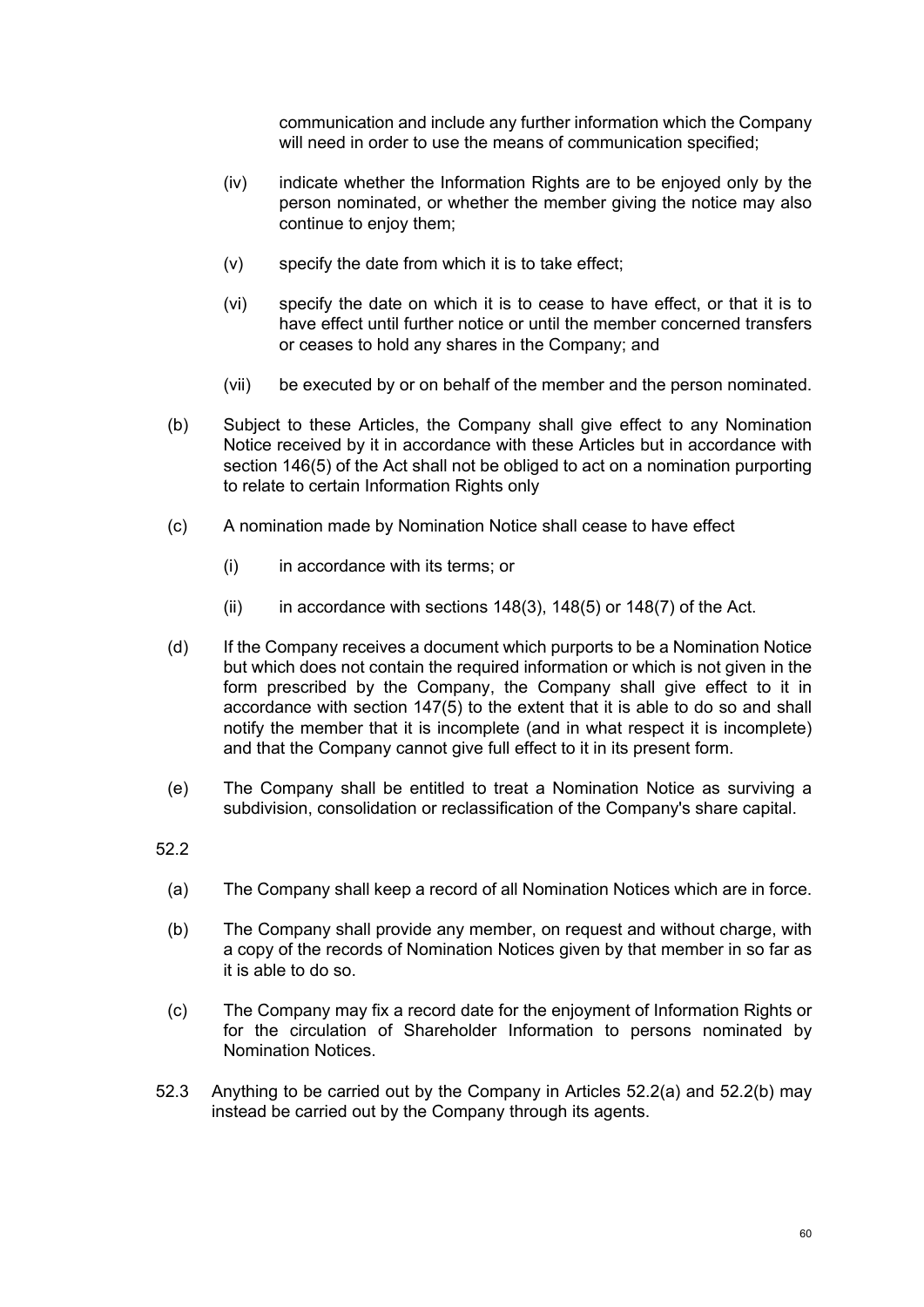communication and include any further information which the Company will need in order to use the means of communication specified;

(iv) indicate whether the Information Rights are to be enjoyed only by the person nominated, or whether the member giving the notice may also continue to enjoy them;

(v) specify the date from which it is to take effect;

(vi) specify the date on which it is to cease to have effect, or that it is to have effect until further notice or until the member concerned transfers or ceases to hold any shares in the Company; and

(vii) be executed by or on behalf of the member and the person nominated.

(b) Subject to these Articles, the Company shall give effect to any Nomination Notice received by it in accordance with these Articles but in accordance with section 146(5) of the Act shall not be obliged to act on a nomination purporting to relate to certain Information Rights only

(c) A nomination made by Nomination Notice shall cease to have effect

(i) in accordance with its terms; or

(ii) in accordance with sections 148(3), 148(5) or 148(7) of the Act.

(d) If the Company receives a document which purports to be a Nomination Notice but which does not contain the required information or which is not given in the form prescribed by the Company, the Company shall give effect to it in accordance with section 147(5) to the extent that it is able to do so and shall notify the member that it is incomplete (and in what respect it is incomplete) and that the Company cannot give full effect to it in its present form.

(e) The Company shall be entitled to treat a Nomination Notice as surviving a subdivision, consolidation or reclassification of the Company's share capital.

52.2

(a) The Company shall keep a record of all Nomination Notices which are in force.

(b) The Company shall provide any member, on request and without charge, with a copy of the records of Nomination Notices given by that member in so far as it is able to do so.

(c) The Company may fix a record date for the enjoyment of Information Rights or for the circulation of Shareholder Information to persons nominated by Nomination Notices.

52.3 Anything to be carried out by the Company in Articles 52.2(a) and 52.2(b) may instead be carried out by the Company through its agents.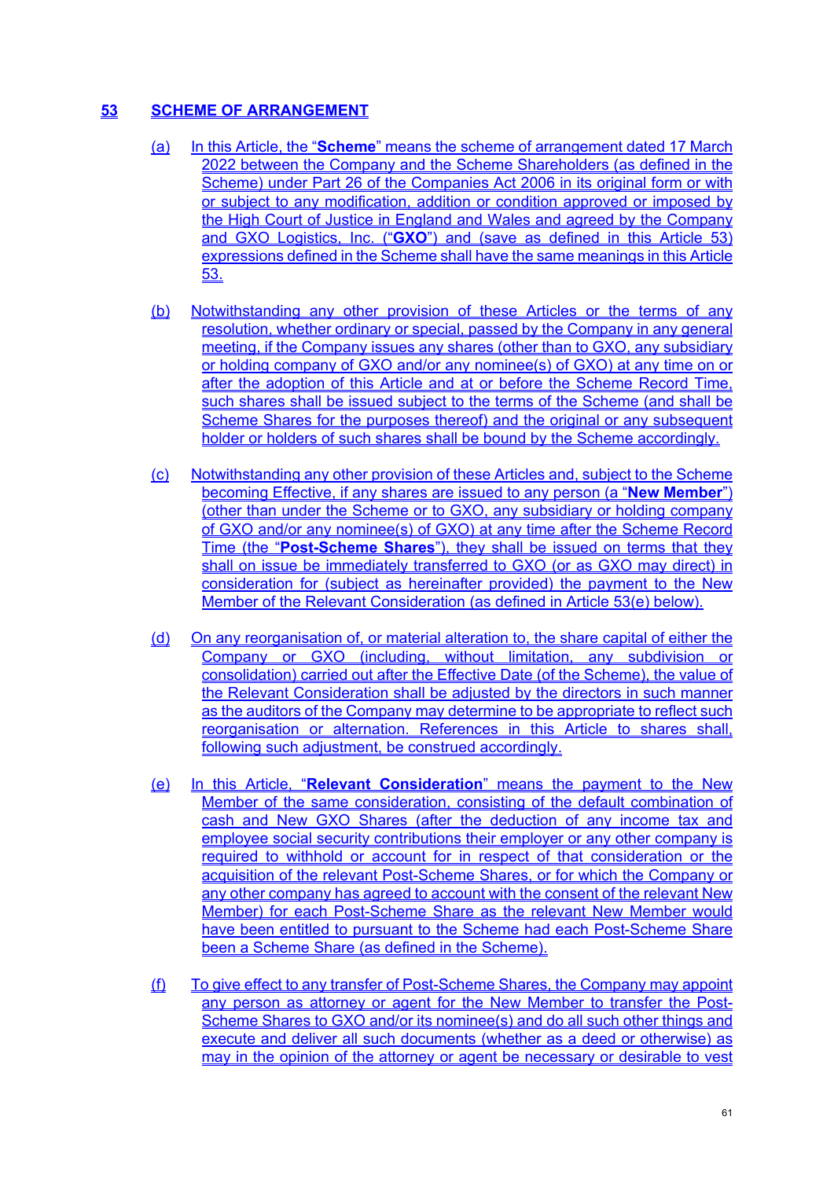## 53 SCHEME OF ARRANGEMENT

(a) In this Article, the "**Scheme**" means the scheme of arrangement dated 17 March 2022 between the Company and the Scheme Shareholders (as defined in the Scheme) under Part 26 of the Companies Act 2006 in its original form or with or subject to any modification, addition or condition approved or imposed by the High Court of Justice in England and Wales and agreed by the Company and GXO Logistics, Inc. ("**GXO**") and (save as defined in this Article 53) expressions defined in the Scheme shall have the same meanings in this Article 53.

(b) Notwithstanding any other provision of these Articles or the terms of any resolution, whether ordinary or special, passed by the Company in any general meeting, if the Company issues any shares (other than to GXO, any subsidiary or holding company of GXO and/or any nominee(s) of GXO) at any time on or after the adoption of this Article and at or before the Scheme Record Time, such shares shall be issued subject to the terms of the Scheme (and shall be Scheme Shares for the purposes thereof) and the original or any subsequent holder or holders of such shares shall be bound by the Scheme accordingly.

(c) Notwithstanding any other provision of these Articles and, subject to the Scheme becoming Effective, if any shares are issued to any person (a "**New Member**") (other than under the Scheme or to GXO, any subsidiary or holding company of GXO and/or any nominee(s) of GXO) at any time after the Scheme Record Time (the "**Post-Scheme Shares**"), they shall be issued on terms that they shall on issue be immediately transferred to GXO (or as GXO may direct) in consideration for (subject as hereinafter provided) the payment to the New Member of the Relevant Consideration (as defined in Article 53(e) below).

(d) On any reorganisation of, or material alteration to, the share capital of either the Company or GXO (including, without limitation, any subdivision or consolidation) carried out after the Effective Date (of the Scheme), the value of the Relevant Consideration shall be adjusted by the directors in such manner as the auditors of the Company may determine to be appropriate to reflect such reorganisation or alternation. References in this Article to shares shall, following such adjustment, be construed accordingly.

(e) In this Article, "**Relevant Consideration**" means the payment to the New Member of the same consideration, consisting of the default combination of cash and New GXO Shares (after the deduction of any income tax and employee social security contributions their employer or any other company is required to withhold or account for in respect of that consideration or the acquisition of the relevant Post-Scheme Shares, or for which the Company or any other company has agreed to account with the consent of the relevant New Member) for each Post-Scheme Share as the relevant New Member would have been entitled to pursuant to the Scheme had each Post-Scheme Share been a Scheme Share (as defined in the Scheme).

(f) To give effect to any transfer of Post-Scheme Shares, the Company may appoint any person as attorney or agent for the New Member to transfer the Post-Scheme Shares to GXO and/or its nominee(s) and do all such other things and execute and deliver all such documents (whether as a deed or otherwise) as may in the opinion of the attorney or agent be necessary or desirable to vest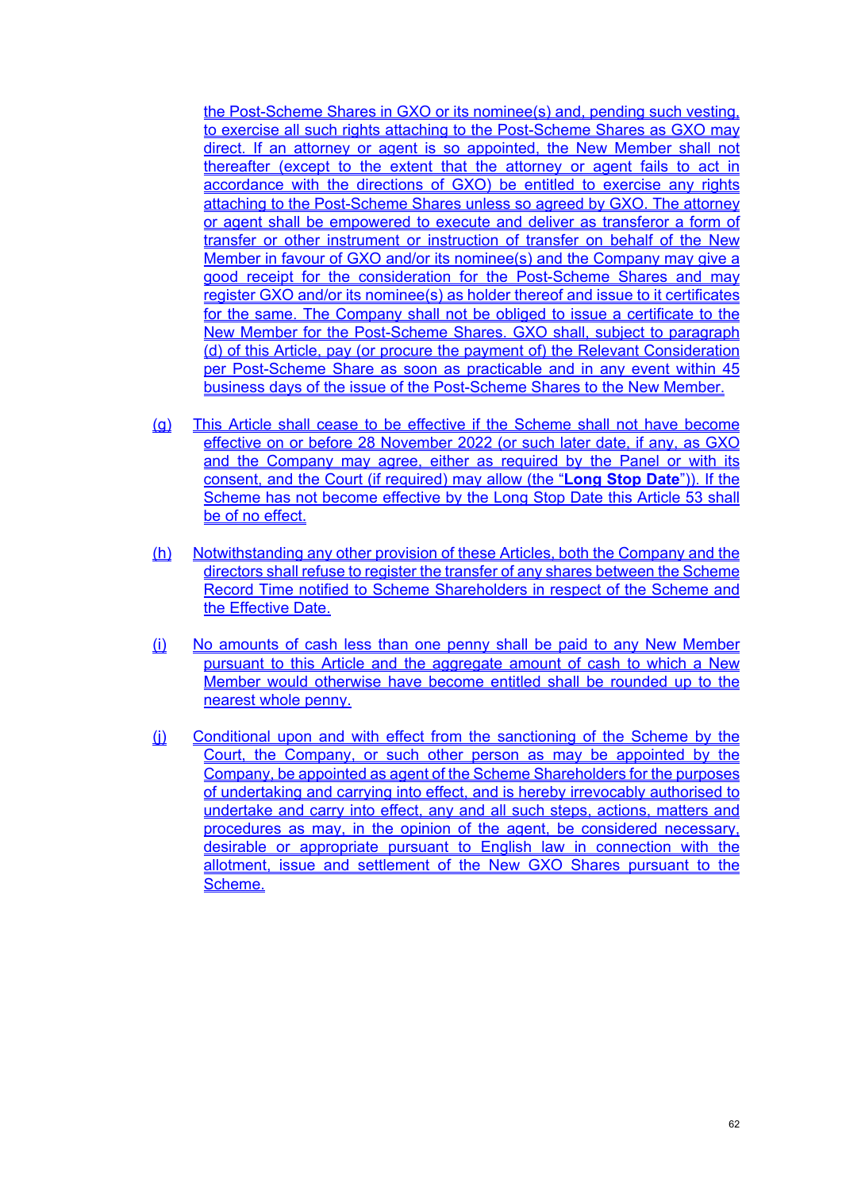the Post-Scheme Shares in GXO or its nominee(s) and, pending such vesting, to exercise all such rights attaching to the Post-Scheme Shares as GXO may direct. If an attorney or agent is so appointed, the New Member shall not thereafter (except to the extent that the attorney or agent fails to act in accordance with the directions of GXO) be entitled to exercise any rights attaching to the Post-Scheme Shares unless so agreed by GXO. The attorney or agent shall be empowered to execute and deliver as transferor a form of transfer or other instrument or instruction of transfer on behalf of the New Member in favour of GXO and/or its nominee(s) and the Company may give a good receipt for the consideration for the Post-Scheme Shares and may register GXO and/or its nominee(s) as holder thereof and issue to it certificates for the same. The Company shall not be obliged to issue a certificate to the New Member for the Post-Scheme Shares. GXO shall, subject to paragraph (d) of this Article, pay (or procure the payment of) the Relevant Consideration per Post-Scheme Share as soon as practicable and in any event within 45 business days of the issue of the Post-Scheme Shares to the New Member.

(g) This Article shall cease to be effective if the Scheme shall not have become effective on or before 28 November 2022 (or such later date, if any, as GXO and the Company may agree, either as required by the Panel or with its consent, and the Court (if required) may allow (the "**Long Stop Date**")). If the Scheme has not become effective by the Long Stop Date this Article 53 shall be of no effect.

(h) Notwithstanding any other provision of these Articles, both the Company and the directors shall refuse to register the transfer of any shares between the Scheme Record Time notified to Scheme Shareholders in respect of the Scheme and the Effective Date.

(i) No amounts of cash less than one penny shall be paid to any New Member pursuant to this Article and the aggregate amount of cash to which a New Member would otherwise have become entitled shall be rounded up to the nearest whole penny.

(j) Conditional upon and with effect from the sanctioning of the Scheme by the Court, the Company, or such other person as may be appointed by the Company, be appointed as agent of the Scheme Shareholders for the purposes of undertaking and carrying into effect, and is hereby irrevocably authorised to undertake and carry into effect, any and all such steps, actions, matters and procedures as may, in the opinion of the agent, be considered necessary, desirable or appropriate pursuant to English law in connection with the allotment, issue and settlement of the New GXO Shares pursuant to the Scheme.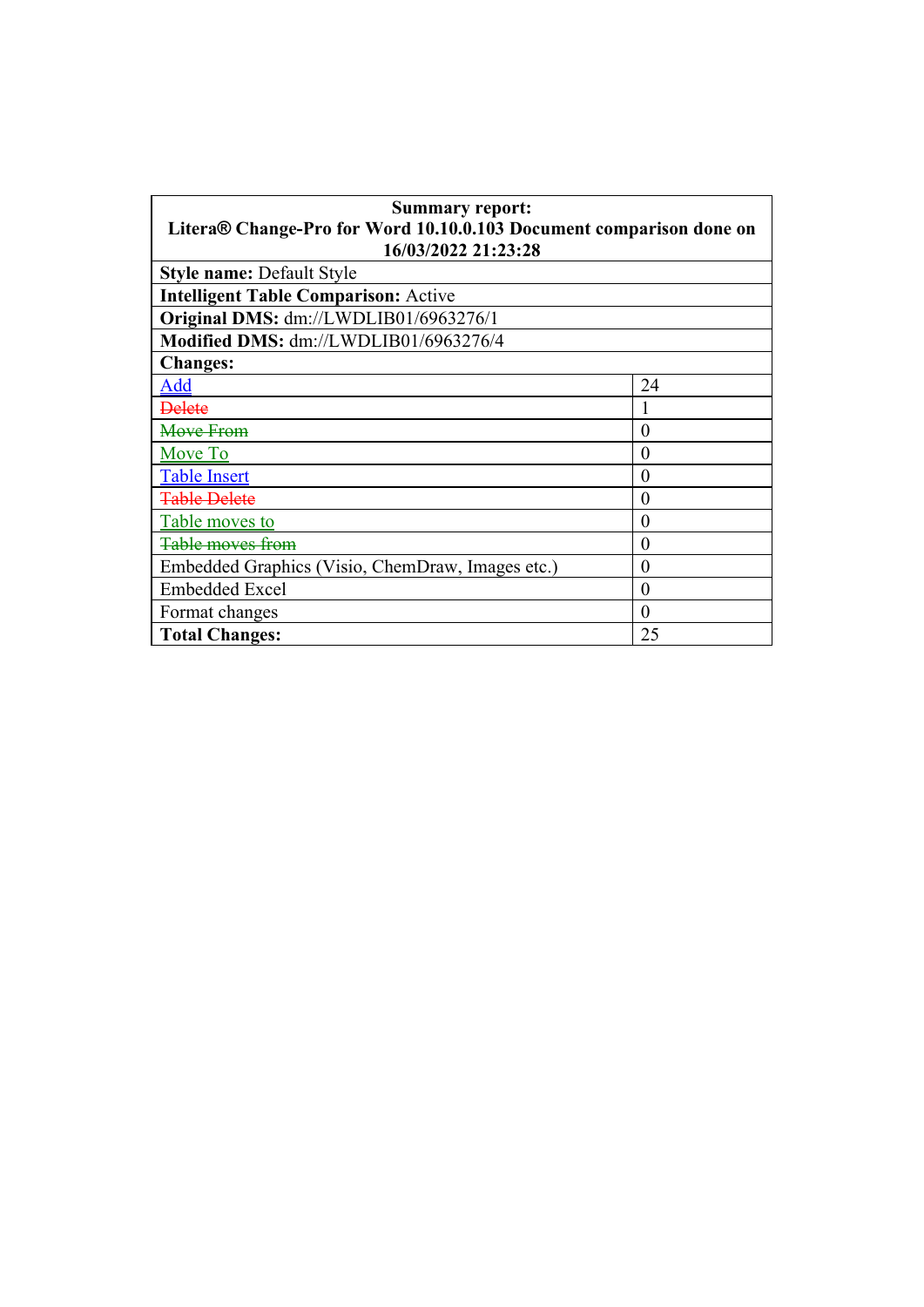| **Summary report:** **Litera® Change-Pro for Word 10.10.0.103 Document comparison done on 16/03/2022 21:23:28** | |
|---|---|
| **Style name:** Default Style | |
| **Intelligent Table Comparison:** Active | |
| **Original DMS:** dm://LWDLIB01/6963276/1 | |
| **Modified DMS:** dm://LWDLIB01/6963276/4 | |
| **Changes:** | |
| Add | 24 |
| Delete | 1 |
| Move From | 0 |
| Move To | 0 |
| Table Insert | 0 |
| Table Delete | 0 |
| Table moves to | 0 |
| Table moves from | 0 |
| Embedded Graphics (Visio, ChemDraw, Images etc.) | 0 |
| Embedded Excel | 0 |
| Format changes | 0 |
| **Total Changes:** | 25 |